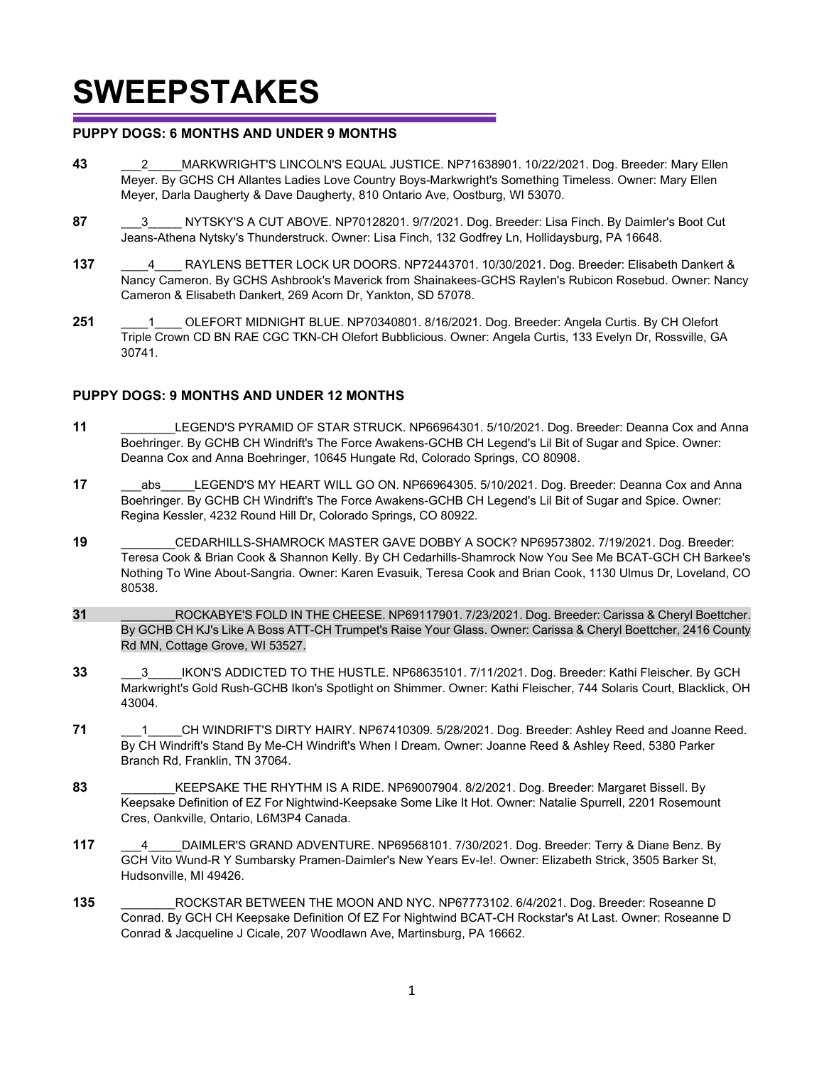# SWEEPSTAKES

### PUPPY DOGS: 6 MONTHS AND UNDER 9 MONTHS

**43** ___2_____MARKWRIGHT'S LINCOLN'S EQUAL JUSTICE. NP71638901. 10/22/2021. Dog. Breeder: Mary Ellen Meyer. By GCHS CH Allantes Ladies Love Country Boys-Markwright's Something Timeless. Owner: Mary Ellen Meyer, Darla Daugherty & Dave Daugherty, 810 Ontario Ave, Oostburg, WI 53070.

**87** ___3_____ NYTSKY'S A CUT ABOVE. NP70128201. 9/7/2021. Dog. Breeder: Lisa Finch. By Daimler's Boot Cut Jeans-Athena Nytsky's Thunderstruck. Owner: Lisa Finch, 132 Godfrey Ln, Hollidaysburg, PA 16648.

**137** ____4____ RAYLENS BETTER LOCK UR DOORS. NP72443701. 10/30/2021. Dog. Breeder: Elisabeth Dankert & Nancy Cameron. By GCHS Ashbrook's Maverick from Shainakees-GCHS Raylen's Rubicon Rosebud. Owner: Nancy Cameron & Elisabeth Dankert, 269 Acorn Dr, Yankton, SD 57078.

**251** ____1____ OLEFORT MIDNIGHT BLUE. NP70340801. 8/16/2021. Dog. Breeder: Angela Curtis. By CH Olefort Triple Crown CD BN RAE CGC TKN-CH Olefort Bubblicious. Owner: Angela Curtis, 133 Evelyn Dr, Rossville, GA 30741.

### PUPPY DOGS: 9 MONTHS AND UNDER 12 MONTHS

**11** ________LEGEND'S PYRAMID OF STAR STRUCK. NP66964301. 5/10/2021. Dog. Breeder: Deanna Cox and Anna Boehringer. By GCHB CH Windrift's The Force Awakens-GCHB CH Legend's Lil Bit of Sugar and Spice. Owner: Deanna Cox and Anna Boehringer, 10645 Hungate Rd, Colorado Springs, CO 80908.

**17** ___abs_____LEGEND'S MY HEART WILL GO ON. NP66964305. 5/10/2021. Dog. Breeder: Deanna Cox and Anna Boehringer. By GCHB CH Windrift's The Force Awakens-GCHB CH Legend's Lil Bit of Sugar and Spice. Owner: Regina Kessler, 4232 Round Hill Dr, Colorado Springs, CO 80922.

**19** ________CEDARHILLS-SHAMROCK MASTER GAVE DOBBY A SOCK? NP69573802. 7/19/2021. Dog. Breeder: Teresa Cook & Brian Cook & Shannon Kelly. By CH Cedarhills-Shamrock Now You See Me BCAT-GCH CH Barkee's Nothing To Wine About-Sangria. Owner: Karen Evasuik, Teresa Cook and Brian Cook, 1130 Ulmus Dr, Loveland, CO 80538.

**31** ________ROCKABYE'S FOLD IN THE CHEESE. NP69117901. 7/23/2021. Dog. Breeder: Carissa & Cheryl Boettcher. By GCHB CH KJ's Like A Boss ATT-CH Trumpet's Raise Your Glass. Owner: Carissa & Cheryl Boettcher, 2416 County Rd MN, Cottage Grove, WI 53527.

**33** ___3_____IKON'S ADDICTED TO THE HUSTLE. NP68635101. 7/11/2021. Dog. Breeder: Kathi Fleischer. By GCH Markwright's Gold Rush-GCHB Ikon's Spotlight on Shimmer. Owner: Kathi Fleischer, 744 Solaris Court, Blacklick, OH 43004.

**71** ___1_____CH WINDRIFT'S DIRTY HAIRY. NP67410309. 5/28/2021. Dog. Breeder: Ashley Reed and Joanne Reed. By CH Windrift's Stand By Me-CH Windrift's When I Dream. Owner: Joanne Reed & Ashley Reed, 5380 Parker Branch Rd, Franklin, TN 37064.

**83** ________KEEPSAKE THE RHYTHM IS A RIDE. NP69007904. 8/2/2021. Dog. Breeder: Margaret Bissell. By Keepsake Definition of EZ For Nightwind-Keepsake Some Like It Hot. Owner: Natalie Spurrell, 2201 Rosemount Cres, Oankville, Ontario, L6M3P4 Canada.

**117** ___4_____DAIMLER'S GRAND ADVENTURE. NP69568101. 7/30/2021. Dog. Breeder: Terry & Diane Benz. By GCH Vito Wund-R Y Sumbarsky Pramen-Daimler's New Years Ev-Ie!. Owner: Elizabeth Strick, 3505 Barker St, Hudsonville, MI 49426.

**135** ________ROCKSTAR BETWEEN THE MOON AND NYC. NP67773102. 6/4/2021. Dog. Breeder: Roseanne D Conrad. By GCH CH Keepsake Definition Of EZ For Nightwind BCAT-CH Rockstar's At Last. Owner: Roseanne D Conrad & Jacqueline J Cicale, 207 Woodlawn Ave, Martinsburg, PA 16662.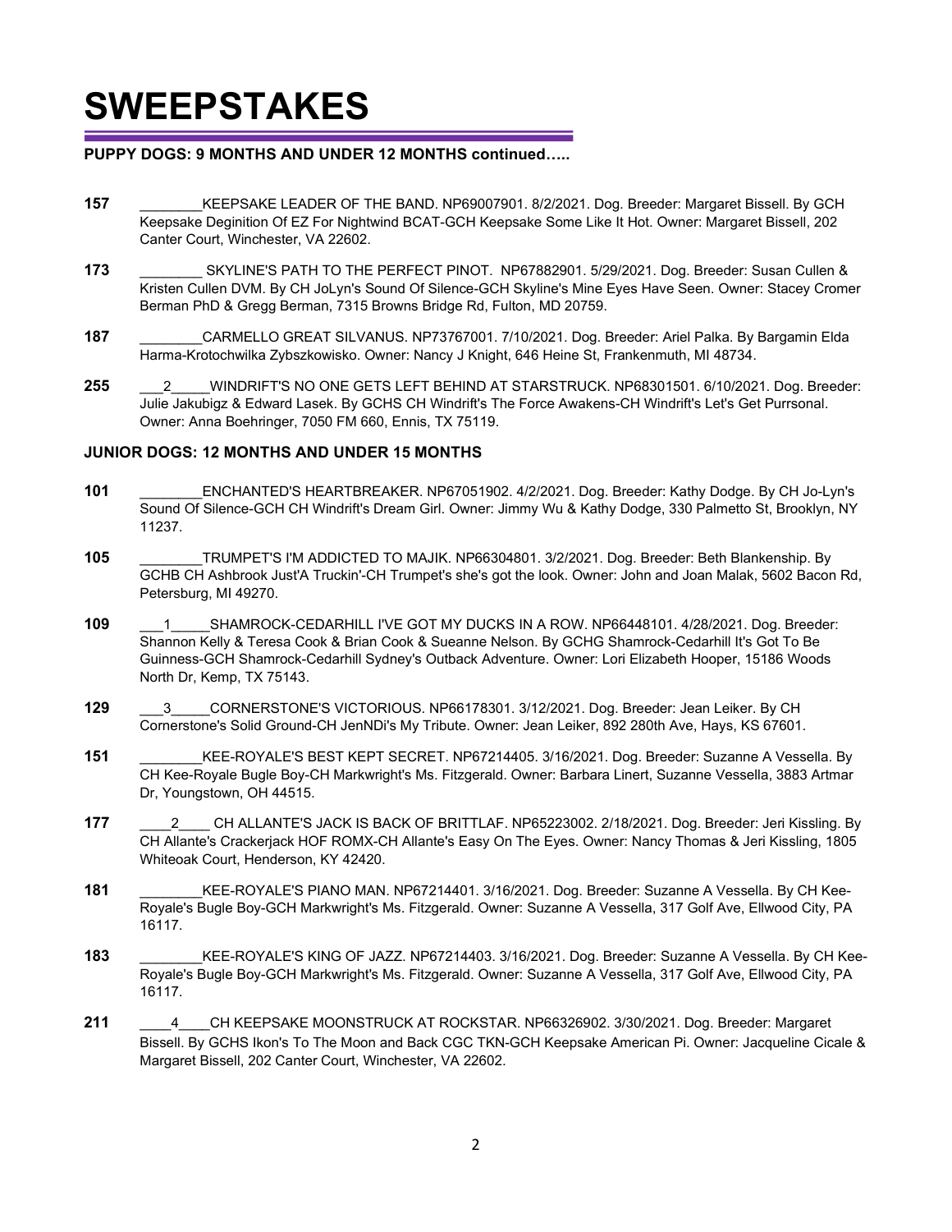# SWEEPSTAKES

**PUPPY DOGS: 9 MONTHS AND UNDER 12 MONTHS continued…..**

**157** ________KEEPSAKE LEADER OF THE BAND. NP69007901. 8/2/2021. Dog. Breeder: Margaret Bissell. By GCH Keepsake Deginition Of EZ For Nightwind BCAT-GCH Keepsake Some Like It Hot. Owner: Margaret Bissell, 202 Canter Court, Winchester, VA 22602.

**173** ________ SKYLINE'S PATH TO THE PERFECT PINOT. NP67882901. 5/29/2021. Dog. Breeder: Susan Cullen & Kristen Cullen DVM. By CH JoLyn's Sound Of Silence-GCH Skyline's Mine Eyes Have Seen. Owner: Stacey Cromer Berman PhD & Gregg Berman, 7315 Browns Bridge Rd, Fulton, MD 20759.

**187** ________CARMELLO GREAT SILVANUS. NP73767001. 7/10/2021. Dog. Breeder: Ariel Palka. By Bargamin Elda Harma-Krotochwilka Zybszkowisko. Owner: Nancy J Knight, 646 Heine St, Frankenmuth, MI 48734.

**255** ___2_____WINDRIFT'S NO ONE GETS LEFT BEHIND AT STARSTRUCK. NP68301501. 6/10/2021. Dog. Breeder: Julie Jakubigz & Edward Lasek. By GCHS CH Windrift's The Force Awakens-CH Windrift's Let's Get Purrsonal. Owner: Anna Boehringer, 7050 FM 660, Ennis, TX 75119.

**JUNIOR DOGS: 12 MONTHS AND UNDER 15 MONTHS**

**101** ________ENCHANTED'S HEARTBREAKER. NP67051902. 4/2/2021. Dog. Breeder: Kathy Dodge. By CH Jo-Lyn's Sound Of Silence-GCH CH Windrift's Dream Girl. Owner: Jimmy Wu & Kathy Dodge, 330 Palmetto St, Brooklyn, NY 11237.

**105** ________TRUMPET'S I'M ADDICTED TO MAJIK. NP66304801. 3/2/2021. Dog. Breeder: Beth Blankenship. By GCHB CH Ashbrook Just'A Truckin'-CH Trumpet's she's got the look. Owner: John and Joan Malak, 5602 Bacon Rd, Petersburg, MI 49270.

**109** ___1_____SHAMROCK-CEDARHILL I'VE GOT MY DUCKS IN A ROW. NP66448101. 4/28/2021. Dog. Breeder: Shannon Kelly & Teresa Cook & Brian Cook & Sueanne Nelson. By GCHG Shamrock-Cedarhill It's Got To Be Guinness-GCH Shamrock-Cedarhill Sydney's Outback Adventure. Owner: Lori Elizabeth Hooper, 15186 Woods North Dr, Kemp, TX 75143.

**129** ___3_____CORNERSTONE'S VICTORIOUS. NP66178301. 3/12/2021. Dog. Breeder: Jean Leiker. By CH Cornerstone's Solid Ground-CH JenNDi's My Tribute. Owner: Jean Leiker, 892 280th Ave, Hays, KS 67601.

**151** ________KEE-ROYALE'S BEST KEPT SECRET. NP67214405. 3/16/2021. Dog. Breeder: Suzanne A Vessella. By CH Kee-Royale Bugle Boy-CH Markwright's Ms. Fitzgerald. Owner: Barbara Linert, Suzanne Vessella, 3883 Artmar Dr, Youngstown, OH 44515.

**177** ____2____ CH ALLANTE'S JACK IS BACK OF BRITTLAF. NP65223002. 2/18/2021. Dog. Breeder: Jeri Kissling. By CH Allante's Crackerjack HOF ROMX-CH Allante's Easy On The Eyes. Owner: Nancy Thomas & Jeri Kissling, 1805 Whiteoak Court, Henderson, KY 42420.

**181** ________KEE-ROYALE'S PIANO MAN. NP67214401. 3/16/2021. Dog. Breeder: Suzanne A Vessella. By CH Kee-Royale's Bugle Boy-GCH Markwright's Ms. Fitzgerald. Owner: Suzanne A Vessella, 317 Golf Ave, Ellwood City, PA 16117.

**183** ________KEE-ROYALE'S KING OF JAZZ. NP67214403. 3/16/2021. Dog. Breeder: Suzanne A Vessella. By CH Kee-Royale's Bugle Boy-GCH Markwright's Ms. Fitzgerald. Owner: Suzanne A Vessella, 317 Golf Ave, Ellwood City, PA 16117.

**211** ____4____CH KEEPSAKE MOONSTRUCK AT ROCKSTAR. NP66326902. 3/30/2021. Dog. Breeder: Margaret Bissell. By GCHS Ikon's To The Moon and Back CGC TKN-GCH Keepsake American Pi. Owner: Jacqueline Cicale & Margaret Bissell, 202 Canter Court, Winchester, VA 22602.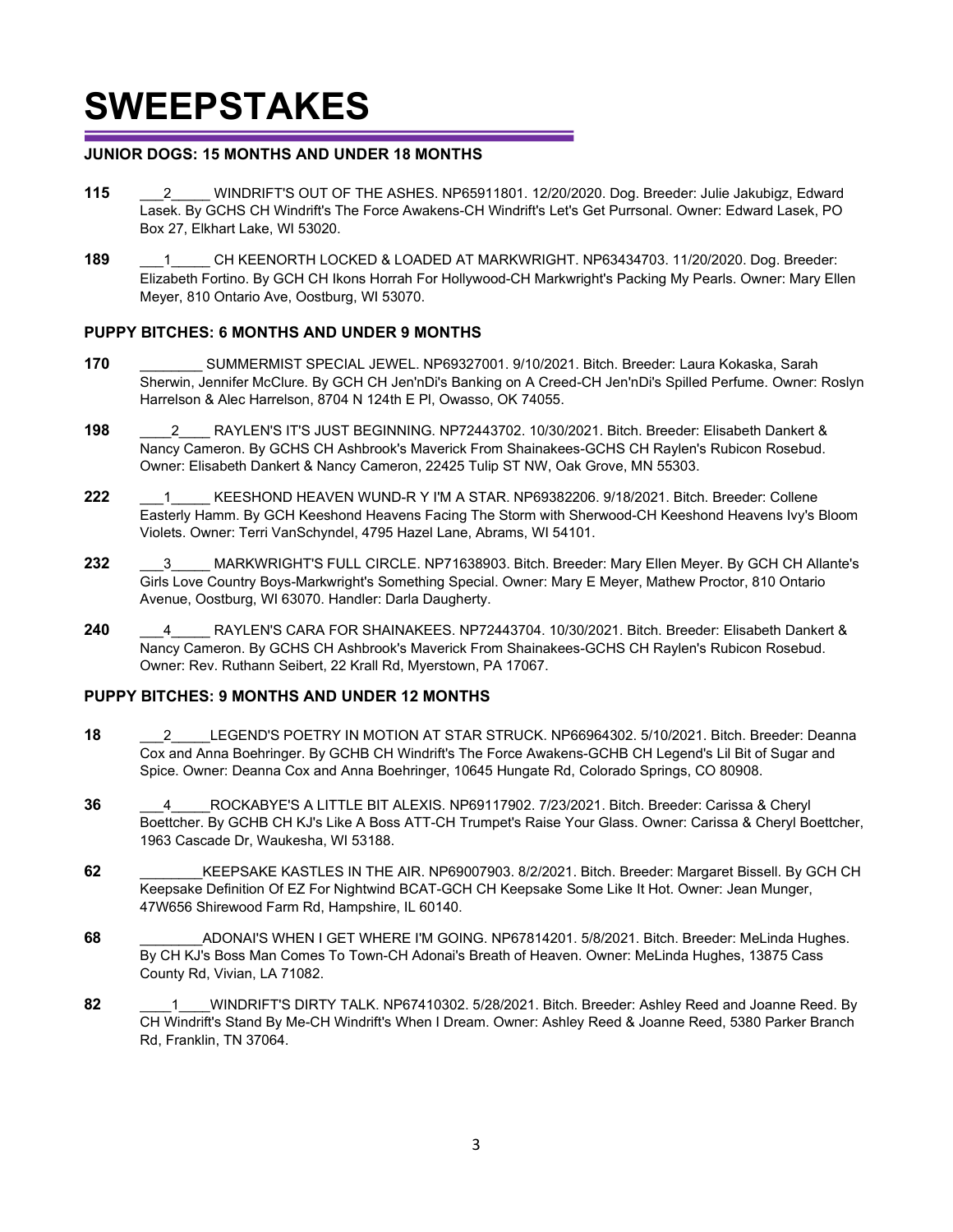# SWEEPSTAKES

### JUNIOR DOGS: 15 MONTHS AND UNDER 18 MONTHS

**115** ___2_____ WINDRIFT'S OUT OF THE ASHES. NP65911801. 12/20/2020. Dog. Breeder: Julie Jakubigz, Edward Lasek. By GCHS CH Windrift's The Force Awakens-CH Windrift's Let's Get Purrsonal. Owner: Edward Lasek, PO Box 27, Elkhart Lake, WI 53020.

**189** ___1_____ CH KEENORTH LOCKED & LOADED AT MARKWRIGHT. NP63434703. 11/20/2020. Dog. Breeder: Elizabeth Fortino. By GCH CH Ikons Horrah For Hollywood-CH Markwright's Packing My Pearls. Owner: Mary Ellen Meyer, 810 Ontario Ave, Oostburg, WI 53070.

### PUPPY BITCHES: 6 MONTHS AND UNDER 9 MONTHS

**170** ________ SUMMERMIST SPECIAL JEWEL. NP69327001. 9/10/2021. Bitch. Breeder: Laura Kokaska, Sarah Sherwin, Jennifer McClure. By GCH CH Jen'nDi's Banking on A Creed-CH Jen'nDi's Spilled Perfume. Owner: Roslyn Harrelson & Alec Harrelson, 8704 N 124th E Pl, Owasso, OK 74055.

**198** ____2____ RAYLEN'S IT'S JUST BEGINNING. NP72443702. 10/30/2021. Bitch. Breeder: Elisabeth Dankert & Nancy Cameron. By GCHS CH Ashbrook's Maverick From Shainakees-GCHS CH Raylen's Rubicon Rosebud. Owner: Elisabeth Dankert & Nancy Cameron, 22425 Tulip ST NW, Oak Grove, MN 55303.

**222** ___1_____ KEESHOND HEAVEN WUND-R Y I'M A STAR. NP69382206. 9/18/2021. Bitch. Breeder: Collene Easterly Hamm. By GCH Keeshond Heavens Facing The Storm with Sherwood-CH Keeshond Heavens Ivy's Bloom Violets. Owner: Terri VanSchyndel, 4795 Hazel Lane, Abrams, WI 54101.

**232** ___3_____ MARKWRIGHT'S FULL CIRCLE. NP71638903. Bitch. Breeder: Mary Ellen Meyer. By GCH CH Allante's Girls Love Country Boys-Markwright's Something Special. Owner: Mary E Meyer, Mathew Proctor, 810 Ontario Avenue, Oostburg, WI 63070. Handler: Darla Daugherty.

**240** ___4_____ RAYLEN'S CARA FOR SHAINAKEES. NP72443704. 10/30/2021. Bitch. Breeder: Elisabeth Dankert & Nancy Cameron. By GCHS CH Ashbrook's Maverick From Shainakees-GCHS CH Raylen's Rubicon Rosebud. Owner: Rev. Ruthann Seibert, 22 Krall Rd, Myerstown, PA 17067.

### PUPPY BITCHES: 9 MONTHS AND UNDER 12 MONTHS

**18** ___2_____LEGEND'S POETRY IN MOTION AT STAR STRUCK. NP66964302. 5/10/2021. Bitch. Breeder: Deanna Cox and Anna Boehringer. By GCHB CH Windrift's The Force Awakens-GCHB CH Legend's Lil Bit of Sugar and Spice. Owner: Deanna Cox and Anna Boehringer, 10645 Hungate Rd, Colorado Springs, CO 80908.

**36** ___4_____ROCKABYE'S A LITTLE BIT ALEXIS. NP69117902. 7/23/2021. Bitch. Breeder: Carissa & Cheryl Boettcher. By GCHB CH KJ's Like A Boss ATT-CH Trumpet's Raise Your Glass. Owner: Carissa & Cheryl Boettcher, 1963 Cascade Dr, Waukesha, WI 53188.

**62** ________KEEPSAKE KASTLES IN THE AIR. NP69007903. 8/2/2021. Bitch. Breeder: Margaret Bissell. By GCH CH Keepsake Definition Of EZ For Nightwind BCAT-GCH CH Keepsake Some Like It Hot. Owner: Jean Munger, 47W656 Shirewood Farm Rd, Hampshire, IL 60140.

**68** ________ADONAI'S WHEN I GET WHERE I'M GOING. NP67814201. 5/8/2021. Bitch. Breeder: MeLinda Hughes. By CH KJ's Boss Man Comes To Town-CH Adonai's Breath of Heaven. Owner: MeLinda Hughes, 13875 Cass County Rd, Vivian, LA 71082.

**82** ____1____WINDRIFT'S DIRTY TALK. NP67410302. 5/28/2021. Bitch. Breeder: Ashley Reed and Joanne Reed. By CH Windrift's Stand By Me-CH Windrift's When I Dream. Owner: Ashley Reed & Joanne Reed, 5380 Parker Branch Rd, Franklin, TN 37064.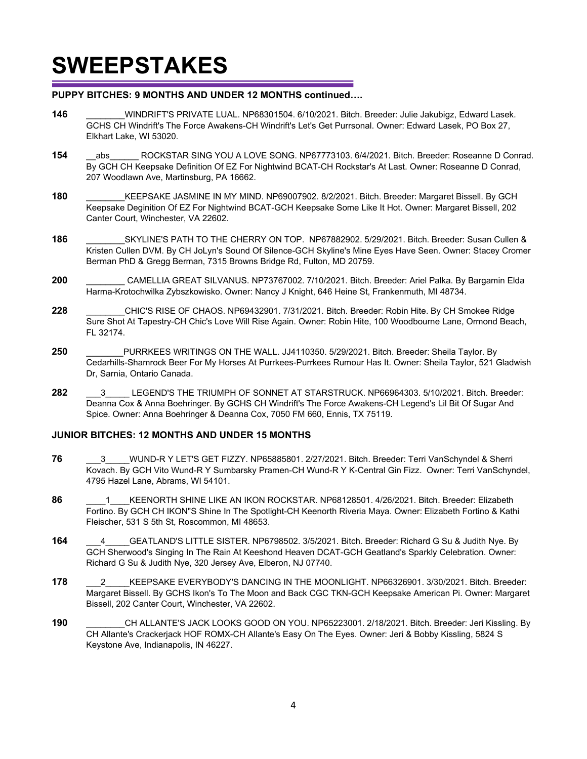# SWEEPSTAKES

### PUPPY BITCHES: 9 MONTHS AND UNDER 12 MONTHS continued….

**146** ________WINDRIFT'S PRIVATE LUAL. NP68301504. 6/10/2021. Bitch. Breeder: Julie Jakubigz, Edward Lasek. GCHS CH Windrift's The Force Awakens-CH Windrift's Let's Get Purrsonal. Owner: Edward Lasek, PO Box 27, Elkhart Lake, WI 53020.

**154** __abs______ ROCKSTAR SING YOU A LOVE SONG. NP67773103. 6/4/2021. Bitch. Breeder: Roseanne D Conrad. By GCH CH Keepsake Definition Of EZ For Nightwind BCAT-CH Rockstar's At Last. Owner: Roseanne D Conrad, 207 Woodlawn Ave, Martinsburg, PA 16662.

**180** ________KEEPSAKE JASMINE IN MY MIND. NP69007902. 8/2/2021. Bitch. Breeder: Margaret Bissell. By GCH Keepsake Deginition Of EZ For Nightwind BCAT-GCH Keepsake Some Like It Hot. Owner: Margaret Bissell, 202 Canter Court, Winchester, VA 22602.

**186** ________SKYLINE'S PATH TO THE CHERRY ON TOP. NP67882902. 5/29/2021. Bitch. Breeder: Susan Cullen & Kristen Cullen DVM. By CH JoLyn's Sound Of Silence-GCH Skyline's Mine Eyes Have Seen. Owner: Stacey Cromer Berman PhD & Gregg Berman, 7315 Browns Bridge Rd, Fulton, MD 20759.

**200** ________ CAMELLIA GREAT SILVANUS. NP73767002. 7/10/2021. Bitch. Breeder: Ariel Palka. By Bargamin Elda Harma-Krotochwilka Zybszkowisko. Owner: Nancy J Knight, 646 Heine St, Frankenmuth, MI 48734.

**228** ________CHIC'S RISE OF CHAOS. NP69432901. 7/31/2021. Bitch. Breeder: Robin Hite. By CH Smokee Ridge Sure Shot At Tapestry-CH Chic's Love Will Rise Again. Owner: Robin Hite, 100 Woodbourne Lane, Ormond Beach, FL 32174.

**250** ________PURRKEES WRITINGS ON THE WALL. JJ4110350. 5/29/2021. Bitch. Breeder: Sheila Taylor. By Cedarhills-Shamrock Beer For My Horses At Purrkees-Purrkees Rumour Has It. Owner: Sheila Taylor, 521 Gladwish Dr, Sarnia, Ontario Canada.

**282** ___3_____ LEGEND'S THE TRIUMPH OF SONNET AT STARSTRUCK. NP66964303. 5/10/2021. Bitch. Breeder: Deanna Cox & Anna Boehringer. By GCHS CH Windrift's The Force Awakens-CH Legend's Lil Bit Of Sugar And Spice. Owner: Anna Boehringer & Deanna Cox, 7050 FM 660, Ennis, TX 75119.

### JUNIOR BITCHES: 12 MONTHS AND UNDER 15 MONTHS

**76** ___3_____WUND-R Y LET'S GET FIZZY. NP65885801. 2/27/2021. Bitch. Breeder: Terri VanSchyndel & Sherri Kovach. By GCH Vito Wund-R Y Sumbarsky Pramen-CH Wund-R Y K-Central Gin Fizz. Owner: Terri VanSchyndel, 4795 Hazel Lane, Abrams, WI 54101.

**86** ____1____KEENORTH SHINE LIKE AN IKON ROCKSTAR. NP68128501. 4/26/2021. Bitch. Breeder: Elizabeth Fortino. By GCH CH IKON"S Shine In The Spotlight-CH Keenorth Riveria Maya. Owner: Elizabeth Fortino & Kathi Fleischer, 531 S 5th St, Roscommon, MI 48653.

**164** ___4_____GEATLAND'S LITTLE SISTER. NP6798502. 3/5/2021. Bitch. Breeder: Richard G Su & Judith Nye. By GCH Sherwood's Singing In The Rain At Keeshond Heaven DCAT-GCH Geatland's Sparkly Celebration. Owner: Richard G Su & Judith Nye, 320 Jersey Ave, Elberon, NJ 07740.

**178** ___2_____KEEPSAKE EVERYBODY'S DANCING IN THE MOONLIGHT. NP66326901. 3/30/2021. Bitch. Breeder: Margaret Bissell. By GCHS Ikon's To The Moon and Back CGC TKN-GCH Keepsake American Pi. Owner: Margaret Bissell, 202 Canter Court, Winchester, VA 22602.

**190** ________CH ALLANTE'S JACK LOOKS GOOD ON YOU. NP65223001. 2/18/2021. Bitch. Breeder: Jeri Kissling. By CH Allante's Crackerjack HOF ROMX-CH Allante's Easy On The Eyes. Owner: Jeri & Bobby Kissling, 5824 S Keystone Ave, Indianapolis, IN 46227.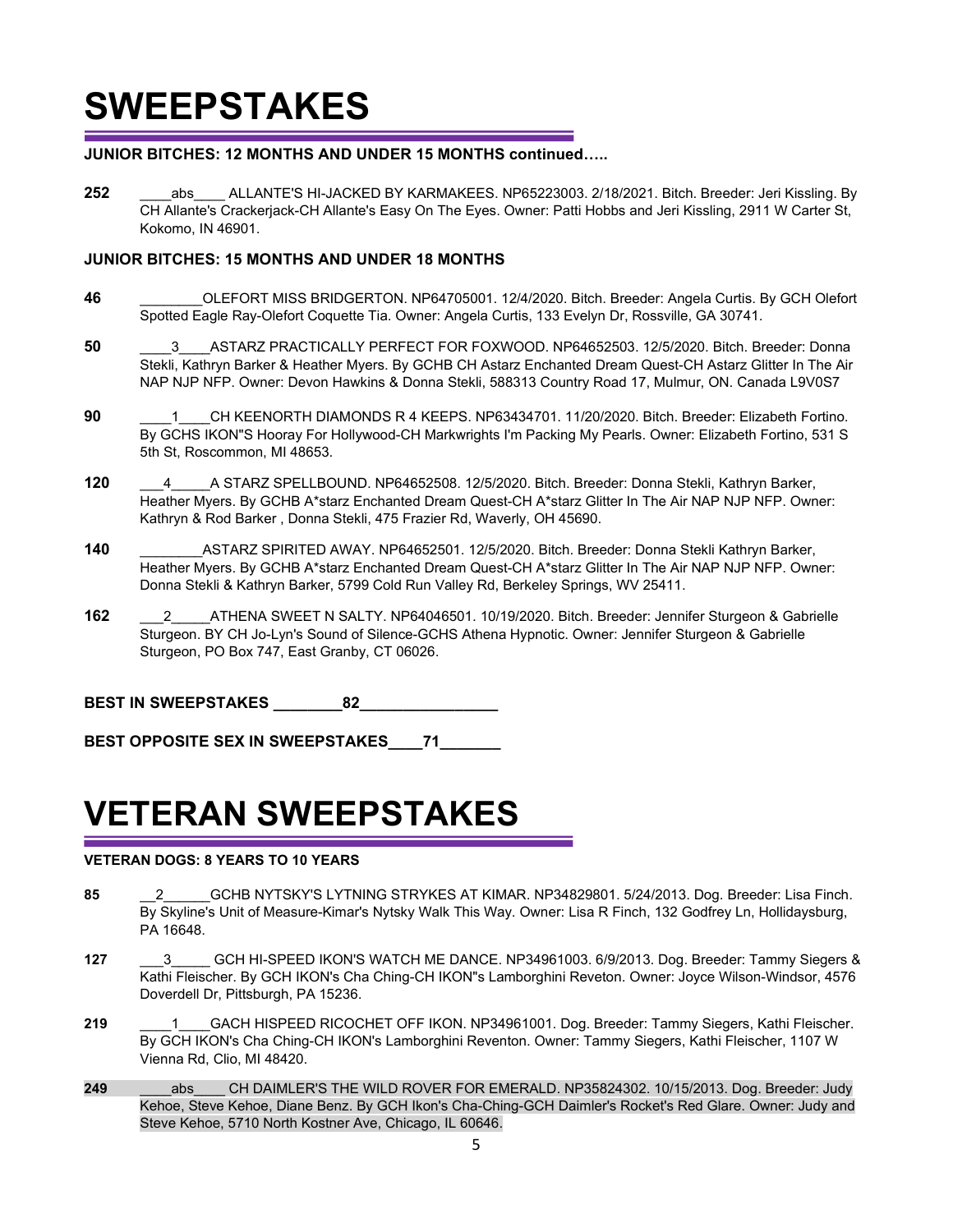# SWEEPSTAKES

**JUNIOR BITCHES: 12 MONTHS AND UNDER 15 MONTHS continued…..**

**252** ____abs____ ALLANTE'S HI-JACKED BY KARMAKEES. NP65223003. 2/18/2021. Bitch. Breeder: Jeri Kissling. By CH Allante's Crackerjack-CH Allante's Easy On The Eyes. Owner: Patti Hobbs and Jeri Kissling, 2911 W Carter St, Kokomo, IN 46901.

**JUNIOR BITCHES: 15 MONTHS AND UNDER 18 MONTHS**

**46** ________OLEFORT MISS BRIDGERTON. NP64705001. 12/4/2020. Bitch. Breeder: Angela Curtis. By GCH Olefort Spotted Eagle Ray-Olefort Coquette Tia. Owner: Angela Curtis, 133 Evelyn Dr, Rossville, GA 30741.

**50** ____3____ASTARZ PRACTICALLY PERFECT FOR FOXWOOD. NP64652503. 12/5/2020. Bitch. Breeder: Donna Stekli, Kathryn Barker & Heather Myers. By GCHB CH Astarz Enchanted Dream Quest-CH Astarz Glitter In The Air NAP NJP NFP. Owner: Devon Hawkins & Donna Stekli, 588313 Country Road 17, Mulmur, ON. Canada L9V0S7

**90** ____1____CH KEENORTH DIAMONDS R 4 KEEPS. NP63434701. 11/20/2020. Bitch. Breeder: Elizabeth Fortino. By GCHS IKON"S Hooray For Hollywood-CH Markwrights I'm Packing My Pearls. Owner: Elizabeth Fortino, 531 S 5th St, Roscommon, MI 48653.

**120** ___4_____A STARZ SPELLBOUND. NP64652508. 12/5/2020. Bitch. Breeder: Donna Stekli, Kathryn Barker, Heather Myers. By GCHB A*starz Enchanted Dream Quest-CH A*starz Glitter In The Air NAP NJP NFP. Owner: Kathryn & Rod Barker , Donna Stekli, 475 Frazier Rd, Waverly, OH 45690.

**140** ________ASTARZ SPIRITED AWAY. NP64652501. 12/5/2020. Bitch. Breeder: Donna Stekli Kathryn Barker, Heather Myers. By GCHB A*starz Enchanted Dream Quest-CH A*starz Glitter In The Air NAP NJP NFP. Owner: Donna Stekli & Kathryn Barker, 5799 Cold Run Valley Rd, Berkeley Springs, WV 25411.

**162** ___2_____ATHENA SWEET N SALTY. NP64046501. 10/19/2020. Bitch. Breeder: Jennifer Sturgeon & Gabrielle Sturgeon. BY CH Jo-Lyn's Sound of Silence-GCHS Athena Hypnotic. Owner: Jennifer Sturgeon & Gabrielle Sturgeon, PO Box 747, East Granby, CT 06026.

**BEST IN SWEEPSTAKES ________82________________**

**BEST OPPOSITE SEX IN SWEEPSTAKES____71_______**

# VETERAN SWEEPSTAKES

**VETERAN DOGS: 8 YEARS TO 10 YEARS**

**85** __2______GCHB NYTSKY'S LYTNING STRYKES AT KIMAR. NP34829801. 5/24/2013. Dog. Breeder: Lisa Finch. By Skyline's Unit of Measure-Kimar's Nytsky Walk This Way. Owner: Lisa R Finch, 132 Godfrey Ln, Hollidaysburg, PA 16648.

**127** ___3_____ GCH HI-SPEED IKON'S WATCH ME DANCE. NP34961003. 6/9/2013. Dog. Breeder: Tammy Siegers & Kathi Fleischer. By GCH IKON's Cha Ching-CH IKON"s Lamborghini Reveton. Owner: Joyce Wilson-Windsor, 4576 Doverdell Dr, Pittsburgh, PA 15236.

**219** ____1____GACH HISPEED RICOCHET OFF IKON. NP34961001. Dog. Breeder: Tammy Siegers, Kathi Fleischer. By GCH IKON's Cha Ching-CH IKON's Lamborghini Reventon. Owner: Tammy Siegers, Kathi Fleischer, 1107 W Vienna Rd, Clio, MI 48420.

**249** ____abs____ CH DAIMLER'S THE WILD ROVER FOR EMERALD. NP35824302. 10/15/2013. Dog. Breeder: Judy Kehoe, Steve Kehoe, Diane Benz. By GCH Ikon's Cha-Ching-GCH Daimler's Rocket's Red Glare. Owner: Judy and Steve Kehoe, 5710 North Kostner Ave, Chicago, IL 60646.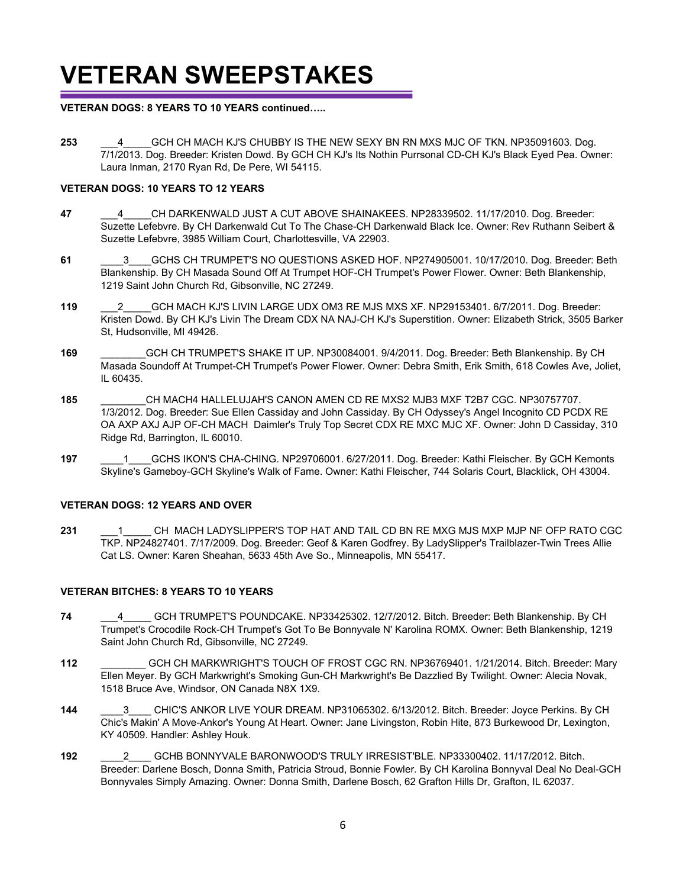# VETERAN SWEEPSTAKES

**VETERAN DOGS: 8 YEARS TO 10 YEARS continued…..**

**253** ___4_____GCH CH MACH KJ'S CHUBBY IS THE NEW SEXY BN RN MXS MJC OF TKN. NP35091603. Dog. 7/1/2013. Dog. Breeder: Kristen Dowd. By GCH CH KJ's Its Nothin Purrsonal CD-CH KJ's Black Eyed Pea. Owner: Laura Inman, 2170 Ryan Rd, De Pere, WI 54115.

**VETERAN DOGS: 10 YEARS TO 12 YEARS**

**47** ___4_____CH DARKENWALD JUST A CUT ABOVE SHAINAKEES. NP28339502. 11/17/2010. Dog. Breeder: Suzette Lefebvre. By CH Darkenwald Cut To The Chase-CH Darkenwald Black Ice. Owner: Rev Ruthann Seibert & Suzette Lefebvre, 3985 William Court, Charlottesville, VA 22903.

**61** ____3____GCHS CH TRUMPET'S NO QUESTIONS ASKED HOF. NP274905001. 10/17/2010. Dog. Breeder: Beth Blankenship. By CH Masada Sound Off At Trumpet HOF-CH Trumpet's Power Flower. Owner: Beth Blankenship, 1219 Saint John Church Rd, Gibsonville, NC 27249.

**119** ___2_____GCH MACH KJ'S LIVIN LARGE UDX OM3 RE MJS MXS XF. NP29153401. 6/7/2011. Dog. Breeder: Kristen Dowd. By CH KJ's Livin The Dream CDX NA NAJ-CH KJ's Superstition. Owner: Elizabeth Strick, 3505 Barker St, Hudsonville, MI 49426.

**169** ________GCH CH TRUMPET'S SHAKE IT UP. NP30084001. 9/4/2011. Dog. Breeder: Beth Blankenship. By CH Masada Soundoff At Trumpet-CH Trumpet's Power Flower. Owner: Debra Smith, Erik Smith, 618 Cowles Ave, Joliet, IL 60435.

**185** ________CH MACH4 HALLELUJAH'S CANON AMEN CD RE MXS2 MJB3 MXF T2B7 CGC. NP30757707. 1/3/2012. Dog. Breeder: Sue Ellen Cassiday and John Cassiday. By CH Odyssey's Angel Incognito CD PCDX RE OA AXP AXJ AJP OF-CH MACH Daimler's Truly Top Secret CDX RE MXC MJC XF. Owner: John D Cassiday, 310 Ridge Rd, Barrington, IL 60010.

**197** ____1____GCHS IKON'S CHA-CHING. NP29706001. 6/27/2011. Dog. Breeder: Kathi Fleischer. By GCH Kemonts Skyline's Gameboy-GCH Skyline's Walk of Fame. Owner: Kathi Fleischer, 744 Solaris Court, Blacklick, OH 43004.

**VETERAN DOGS: 12 YEARS AND OVER**

**231** ___1_____ CH MACH LADYSLIPPER'S TOP HAT AND TAIL CD BN RE MXG MJS MXP MJP NF OFP RATO CGC TKP. NP24827401. 7/17/2009. Dog. Breeder: Geof & Karen Godfrey. By LadySlipper's Trailblazer-Twin Trees Allie Cat LS. Owner: Karen Sheahan, 5633 45th Ave So., Minneapolis, MN 55417.

**VETERAN BITCHES: 8 YEARS TO 10 YEARS**

**74** ___4_____ GCH TRUMPET'S POUNDCAKE. NP33425302. 12/7/2012. Bitch. Breeder: Beth Blankenship. By CH Trumpet's Crocodile Rock-CH Trumpet's Got To Be Bonnyvale N' Karolina ROMX. Owner: Beth Blankenship, 1219 Saint John Church Rd, Gibsonville, NC 27249.

**112** ________ GCH CH MARKWRIGHT'S TOUCH OF FROST CGC RN. NP36769401. 1/21/2014. Bitch. Breeder: Mary Ellen Meyer. By GCH Markwright's Smoking Gun-CH Markwright's Be Dazzlied By Twilight. Owner: Alecia Novak, 1518 Bruce Ave, Windsor, ON Canada N8X 1X9.

**144** ____3____ CHIC'S ANKOR LIVE YOUR DREAM. NP31065302. 6/13/2012. Bitch. Breeder: Joyce Perkins. By CH Chic's Makin' A Move-Ankor's Young At Heart. Owner: Jane Livingston, Robin Hite, 873 Burkewood Dr, Lexington, KY 40509. Handler: Ashley Houk.

**192** ____2____ GCHB BONNYVALE BARONWOOD'S TRULY IRRESIST'BLE. NP33300402. 11/17/2012. Bitch. Breeder: Darlene Bosch, Donna Smith, Patricia Stroud, Bonnie Fowler. By CH Karolina Bonnyval Deal No Deal-GCH Bonnyvales Simply Amazing. Owner: Donna Smith, Darlene Bosch, 62 Grafton Hills Dr, Grafton, IL 62037.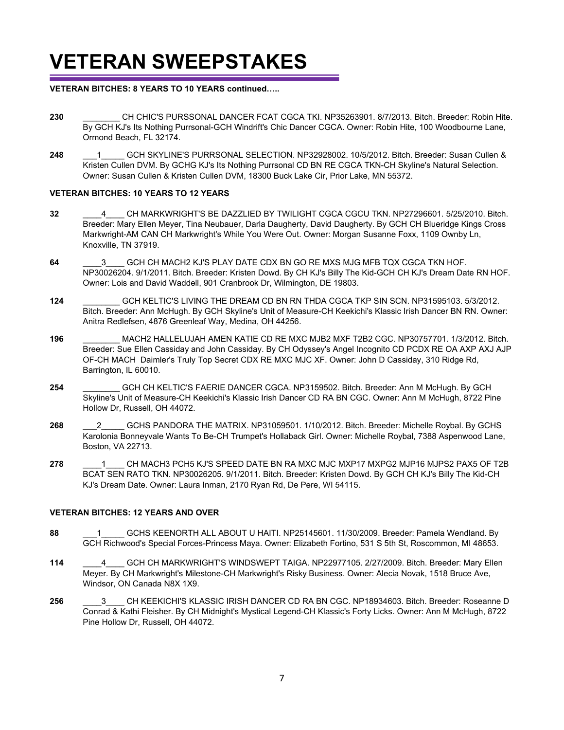# VETERAN SWEEPSTAKES

**VETERAN BITCHES: 8 YEARS TO 10 YEARS continued…..**

**230** ________ CH CHIC'S PURSSONAL DANCER FCAT CGCA TKI. NP35263901. 8/7/2013. Bitch. Breeder: Robin Hite. By GCH KJ's Its Nothing Purrsonal-GCH Windrift's Chic Dancer CGCA. Owner: Robin Hite, 100 Woodbourne Lane, Ormond Beach, FL 32174.

**248** ___1_____ GCH SKYLINE'S PURRSONAL SELECTION. NP32928002. 10/5/2012. Bitch. Breeder: Susan Cullen & Kristen Cullen DVM. By GCHG KJ's Its Nothing Purrsonal CD BN RE CGCA TKN-CH Skyline's Natural Selection. Owner: Susan Cullen & Kristen Cullen DVM, 18300 Buck Lake Cir, Prior Lake, MN 55372.

**VETERAN BITCHES: 10 YEARS TO 12 YEARS**

**32** ____4____ CH MARKWRIGHT'S BE DAZZLIED BY TWILIGHT CGCA CGCU TKN. NP27296601. 5/25/2010. Bitch. Breeder: Mary Ellen Meyer, Tina Neubauer, Darla Daugherty, David Daugherty. By GCH CH Blueridge Kings Cross Markwright-AM CAN CH Markwright's While You Were Out. Owner: Morgan Susanne Foxx, 1109 Ownby Ln, Knoxville, TN 37919.

**64** ____3____ GCH CH MACH2 KJ'S PLAY DATE CDX BN GO RE MXS MJG MFB TQX CGCA TKN HOF. NP30026204. 9/1/2011. Bitch. Breeder: Kristen Dowd. By CH KJ's Billy The Kid-GCH CH KJ's Dream Date RN HOF. Owner: Lois and David Waddell, 901 Cranbrook Dr, Wilmington, DE 19803.

**124** ________ GCH KELTIC'S LIVING THE DREAM CD BN RN THDA CGCA TKP SIN SCN. NP31595103. 5/3/2012. Bitch. Breeder: Ann McHugh. By GCH Skyline's Unit of Measure-CH Keekichi's Klassic Irish Dancer BN RN. Owner: Anitra Redlefsen, 4876 Greenleaf Way, Medina, OH 44256.

**196** ________ MACH2 HALLELUJAH AMEN KATIE CD RE MXC MJB2 MXF T2B2 CGC. NP30757701. 1/3/2012. Bitch. Breeder: Sue Ellen Cassiday and John Cassiday. By CH Odyssey's Angel Incognito CD PCDX RE OA AXP AXJ AJP OF-CH MACH Daimler's Truly Top Secret CDX RE MXC MJC XF. Owner: John D Cassiday, 310 Ridge Rd, Barrington, IL 60010.

**254** ________ GCH CH KELTIC'S FAERIE DANCER CGCA. NP3159502. Bitch. Breeder: Ann M McHugh. By GCH Skyline's Unit of Measure-CH Keekichi's Klassic Irish Dancer CD RA BN CGC. Owner: Ann M McHugh, 8722 Pine Hollow Dr, Russell, OH 44072.

**268** ___2_____ GCHS PANDORA THE MATRIX. NP31059501. 1/10/2012. Bitch. Breeder: Michelle Roybal. By GCHS Karolonia Bonneyvale Wants To Be-CH Trumpet's Hollaback Girl. Owner: Michelle Roybal, 7388 Aspenwood Lane, Boston, VA 22713.

**278** ____1____ CH MACH3 PCH5 KJ'S SPEED DATE BN RA MXC MJC MXP17 MXPG2 MJP16 MJPS2 PAX5 OF T2B BCAT SEN RATO TKN. NP30026205. 9/1/2011. Bitch. Breeder: Kristen Dowd. By GCH CH KJ's Billy The Kid-CH KJ's Dream Date. Owner: Laura Inman, 2170 Ryan Rd, De Pere, WI 54115.

**VETERAN BITCHES: 12 YEARS AND OVER**

**88** ___1_____ GCHS KEENORTH ALL ABOUT U HAITI. NP25145601. 11/30/2009. Breeder: Pamela Wendland. By GCH Richwood's Special Forces-Princess Maya. Owner: Elizabeth Fortino, 531 S 5th St, Roscommon, MI 48653.

**114** ____4____ GCH CH MARKWRIGHT'S WINDSWEPT TAIGA. NP22977105. 2/27/2009. Bitch. Breeder: Mary Ellen Meyer. By CH Markwright's Milestone-CH Markwright's Risky Business. Owner: Alecia Novak, 1518 Bruce Ave, Windsor, ON Canada N8X 1X9.

**256** ____3____ CH KEEKICHI'S KLASSIC IRISH DANCER CD RA BN CGC. NP18934603. Bitch. Breeder: Roseanne D Conrad & Kathi Fleisher. By CH Midnight's Mystical Legend-CH Klassic's Forty Licks. Owner: Ann M McHugh, 8722 Pine Hollow Dr, Russell, OH 44072.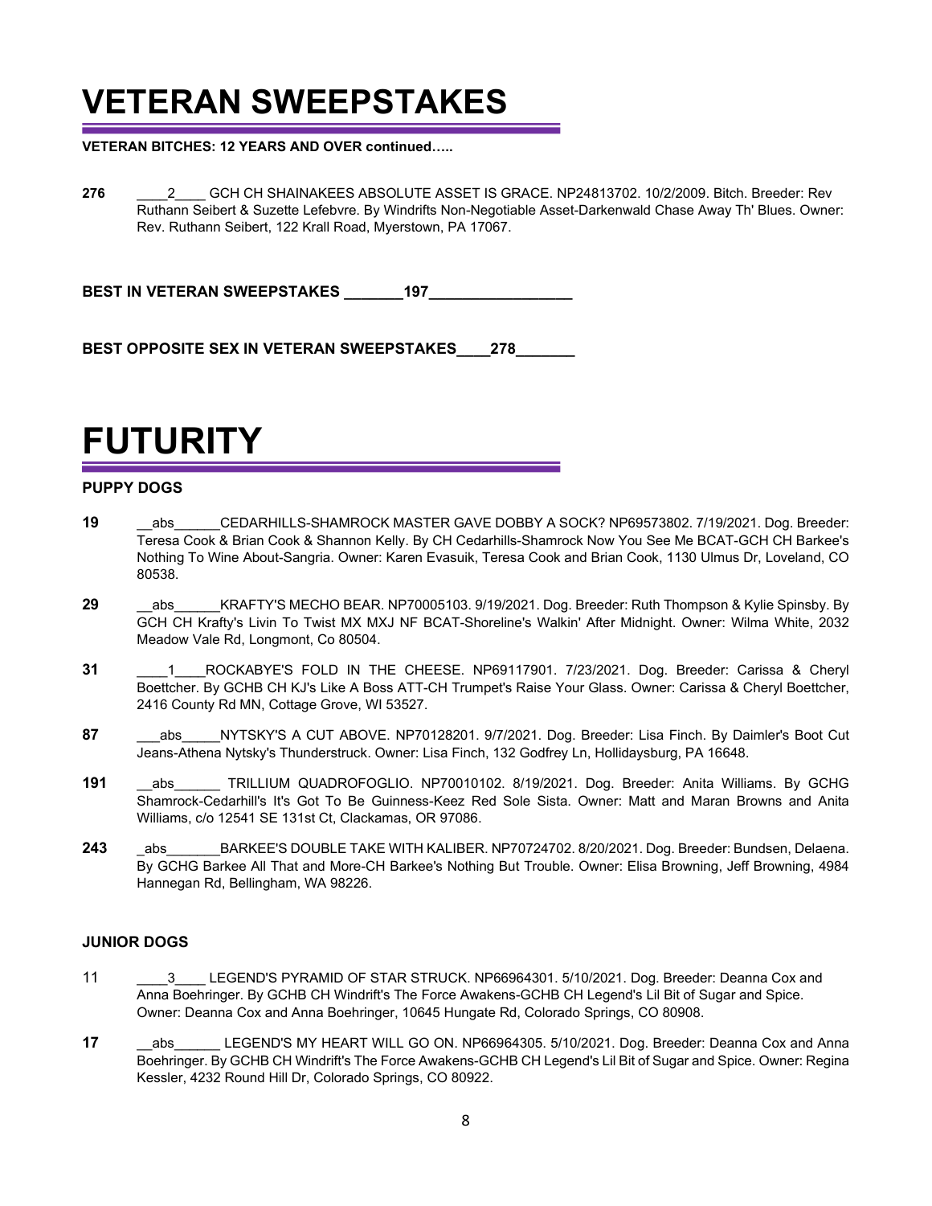# VETERAN SWEEPSTAKES

**VETERAN BITCHES: 12 YEARS AND OVER continued…..**

**276** ____2____ GCH CH SHAINAKEES ABSOLUTE ASSET IS GRACE. NP24813702. 10/2/2009. Bitch. Breeder: Rev Ruthann Seibert & Suzette Lefebvre. By Windrifts Non-Negotiable Asset-Darkenwald Chase Away Th' Blues. Owner: Rev. Ruthann Seibert, 122 Krall Road, Myerstown, PA 17067.

**BEST IN VETERAN SWEEPSTAKES _______197_________________**

**BEST OPPOSITE SEX IN VETERAN SWEEPSTAKES____278_______**

# FUTURITY

### PUPPY DOGS

**19** __abs______CEDARHILLS-SHAMROCK MASTER GAVE DOBBY A SOCK? NP69573802. 7/19/2021. Dog. Breeder: Teresa Cook & Brian Cook & Shannon Kelly. By CH Cedarhills-Shamrock Now You See Me BCAT-GCH CH Barkee's Nothing To Wine About-Sangria. Owner: Karen Evasuik, Teresa Cook and Brian Cook, 1130 Ulmus Dr, Loveland, CO 80538.

**29** __abs______KRAFTY'S MECHO BEAR. NP70005103. 9/19/2021. Dog. Breeder: Ruth Thompson & Kylie Spinsby. By GCH CH Krafty's Livin To Twist MX MXJ NF BCAT-Shoreline's Walkin' After Midnight. Owner: Wilma White, 2032 Meadow Vale Rd, Longmont, Co 80504.

**31** ____1____ROCKABYE'S FOLD IN THE CHEESE. NP69117901. 7/23/2021. Dog. Breeder: Carissa & Cheryl Boettcher. By GCHB CH KJ's Like A Boss ATT-CH Trumpet's Raise Your Glass. Owner: Carissa & Cheryl Boettcher, 2416 County Rd MN, Cottage Grove, WI 53527.

**87** ___abs_____NYTSKY'S A CUT ABOVE. NP70128201. 9/7/2021. Dog. Breeder: Lisa Finch. By Daimler's Boot Cut Jeans-Athena Nytsky's Thunderstruck. Owner: Lisa Finch, 132 Godfrey Ln, Hollidaysburg, PA 16648.

**191** __abs______ TRILLIUM QUADROFOGLIO. NP70010102. 8/19/2021. Dog. Breeder: Anita Williams. By GCHG Shamrock-Cedarhill's It's Got To Be Guinness-Keez Red Sole Sista. Owner: Matt and Maran Browns and Anita Williams, c/o 12541 SE 131st Ct, Clackamas, OR 97086.

**243** _abs_______BARKEE'S DOUBLE TAKE WITH KALIBER. NP70724702. 8/20/2021. Dog. Breeder: Bundsen, Delaena. By GCHG Barkee All That and More-CH Barkee's Nothing But Trouble. Owner: Elisa Browning, Jeff Browning, 4984 Hannegan Rd, Bellingham, WA 98226.

### JUNIOR DOGS

11 ____3____ LEGEND'S PYRAMID OF STAR STRUCK. NP66964301. 5/10/2021. Dog. Breeder: Deanna Cox and Anna Boehringer. By GCHB CH Windrift's The Force Awakens-GCHB CH Legend's Lil Bit of Sugar and Spice. Owner: Deanna Cox and Anna Boehringer, 10645 Hungate Rd, Colorado Springs, CO 80908.

**17** __abs______ LEGEND'S MY HEART WILL GO ON. NP66964305. 5/10/2021. Dog. Breeder: Deanna Cox and Anna Boehringer. By GCHB CH Windrift's The Force Awakens-GCHB CH Legend's Lil Bit of Sugar and Spice. Owner: Regina Kessler, 4232 Round Hill Dr, Colorado Springs, CO 80922.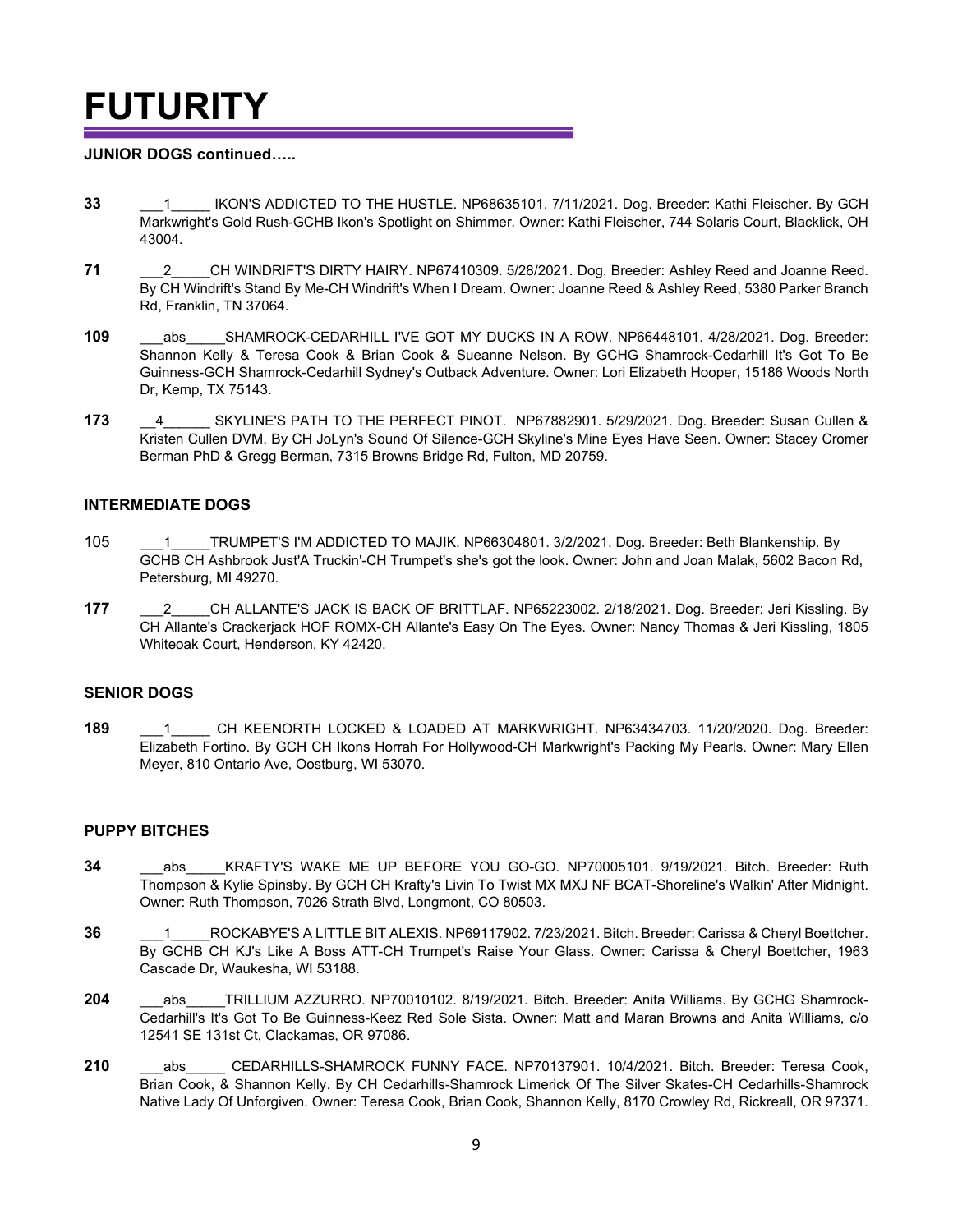# FUTURITY

**JUNIOR DOGS continued…..**

**33** ___1_____ IKON'S ADDICTED TO THE HUSTLE. NP68635101. 7/11/2021. Dog. Breeder: Kathi Fleischer. By GCH Markwright's Gold Rush-GCHB Ikon's Spotlight on Shimmer. Owner: Kathi Fleischer, 744 Solaris Court, Blacklick, OH 43004.

**71** ___2_____CH WINDRIFT'S DIRTY HAIRY. NP67410309. 5/28/2021. Dog. Breeder: Ashley Reed and Joanne Reed. By CH Windrift's Stand By Me-CH Windrift's When I Dream. Owner: Joanne Reed & Ashley Reed, 5380 Parker Branch Rd, Franklin, TN 37064.

**109** ___abs_____SHAMROCK-CEDARHILL I'VE GOT MY DUCKS IN A ROW. NP66448101. 4/28/2021. Dog. Breeder: Shannon Kelly & Teresa Cook & Brian Cook & Sueanne Nelson. By GCHG Shamrock-Cedarhill It's Got To Be Guinness-GCH Shamrock-Cedarhill Sydney's Outback Adventure. Owner: Lori Elizabeth Hooper, 15186 Woods North Dr, Kemp, TX 75143.

**173** __4______ SKYLINE'S PATH TO THE PERFECT PINOT. NP67882901. 5/29/2021. Dog. Breeder: Susan Cullen & Kristen Cullen DVM. By CH JoLyn's Sound Of Silence-GCH Skyline's Mine Eyes Have Seen. Owner: Stacey Cromer Berman PhD & Gregg Berman, 7315 Browns Bridge Rd, Fulton, MD 20759.

**INTERMEDIATE DOGS**

105 ___1_____TRUMPET'S I'M ADDICTED TO MAJIK. NP66304801. 3/2/2021. Dog. Breeder: Beth Blankenship. By GCHB CH Ashbrook Just'A Truckin'-CH Trumpet's she's got the look. Owner: John and Joan Malak, 5602 Bacon Rd, Petersburg, MI 49270.

**177** ___2_____CH ALLANTE'S JACK IS BACK OF BRITTLAF. NP65223002. 2/18/2021. Dog. Breeder: Jeri Kissling. By CH Allante's Crackerjack HOF ROMX-CH Allante's Easy On The Eyes. Owner: Nancy Thomas & Jeri Kissling, 1805 Whiteoak Court, Henderson, KY 42420.

**SENIOR DOGS**

**189** ___1_____ CH KEENORTH LOCKED & LOADED AT MARKWRIGHT. NP63434703. 11/20/2020. Dog. Breeder: Elizabeth Fortino. By GCH CH Ikons Horrah For Hollywood-CH Markwright's Packing My Pearls. Owner: Mary Ellen Meyer, 810 Ontario Ave, Oostburg, WI 53070.

**PUPPY BITCHES**

**34** ___abs_____KRAFTY'S WAKE ME UP BEFORE YOU GO-GO. NP70005101. 9/19/2021. Bitch. Breeder: Ruth Thompson & Kylie Spinsby. By GCH CH Krafty's Livin To Twist MX MXJ NF BCAT-Shoreline's Walkin' After Midnight. Owner: Ruth Thompson, 7026 Strath Blvd, Longmont, CO 80503.

**36** ___1_____ROCKABYE'S A LITTLE BIT ALEXIS. NP69117902. 7/23/2021. Bitch. Breeder: Carissa & Cheryl Boettcher. By GCHB CH KJ's Like A Boss ATT-CH Trumpet's Raise Your Glass. Owner: Carissa & Cheryl Boettcher, 1963 Cascade Dr, Waukesha, WI 53188.

**204** ___abs_____TRILLIUM AZZURRO. NP70010102. 8/19/2021. Bitch. Breeder: Anita Williams. By GCHG Shamrock-Cedarhill's It's Got To Be Guinness-Keez Red Sole Sista. Owner: Matt and Maran Browns and Anita Williams, c/o 12541 SE 131st Ct, Clackamas, OR 97086.

**210** ___abs_____ CEDARHILLS-SHAMROCK FUNNY FACE. NP70137901. 10/4/2021. Bitch. Breeder: Teresa Cook, Brian Cook, & Shannon Kelly. By CH Cedarhills-Shamrock Limerick Of The Silver Skates-CH Cedarhills-Shamrock Native Lady Of Unforgiven. Owner: Teresa Cook, Brian Cook, Shannon Kelly, 8170 Crowley Rd, Rickreall, OR 97371.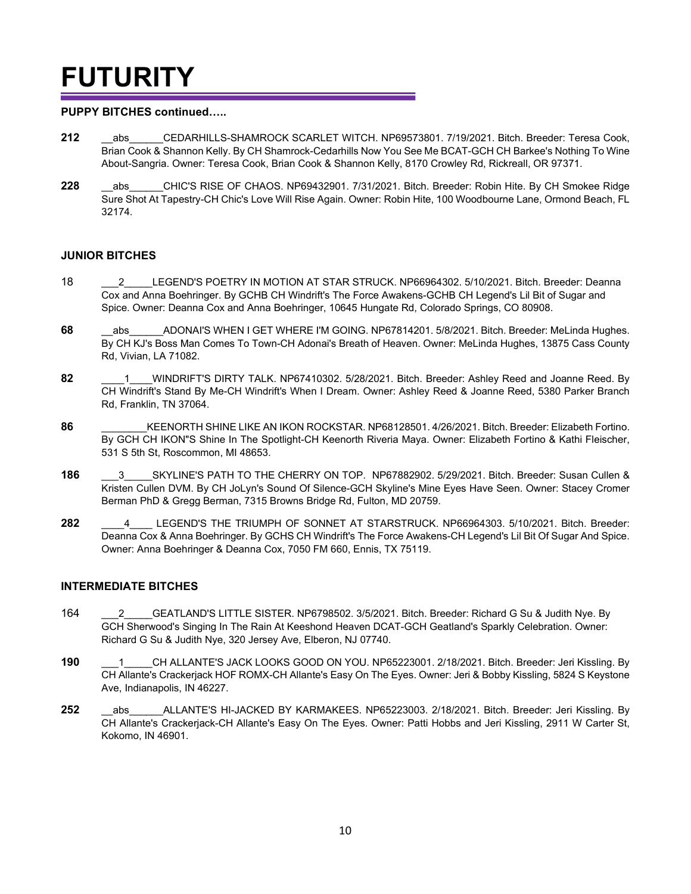# FUTURITY

**PUPPY BITCHES continued…..**

**212** __abs______CEDARHILLS-SHAMROCK SCARLET WITCH. NP69573801. 7/19/2021. Bitch. Breeder: Teresa Cook, Brian Cook & Shannon Kelly. By CH Shamrock-Cedarhills Now You See Me BCAT-GCH CH Barkee's Nothing To Wine About-Sangria. Owner: Teresa Cook, Brian Cook & Shannon Kelly, 8170 Crowley Rd, Rickreall, OR 97371.

**228** __abs______CHIC'S RISE OF CHAOS. NP69432901. 7/31/2021. Bitch. Breeder: Robin Hite. By CH Smokee Ridge Sure Shot At Tapestry-CH Chic's Love Will Rise Again. Owner: Robin Hite, 100 Woodbourne Lane, Ormond Beach, FL 32174.

**JUNIOR BITCHES**

18 ___2_____LEGEND'S POETRY IN MOTION AT STAR STRUCK. NP66964302. 5/10/2021. Bitch. Breeder: Deanna Cox and Anna Boehringer. By GCHB CH Windrift's The Force Awakens-GCHB CH Legend's Lil Bit of Sugar and Spice. Owner: Deanna Cox and Anna Boehringer, 10645 Hungate Rd, Colorado Springs, CO 80908.

**68** __abs______ADONAI'S WHEN I GET WHERE I'M GOING. NP67814201. 5/8/2021. Bitch. Breeder: MeLinda Hughes. By CH KJ's Boss Man Comes To Town-CH Adonai's Breath of Heaven. Owner: MeLinda Hughes, 13875 Cass County Rd, Vivian, LA 71082.

**82** ____1____WINDRIFT'S DIRTY TALK. NP67410302. 5/28/2021. Bitch. Breeder: Ashley Reed and Joanne Reed. By CH Windrift's Stand By Me-CH Windrift's When I Dream. Owner: Ashley Reed & Joanne Reed, 5380 Parker Branch Rd, Franklin, TN 37064.

**86** ________KEENORTH SHINE LIKE AN IKON ROCKSTAR. NP68128501. 4/26/2021. Bitch. Breeder: Elizabeth Fortino. By GCH CH IKON"S Shine In The Spotlight-CH Keenorth Riveria Maya. Owner: Elizabeth Fortino & Kathi Fleischer, 531 S 5th St, Roscommon, MI 48653.

**186** ___3_____SKYLINE'S PATH TO THE CHERRY ON TOP. NP67882902. 5/29/2021. Bitch. Breeder: Susan Cullen & Kristen Cullen DVM. By CH JoLyn's Sound Of Silence-GCH Skyline's Mine Eyes Have Seen. Owner: Stacey Cromer Berman PhD & Gregg Berman, 7315 Browns Bridge Rd, Fulton, MD 20759.

**282** ____4____ LEGEND'S THE TRIUMPH OF SONNET AT STARSTRUCK. NP66964303. 5/10/2021. Bitch. Breeder: Deanna Cox & Anna Boehringer. By GCHS CH Windrift's The Force Awakens-CH Legend's Lil Bit Of Sugar And Spice. Owner: Anna Boehringer & Deanna Cox, 7050 FM 660, Ennis, TX 75119.

**INTERMEDIATE BITCHES**

164 ___2_____GEATLAND'S LITTLE SISTER. NP6798502. 3/5/2021. Bitch. Breeder: Richard G Su & Judith Nye. By GCH Sherwood's Singing In The Rain At Keeshond Heaven DCAT-GCH Geatland's Sparkly Celebration. Owner: Richard G Su & Judith Nye, 320 Jersey Ave, Elberon, NJ 07740.

**190** ___1_____CH ALLANTE'S JACK LOOKS GOOD ON YOU. NP65223001. 2/18/2021. Bitch. Breeder: Jeri Kissling. By CH Allante's Crackerjack HOF ROMX-CH Allante's Easy On The Eyes. Owner: Jeri & Bobby Kissling, 5824 S Keystone Ave, Indianapolis, IN 46227.

**252** __abs______ALLANTE'S HI-JACKED BY KARMAKEES. NP65223003. 2/18/2021. Bitch. Breeder: Jeri Kissling. By CH Allante's Crackerjack-CH Allante's Easy On The Eyes. Owner: Patti Hobbs and Jeri Kissling, 2911 W Carter St, Kokomo, IN 46901.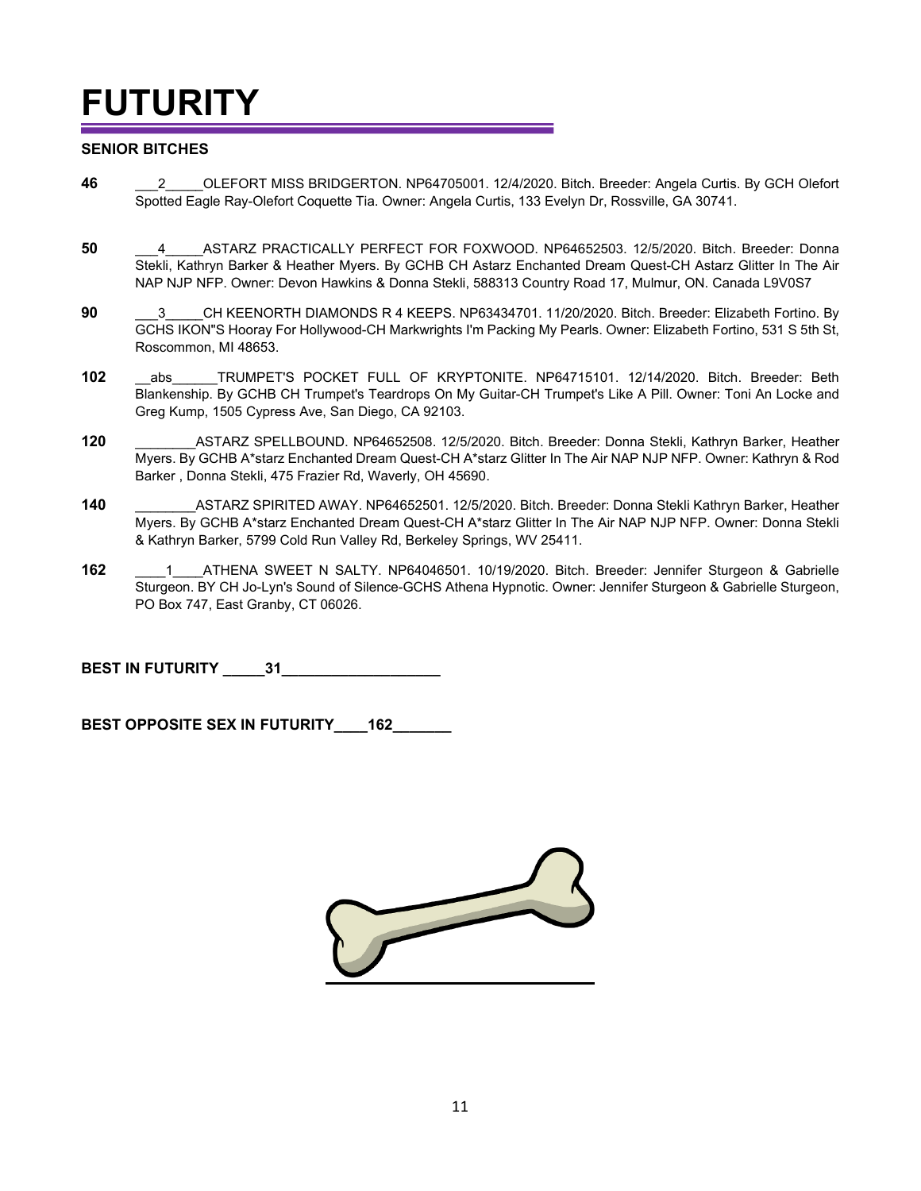# FUTURITY

### SENIOR BITCHES

**46** ___2_____OLEFORT MISS BRIDGERTON. NP64705001. 12/4/2020. Bitch. Breeder: Angela Curtis. By GCH Olefort Spotted Eagle Ray-Olefort Coquette Tia. Owner: Angela Curtis, 133 Evelyn Dr, Rossville, GA 30741.

**50** ___4_____ASTARZ PRACTICALLY PERFECT FOR FOXWOOD. NP64652503. 12/5/2020. Bitch. Breeder: Donna Stekli, Kathryn Barker & Heather Myers. By GCHB CH Astarz Enchanted Dream Quest-CH Astarz Glitter In The Air NAP NJP NFP. Owner: Devon Hawkins & Donna Stekli, 588313 Country Road 17, Mulmur, ON. Canada L9V0S7

**90** ___3_____CH KEENORTH DIAMONDS R 4 KEEPS. NP63434701. 11/20/2020. Bitch. Breeder: Elizabeth Fortino. By GCHS IKON"S Hooray For Hollywood-CH Markwrights I'm Packing My Pearls. Owner: Elizabeth Fortino, 531 S 5th St, Roscommon, MI 48653.

**102** __abs______TRUMPET'S POCKET FULL OF KRYPTONITE. NP64715101. 12/14/2020. Bitch. Breeder: Beth Blankenship. By GCHB CH Trumpet's Teardrops On My Guitar-CH Trumpet's Like A Pill. Owner: Toni An Locke and Greg Kump, 1505 Cypress Ave, San Diego, CA 92103.

**120** ________ASTARZ SPELLBOUND. NP64652508. 12/5/2020. Bitch. Breeder: Donna Stekli, Kathryn Barker, Heather Myers. By GCHB A*starz Enchanted Dream Quest-CH A*starz Glitter In The Air NAP NJP NFP. Owner: Kathryn & Rod Barker , Donna Stekli, 475 Frazier Rd, Waverly, OH 45690.

**140** ________ASTARZ SPIRITED AWAY. NP64652501. 12/5/2020. Bitch. Breeder: Donna Stekli Kathryn Barker, Heather Myers. By GCHB A*starz Enchanted Dream Quest-CH A*starz Glitter In The Air NAP NJP NFP. Owner: Donna Stekli & Kathryn Barker, 5799 Cold Run Valley Rd, Berkeley Springs, WV 25411.

**162** ____1____ATHENA SWEET N SALTY. NP64046501. 10/19/2020. Bitch. Breeder: Jennifer Sturgeon & Gabrielle Sturgeon. BY CH Jo-Lyn's Sound of Silence-GCHS Athena Hypnotic. Owner: Jennifer Sturgeon & Gabrielle Sturgeon, PO Box 747, East Granby, CT 06026.

**BEST IN FUTURITY _____31___________________**

**BEST OPPOSITE SEX IN FUTURITY____162_______**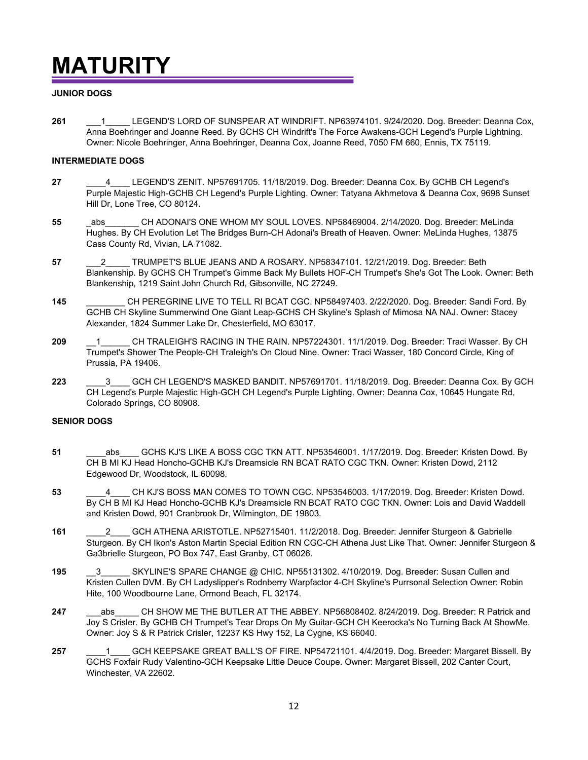# MATURITY

**JUNIOR DOGS**

**261** ___1_____ LEGEND'S LORD OF SUNSPEAR AT WINDRIFT. NP63974101. 9/24/2020. Dog. Breeder: Deanna Cox, Anna Boehringer and Joanne Reed. By GCHS CH Windrift's The Force Awakens-GCH Legend's Purple Lightning. Owner: Nicole Boehringer, Anna Boehringer, Deanna Cox, Joanne Reed, 7050 FM 660, Ennis, TX 75119.

**INTERMEDIATE DOGS**

**27** ____4____ LEGEND'S ZENIT. NP57691705. 11/18/2019. Dog. Breeder: Deanna Cox. By GCHB CH Legend's Purple Majestic High-GCHB CH Legend's Purple Lighting. Owner: Tatyana Akhmetova & Deanna Cox, 9698 Sunset Hill Dr, Lone Tree, CO 80124.

**55** _abs_______ CH ADONAI'S ONE WHOM MY SOUL LOVES. NP58469004. 2/14/2020. Dog. Breeder: MeLinda Hughes. By CH Evolution Let The Bridges Burn-CH Adonai's Breath of Heaven. Owner: MeLinda Hughes, 13875 Cass County Rd, Vivian, LA 71082.

**57** ___2_____ TRUMPET'S BLUE JEANS AND A ROSARY. NP58347101. 12/21/2019. Dog. Breeder: Beth Blankenship. By GCHS CH Trumpet's Gimme Back My Bullets HOF-CH Trumpet's She's Got The Look. Owner: Beth Blankenship, 1219 Saint John Church Rd, Gibsonville, NC 27249.

**145** ________ CH PEREGRINE LIVE TO TELL RI BCAT CGC. NP58497403. 2/22/2020. Dog. Breeder: Sandi Ford. By GCHB CH Skyline Summerwind One Giant Leap-GCHS CH Skyline's Splash of Mimosa NA NAJ. Owner: Stacey Alexander, 1824 Summer Lake Dr, Chesterfield, MO 63017.

**209** __1______ CH TRALEIGH'S RACING IN THE RAIN. NP57224301. 11/1/2019. Dog. Breeder: Traci Wasser. By CH Trumpet's Shower The People-CH Traleigh's On Cloud Nine. Owner: Traci Wasser, 180 Concord Circle, King of Prussia, PA 19406.

**223** ____3____ GCH CH LEGEND'S MASKED BANDIT. NP57691701. 11/18/2019. Dog. Breeder: Deanna Cox. By GCH CH Legend's Purple Majestic High-GCH CH Legend's Purple Lighting. Owner: Deanna Cox, 10645 Hungate Rd, Colorado Springs, CO 80908.

**SENIOR DOGS**

**51** ____abs____ GCHS KJ'S LIKE A BOSS CGC TKN ATT. NP53546001. 1/17/2019. Dog. Breeder: Kristen Dowd. By CH B MI KJ Head Honcho-GCHB KJ's Dreamsicle RN BCAT RATO CGC TKN. Owner: Kristen Dowd, 2112 Edgewood Dr, Woodstock, IL 60098.

**53** ____4____ CH KJ'S BOSS MAN COMES TO TOWN CGC. NP53546003. 1/17/2019. Dog. Breeder: Kristen Dowd. By CH B MI KJ Head Honcho-GCHB KJ's Dreamsicle RN BCAT RATO CGC TKN. Owner: Lois and David Waddell and Kristen Dowd, 901 Cranbrook Dr, Wilmington, DE 19803.

**161** ____2____ GCH ATHENA ARISTOTLE. NP52715401. 11/2/2018. Dog. Breeder: Jennifer Sturgeon & Gabrielle Sturgeon. By CH Ikon's Aston Martin Special Edition RN CGC-CH Athena Just Like That. Owner: Jennifer Sturgeon & Ga3brielle Sturgeon, PO Box 747, East Granby, CT 06026.

**195** __3______ SKYLINE'S SPARE CHANGE @ CHIC. NP55131302. 4/10/2019. Dog. Breeder: Susan Cullen and Kristen Cullen DVM. By CH Ladyslipper's Rodnberry Warpfactor 4-CH Skyline's Purrsonal Selection Owner: Robin Hite, 100 Woodbourne Lane, Ormond Beach, FL 32174.

**247** ___abs_____ CH SHOW ME THE BUTLER AT THE ABBEY. NP56808402. 8/24/2019. Dog. Breeder: R Patrick and Joy S Crisler. By GCHB CH Trumpet's Tear Drops On My Guitar-GCH CH Keerocka's No Turning Back At ShowMe. Owner: Joy S & R Patrick Crisler, 12237 KS Hwy 152, La Cygne, KS 66040.

**257** ____1____ GCH KEEPSAKE GREAT BALL'S OF FIRE. NP54721101. 4/4/2019. Dog. Breeder: Margaret Bissell. By GCHS Foxfair Rudy Valentino-GCH Keepsake Little Deuce Coupe. Owner: Margaret Bissell, 202 Canter Court, Winchester, VA 22602.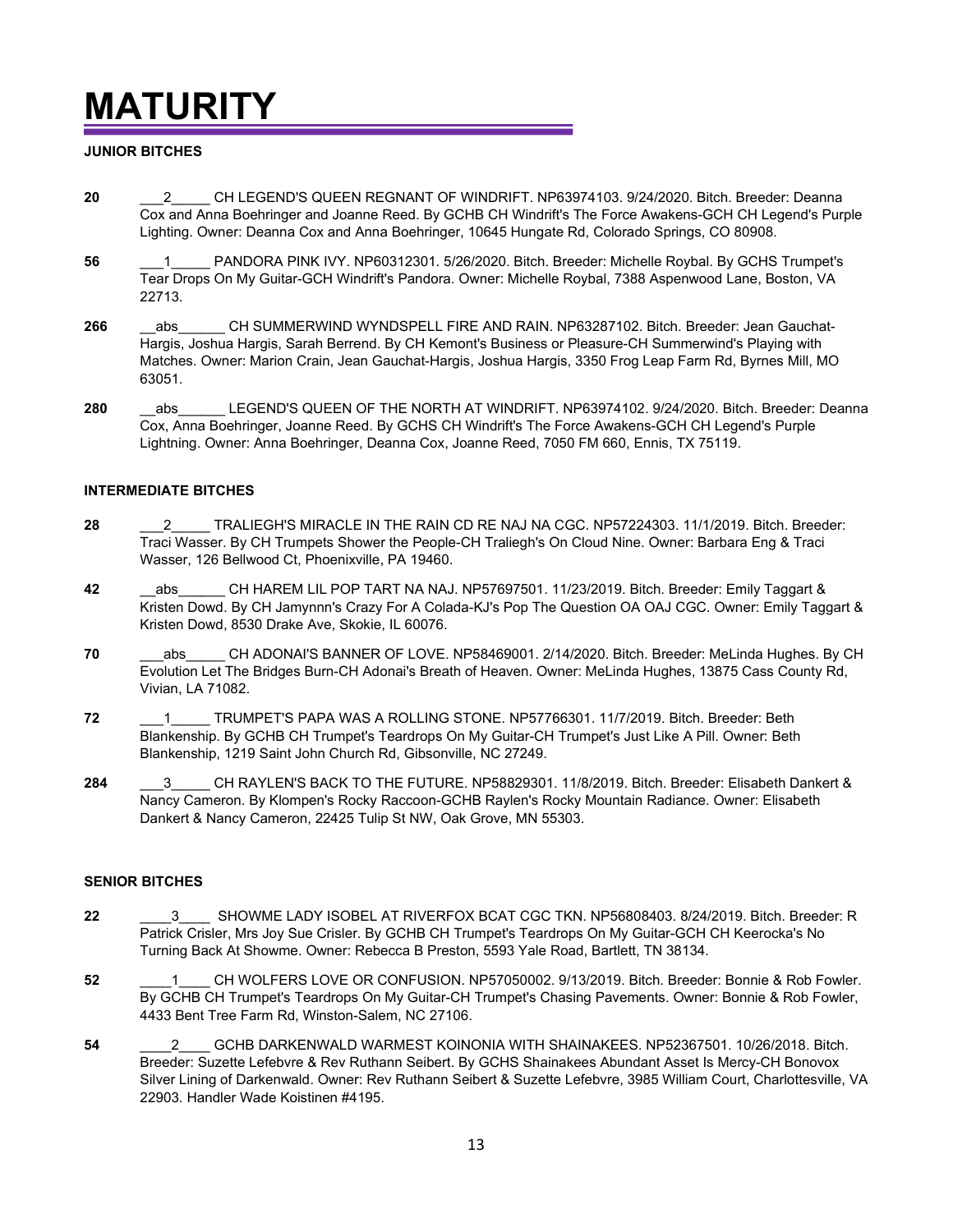# MATURITY

**JUNIOR BITCHES**

**20** ___2_____ CH LEGEND'S QUEEN REGNANT OF WINDRIFT. NP63974103. 9/24/2020. Bitch. Breeder: Deanna Cox and Anna Boehringer and Joanne Reed. By GCHB CH Windrift's The Force Awakens-GCH CH Legend's Purple Lighting. Owner: Deanna Cox and Anna Boehringer, 10645 Hungate Rd, Colorado Springs, CO 80908.

**56** ___1_____ PANDORA PINK IVY. NP60312301. 5/26/2020. Bitch. Breeder: Michelle Roybal. By GCHS Trumpet's Tear Drops On My Guitar-GCH Windrift's Pandora. Owner: Michelle Roybal, 7388 Aspenwood Lane, Boston, VA 22713.

**266** __abs______ CH SUMMERWIND WYNDSPELL FIRE AND RAIN. NP63287102. Bitch. Breeder: Jean Gauchat-Hargis, Joshua Hargis, Sarah Berrend. By CH Kemont's Business or Pleasure-CH Summerwind's Playing with Matches. Owner: Marion Crain, Jean Gauchat-Hargis, Joshua Hargis, 3350 Frog Leap Farm Rd, Byrnes Mill, MO 63051.

**280** __abs______ LEGEND'S QUEEN OF THE NORTH AT WINDRIFT. NP63974102. 9/24/2020. Bitch. Breeder: Deanna Cox, Anna Boehringer, Joanne Reed. By GCHS CH Windrift's The Force Awakens-GCH CH Legend's Purple Lightning. Owner: Anna Boehringer, Deanna Cox, Joanne Reed, 7050 FM 660, Ennis, TX 75119.

**INTERMEDIATE BITCHES**

**28** ___2_____ TRALIEGH'S MIRACLE IN THE RAIN CD RE NAJ NA CGC. NP57224303. 11/1/2019. Bitch. Breeder: Traci Wasser. By CH Trumpets Shower the People-CH Traliegh's On Cloud Nine. Owner: Barbara Eng & Traci Wasser, 126 Bellwood Ct, Phoenixville, PA 19460.

**42** __abs______ CH HAREM LIL POP TART NA NAJ. NP57697501. 11/23/2019. Bitch. Breeder: Emily Taggart & Kristen Dowd. By CH Jamynnn's Crazy For A Colada-KJ's Pop The Question OA OAJ CGC. Owner: Emily Taggart & Kristen Dowd, 8530 Drake Ave, Skokie, IL 60076.

**70** ___abs_____ CH ADONAI'S BANNER OF LOVE. NP58469001. 2/14/2020. Bitch. Breeder: MeLinda Hughes. By CH Evolution Let The Bridges Burn-CH Adonai's Breath of Heaven. Owner: MeLinda Hughes, 13875 Cass County Rd, Vivian, LA 71082.

**72** ___1_____ TRUMPET'S PAPA WAS A ROLLING STONE. NP57766301. 11/7/2019. Bitch. Breeder: Beth Blankenship. By GCHB CH Trumpet's Teardrops On My Guitar-CH Trumpet's Just Like A Pill. Owner: Beth Blankenship, 1219 Saint John Church Rd, Gibsonville, NC 27249.

**284** ___3_____ CH RAYLEN'S BACK TO THE FUTURE. NP58829301. 11/8/2019. Bitch. Breeder: Elisabeth Dankert & Nancy Cameron. By Klompen's Rocky Raccoon-GCHB Raylen's Rocky Mountain Radiance. Owner: Elisabeth Dankert & Nancy Cameron, 22425 Tulip St NW, Oak Grove, MN 55303.

**SENIOR BITCHES**

**22** ____3____ SHOWME LADY ISOBEL AT RIVERFOX BCAT CGC TKN. NP56808403. 8/24/2019. Bitch. Breeder: R Patrick Crisler, Mrs Joy Sue Crisler. By GCHB CH Trumpet's Teardrops On My Guitar-GCH CH Keerocka's No Turning Back At Showme. Owner: Rebecca B Preston, 5593 Yale Road, Bartlett, TN 38134.

**52** ____1____ CH WOLFERS LOVE OR CONFUSION. NP57050002. 9/13/2019. Bitch. Breeder: Bonnie & Rob Fowler. By GCHB CH Trumpet's Teardrops On My Guitar-CH Trumpet's Chasing Pavements. Owner: Bonnie & Rob Fowler, 4433 Bent Tree Farm Rd, Winston-Salem, NC 27106.

**54** ____2____ GCHB DARKENWALD WARMEST KOINONIA WITH SHAINAKEES. NP52367501. 10/26/2018. Bitch. Breeder: Suzette Lefebvre & Rev Ruthann Seibert. By GCHS Shainakees Abundant Asset Is Mercy-CH Bonovox Silver Lining of Darkenwald. Owner: Rev Ruthann Seibert & Suzette Lefebvre, 3985 William Court, Charlottesville, VA 22903. Handler Wade Koistinen #4195.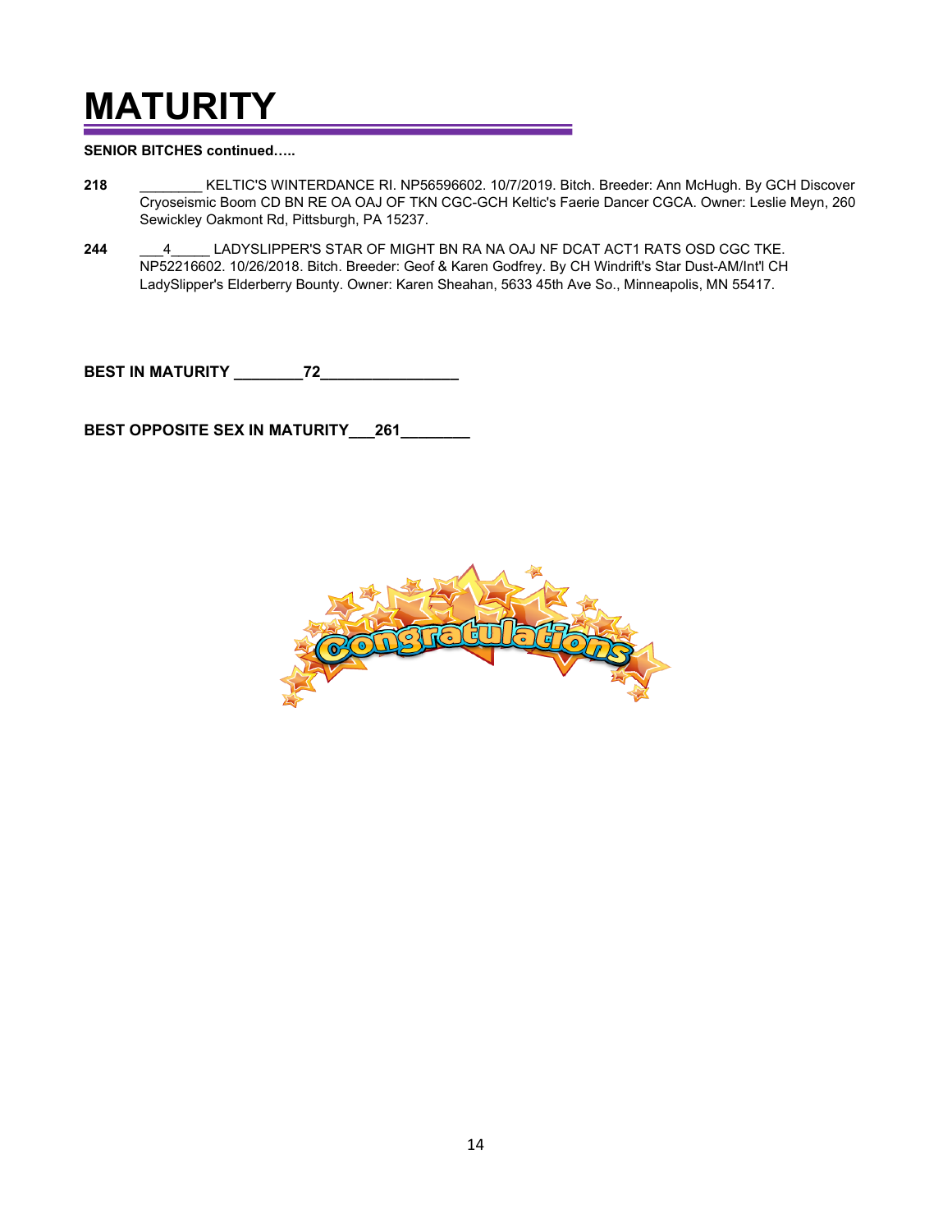# MATURITY

**SENIOR BITCHES continued…..**

**218** ________ KELTIC'S WINTERDANCE RI. NP56596602. 10/7/2019. Bitch. Breeder: Ann McHugh. By GCH Discover Cryoseismic Boom CD BN RE OA OAJ OF TKN CGC-GCH Keltic's Faerie Dancer CGCA. Owner: Leslie Meyn, 260 Sewickley Oakmont Rd, Pittsburgh, PA 15237.

**244** ___4_____ LADYSLIPPER'S STAR OF MIGHT BN RA NA OAJ NF DCAT ACT1 RATS OSD CGC TKE. NP52216602. 10/26/2018. Bitch. Breeder: Geof & Karen Godfrey. By CH Windrift's Star Dust-AM/Int'l CH LadySlipper's Elderberry Bounty. Owner: Karen Sheahan, 5633 45th Ave So., Minneapolis, MN 55417.

**BEST IN MATURITY ________72________________**

**BEST OPPOSITE SEX IN MATURITY___261________**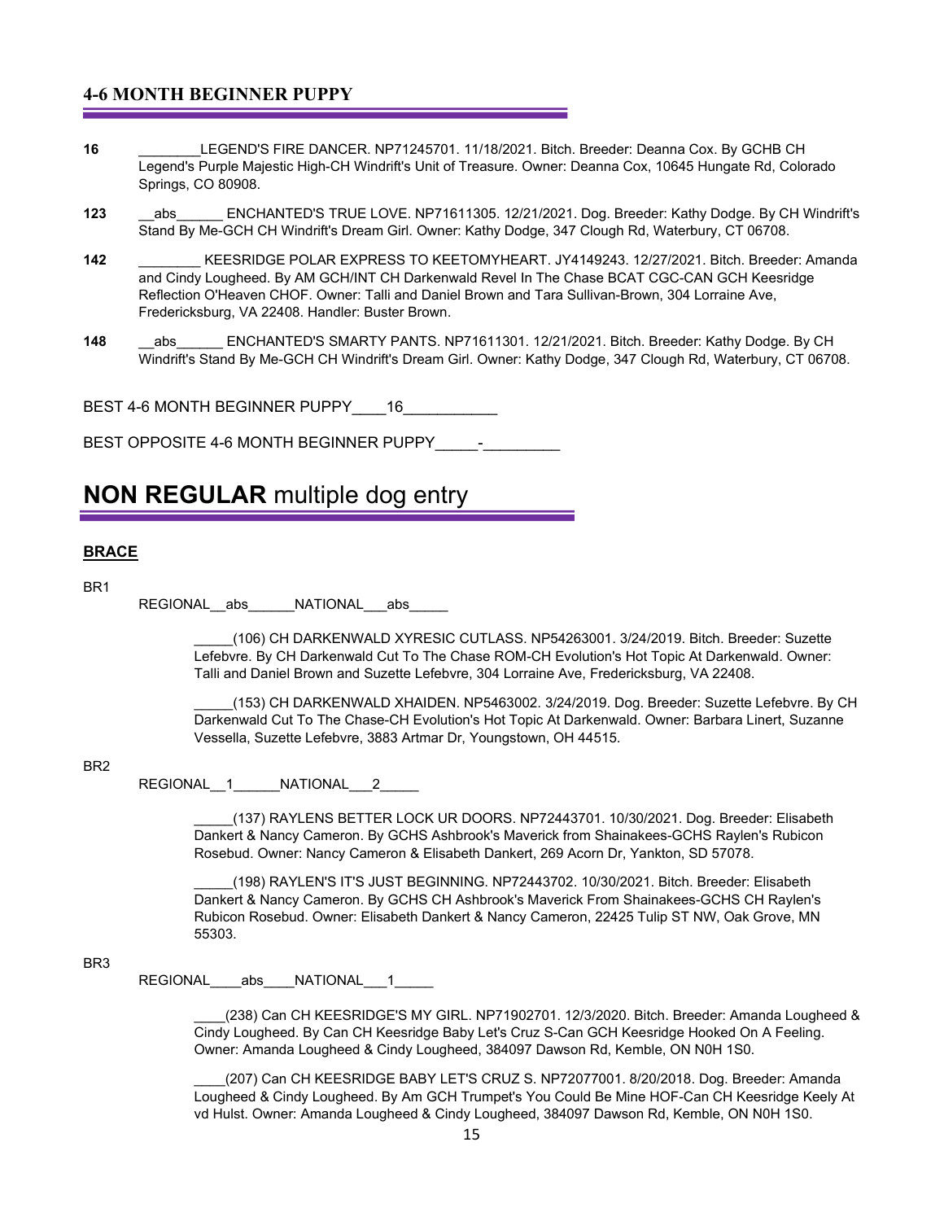## 4-6 MONTH BEGINNER PUPPY

**16** ________LEGEND'S FIRE DANCER. NP71245701. 11/18/2021. Bitch. Breeder: Deanna Cox. By GCHB CH Legend's Purple Majestic High-CH Windrift's Unit of Treasure. Owner: Deanna Cox, 10645 Hungate Rd, Colorado Springs, CO 80908.

**123** __abs______ ENCHANTED'S TRUE LOVE. NP71611305. 12/21/2021. Dog. Breeder: Kathy Dodge. By CH Windrift's Stand By Me-GCH CH Windrift's Dream Girl. Owner: Kathy Dodge, 347 Clough Rd, Waterbury, CT 06708.

**142** ________ KEESRIDGE POLAR EXPRESS TO KEETOMYHEART. JY4149243. 12/27/2021. Bitch. Breeder: Amanda and Cindy Lougheed. By AM GCH/INT CH Darkenwald Revel In The Chase BCAT CGC-CAN GCH Keesridge Reflection O'Heaven CHOF. Owner: Talli and Daniel Brown and Tara Sullivan-Brown, 304 Lorraine Ave, Fredericksburg, VA 22408. Handler: Buster Brown.

**148** __abs______ ENCHANTED'S SMARTY PANTS. NP71611301. 12/21/2021. Bitch. Breeder: Kathy Dodge. By CH Windrift's Stand By Me-GCH CH Windrift's Dream Girl. Owner: Kathy Dodge, 347 Clough Rd, Waterbury, CT 06708.

BEST 4-6 MONTH BEGINNER PUPPY____16___________

BEST OPPOSITE 4-6 MONTH BEGINNER PUPPY_____-_________

# **NON REGULAR** multiple dog entry

### **BRACE**

BR1

REGIONAL__abs______NATIONAL___abs_____

_____(106) CH DARKENWALD XYRESIC CUTLASS. NP54263001. 3/24/2019. Bitch. Breeder: Suzette Lefebvre. By CH Darkenwald Cut To The Chase ROM-CH Evolution's Hot Topic At Darkenwald. Owner: Talli and Daniel Brown and Suzette Lefebvre, 304 Lorraine Ave, Fredericksburg, VA 22408.

_____(153) CH DARKENWALD XHAIDEN. NP5463002. 3/24/2019. Dog. Breeder: Suzette Lefebvre. By CH Darkenwald Cut To The Chase-CH Evolution's Hot Topic At Darkenwald. Owner: Barbara Linert, Suzanne Vessella, Suzette Lefebvre, 3883 Artmar Dr, Youngstown, OH 44515.

BR2

REGIONAL__1______NATIONAL___2_____

_____(137) RAYLENS BETTER LOCK UR DOORS. NP72443701. 10/30/2021. Dog. Breeder: Elisabeth Dankert & Nancy Cameron. By GCHS Ashbrook's Maverick from Shainakees-GCHS Raylen's Rubicon Rosebud. Owner: Nancy Cameron & Elisabeth Dankert, 269 Acorn Dr, Yankton, SD 57078.

_____(198) RAYLEN'S IT'S JUST BEGINNING. NP72443702. 10/30/2021. Bitch. Breeder: Elisabeth Dankert & Nancy Cameron. By GCHS CH Ashbrook's Maverick From Shainakees-GCHS CH Raylen's Rubicon Rosebud. Owner: Elisabeth Dankert & Nancy Cameron, 22425 Tulip ST NW, Oak Grove, MN 55303.

BR3

REGIONAL____abs____NATIONAL___1_____

____(238) Can CH KEESRIDGE'S MY GIRL. NP71902701. 12/3/2020. Bitch. Breeder: Amanda Lougheed & Cindy Lougheed. By Can CH Keesridge Baby Let's Cruz S-Can GCH Keesridge Hooked On A Feeling. Owner: Amanda Lougheed & Cindy Lougheed, 384097 Dawson Rd, Kemble, ON N0H 1S0.

____(207) Can CH KEESRIDGE BABY LET'S CRUZ S. NP72077001. 8/20/2018. Dog. Breeder: Amanda Lougheed & Cindy Lougheed. By Am GCH Trumpet's You Could Be Mine HOF-Can CH Keesridge Keely At vd Hulst. Owner: Amanda Lougheed & Cindy Lougheed, 384097 Dawson Rd, Kemble, ON N0H 1S0.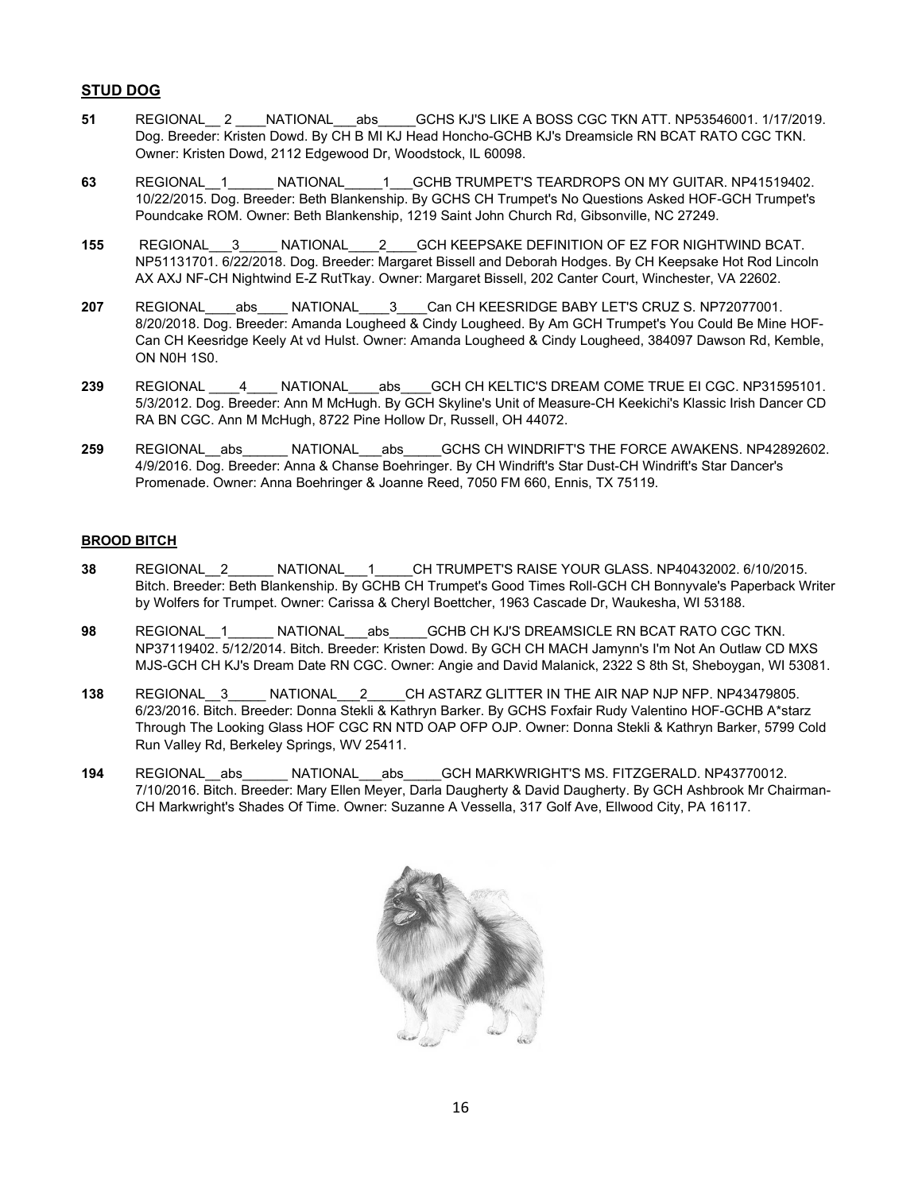## STUD DOG

**51** REGIONAL__ 2 ____NATIONAL___abs_____GCHS KJ'S LIKE A BOSS CGC TKN ATT. NP53546001. 1/17/2019. Dog. Breeder: Kristen Dowd. By CH B MI KJ Head Honcho-GCHB KJ's Dreamsicle RN BCAT RATO CGC TKN. Owner: Kristen Dowd, 2112 Edgewood Dr, Woodstock, IL 60098.

**63** REGIONAL__1______ NATIONAL_____1___GCHB TRUMPET'S TEARDROPS ON MY GUITAR. NP41519402. 10/22/2015. Dog. Breeder: Beth Blankenship. By GCHS CH Trumpet's No Questions Asked HOF-GCH Trumpet's Poundcake ROM. Owner: Beth Blankenship, 1219 Saint John Church Rd, Gibsonville, NC 27249.

**155** REGIONAL___3_____ NATIONAL____2____GCH KEEPSAKE DEFINITION OF EZ FOR NIGHTWIND BCAT. NP51131701. 6/22/2018. Dog. Breeder: Margaret Bissell and Deborah Hodges. By CH Keepsake Hot Rod Lincoln AX AXJ NF-CH Nightwind E-Z RutTkay. Owner: Margaret Bissell, 202 Canter Court, Winchester, VA 22602.

**207** REGIONAL____abs____ NATIONAL____3____Can CH KEESRIDGE BABY LET'S CRUZ S. NP72077001. 8/20/2018. Dog. Breeder: Amanda Lougheed & Cindy Lougheed. By Am GCH Trumpet's You Could Be Mine HOF-Can CH Keesridge Keely At vd Hulst. Owner: Amanda Lougheed & Cindy Lougheed, 384097 Dawson Rd, Kemble, ON N0H 1S0.

**239** REGIONAL ____4____ NATIONAL____abs____GCH CH KELTIC'S DREAM COME TRUE EI CGC. NP31595101. 5/3/2012. Dog. Breeder: Ann M McHugh. By GCH Skyline's Unit of Measure-CH Keekichi's Klassic Irish Dancer CD RA BN CGC. Ann M McHugh, 8722 Pine Hollow Dr, Russell, OH 44072.

**259** REGIONAL__abs______ NATIONAL___abs_____GCHS CH WINDRIFT'S THE FORCE AWAKENS. NP42892602. 4/9/2016. Dog. Breeder: Anna & Chanse Boehringer. By CH Windrift's Star Dust-CH Windrift's Star Dancer's Promenade. Owner: Anna Boehringer & Joanne Reed, 7050 FM 660, Ennis, TX 75119.

## BROOD BITCH

**38** REGIONAL__2______ NATIONAL___1_____CH TRUMPET'S RAISE YOUR GLASS. NP40432002. 6/10/2015. Bitch. Breeder: Beth Blankenship. By GCHB CH Trumpet's Good Times Roll-GCH CH Bonnyvale's Paperback Writer by Wolfers for Trumpet. Owner: Carissa & Cheryl Boettcher, 1963 Cascade Dr, Waukesha, WI 53188.

**98** REGIONAL__1______ NATIONAL___abs_____GCHB CH KJ'S DREAMSICLE RN BCAT RATO CGC TKN. NP37119402. 5/12/2014. Bitch. Breeder: Kristen Dowd. By GCH CH MACH Jamynn's I'm Not An Outlaw CD MXS MJS-GCH CH KJ's Dream Date RN CGC. Owner: Angie and David Malanick, 2322 S 8th St, Sheboygan, WI 53081.

**138** REGIONAL__3_____ NATIONAL___2_____CH ASTARZ GLITTER IN THE AIR NAP NJP NFP. NP43479805. 6/23/2016. Bitch. Breeder: Donna Stekli & Kathryn Barker. By GCHS Foxfair Rudy Valentino HOF-GCHB A*starz Through The Looking Glass HOF CGC RN NTD OAP OFP OJP. Owner: Donna Stekli & Kathryn Barker, 5799 Cold Run Valley Rd, Berkeley Springs, WV 25411.

**194** REGIONAL__abs______ NATIONAL___abs_____GCH MARKWRIGHT'S MS. FITZGERALD. NP43770012. 7/10/2016. Bitch. Breeder: Mary Ellen Meyer, Darla Daugherty & David Daugherty. By GCH Ashbrook Mr Chairman-CH Markwright's Shades Of Time. Owner: Suzanne A Vessella, 317 Golf Ave, Ellwood City, PA 16117.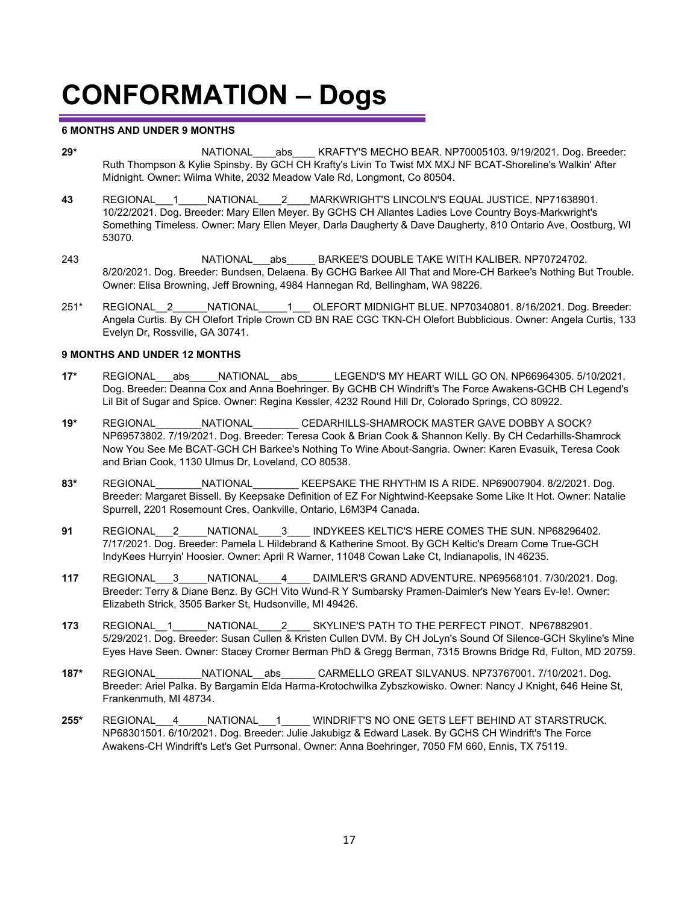# CONFORMATION – Dogs

**6 MONTHS AND UNDER 9 MONTHS**

**29*** NATIONAL____abs____ KRAFTY'S MECHO BEAR. NP70005103. 9/19/2021. Dog. Breeder: Ruth Thompson & Kylie Spinsby. By GCH CH Krafty's Livin To Twist MX MXJ NF BCAT-Shoreline's Walkin' After Midnight. Owner: Wilma White, 2032 Meadow Vale Rd, Longmont, Co 80504.

**43** REGIONAL___1_____NATIONAL____2____MARKWRIGHT'S LINCOLN'S EQUAL JUSTICE. NP71638901. 10/22/2021. Dog. Breeder: Mary Ellen Meyer. By GCHS CH Allantes Ladies Love Country Boys-Markwright's Something Timeless. Owner: Mary Ellen Meyer, Darla Daugherty & Dave Daugherty, 810 Ontario Ave, Oostburg, WI 53070.

243 NATIONAL___abs_____ BARKEE'S DOUBLE TAKE WITH KALIBER. NP70724702. 8/20/2021. Dog. Breeder: Bundsen, Delaena. By GCHG Barkee All That and More-CH Barkee's Nothing But Trouble. Owner: Elisa Browning, Jeff Browning, 4984 Hannegan Rd, Bellingham, WA 98226.

251* REGIONAL__2______NATIONAL_____1___ OLEFORT MIDNIGHT BLUE. NP70340801. 8/16/2021. Dog. Breeder: Angela Curtis. By CH Olefort Triple Crown CD BN RAE CGC TKN-CH Olefort Bubblicious. Owner: Angela Curtis, 133 Evelyn Dr, Rossville, GA 30741.

**9 MONTHS AND UNDER 12 MONTHS**

**17*** REGIONAL___abs_____NATIONAL__abs______ LEGEND'S MY HEART WILL GO ON. NP66964305. 5/10/2021. Dog. Breeder: Deanna Cox and Anna Boehringer. By GCHB CH Windrift's The Force Awakens-GCHB CH Legend's Lil Bit of Sugar and Spice. Owner: Regina Kessler, 4232 Round Hill Dr, Colorado Springs, CO 80922.

**19*** REGIONAL________NATIONAL________ CEDARHILLS-SHAMROCK MASTER GAVE DOBBY A SOCK? NP69573802. 7/19/2021. Dog. Breeder: Teresa Cook & Brian Cook & Shannon Kelly. By CH Cedarhills-Shamrock Now You See Me BCAT-GCH CH Barkee's Nothing To Wine About-Sangria. Owner: Karen Evasuik, Teresa Cook and Brian Cook, 1130 Ulmus Dr, Loveland, CO 80538.

**83*** REGIONAL________NATIONAL________ KEEPSAKE THE RHYTHM IS A RIDE. NP69007904. 8/2/2021. Dog. Breeder: Margaret Bissell. By Keepsake Definition of EZ For Nightwind-Keepsake Some Like It Hot. Owner: Natalie Spurrell, 2201 Rosemount Cres, Oankville, Ontario, L6M3P4 Canada.

**91** REGIONAL___2_____NATIONAL____3____ INDYKEES KELTIC'S HERE COMES THE SUN. NP68296402. 7/17/2021. Dog. Breeder: Pamela L Hildebrand & Katherine Smoot. By GCH Keltic's Dream Come True-GCH IndyKees Hurryin' Hoosier. Owner: April R Warner, 11048 Cowan Lake Ct, Indianapolis, IN 46235.

**117** REGIONAL___3_____NATIONAL____4____ DAIMLER'S GRAND ADVENTURE. NP69568101. 7/30/2021. Dog. Breeder: Terry & Diane Benz. By GCH Vito Wund-R Y Sumbarsky Pramen-Daimler's New Years Ev-Ie!. Owner: Elizabeth Strick, 3505 Barker St, Hudsonville, MI 49426.

**173** REGIONAL__1______NATIONAL____2____ SKYLINE'S PATH TO THE PERFECT PINOT. NP67882901. 5/29/2021. Dog. Breeder: Susan Cullen & Kristen Cullen DVM. By CH JoLyn's Sound Of Silence-GCH Skyline's Mine Eyes Have Seen. Owner: Stacey Cromer Berman PhD & Gregg Berman, 7315 Browns Bridge Rd, Fulton, MD 20759.

**187*** REGIONAL________NATIONAL__abs______ CARMELLO GREAT SILVANUS. NP73767001. 7/10/2021. Dog. Breeder: Ariel Palka. By Bargamin Elda Harma-Krotochwilka Zybszkowisko. Owner: Nancy J Knight, 646 Heine St, Frankenmuth, MI 48734.

**255*** REGIONAL___4_____NATIONAL___1_____ WINDRIFT'S NO ONE GETS LEFT BEHIND AT STARSTRUCK. NP68301501. 6/10/2021. Dog. Breeder: Julie Jakubigz & Edward Lasek. By GCHS CH Windrift's The Force Awakens-CH Windrift's Let's Get Purrsonal. Owner: Anna Boehringer, 7050 FM 660, Ennis, TX 75119.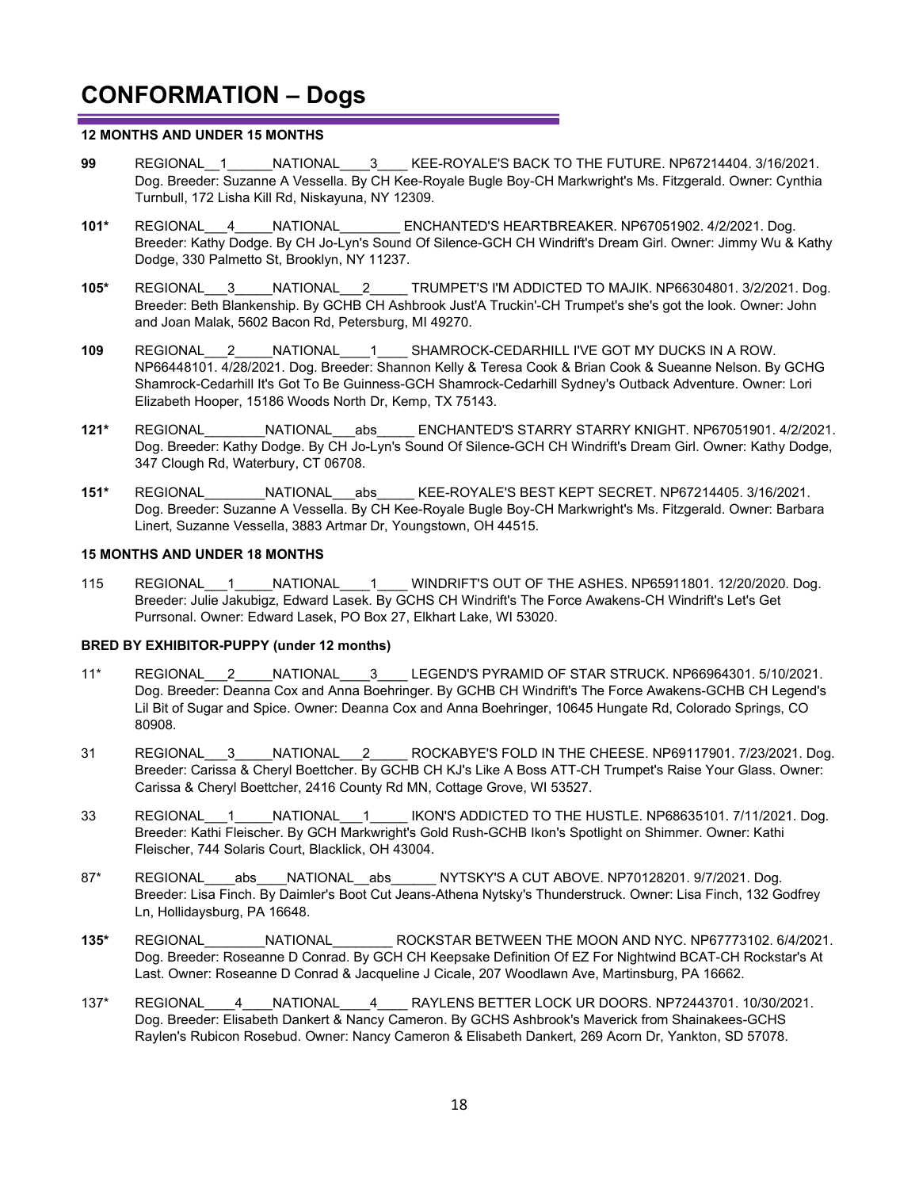# CONFORMATION – Dogs

**12 MONTHS AND UNDER 15 MONTHS**

**99** REGIONAL__1______NATIONAL____3____ KEE-ROYALE'S BACK TO THE FUTURE. NP67214404. 3/16/2021. Dog. Breeder: Suzanne A Vessella. By CH Kee-Royale Bugle Boy-CH Markwright's Ms. Fitzgerald. Owner: Cynthia Turnbull, 172 Lisha Kill Rd, Niskayuna, NY 12309.

**101*** REGIONAL___4_____NATIONAL________ ENCHANTED'S HEARTBREAKER. NP67051902. 4/2/2021. Dog. Breeder: Kathy Dodge. By CH Jo-Lyn's Sound Of Silence-GCH CH Windrift's Dream Girl. Owner: Jimmy Wu & Kathy Dodge, 330 Palmetto St, Brooklyn, NY 11237.

**105*** REGIONAL___3_____NATIONAL___2_____ TRUMPET'S I'M ADDICTED TO MAJIK. NP66304801. 3/2/2021. Dog. Breeder: Beth Blankenship. By GCHB CH Ashbrook Just'A Truckin'-CH Trumpet's she's got the look. Owner: John and Joan Malak, 5602 Bacon Rd, Petersburg, MI 49270.

**109** REGIONAL___2_____NATIONAL____1____ SHAMROCK-CEDARHILL I'VE GOT MY DUCKS IN A ROW. NP66448101. 4/28/2021. Dog. Breeder: Shannon Kelly & Teresa Cook & Brian Cook & Sueanne Nelson. By GCHG Shamrock-Cedarhill It's Got To Be Guinness-GCH Shamrock-Cedarhill Sydney's Outback Adventure. Owner: Lori Elizabeth Hooper, 15186 Woods North Dr, Kemp, TX 75143.

**121*** REGIONAL________NATIONAL___abs_____ ENCHANTED'S STARRY STARRY KNIGHT. NP67051901. 4/2/2021. Dog. Breeder: Kathy Dodge. By CH Jo-Lyn's Sound Of Silence-GCH CH Windrift's Dream Girl. Owner: Kathy Dodge, 347 Clough Rd, Waterbury, CT 06708.

**151*** REGIONAL________NATIONAL___abs_____ KEE-ROYALE'S BEST KEPT SECRET. NP67214405. 3/16/2021. Dog. Breeder: Suzanne A Vessella. By CH Kee-Royale Bugle Boy-CH Markwright's Ms. Fitzgerald. Owner: Barbara Linert, Suzanne Vessella, 3883 Artmar Dr, Youngstown, OH 44515.

**15 MONTHS AND UNDER 18 MONTHS**

115 REGIONAL___1_____NATIONAL____1____ WINDRIFT'S OUT OF THE ASHES. NP65911801. 12/20/2020. Dog. Breeder: Julie Jakubigz, Edward Lasek. By GCHS CH Windrift's The Force Awakens-CH Windrift's Let's Get Purrsonal. Owner: Edward Lasek, PO Box 27, Elkhart Lake, WI 53020.

**BRED BY EXHIBITOR-PUPPY (under 12 months)**

11* REGIONAL___2_____NATIONAL____3____ LEGEND'S PYRAMID OF STAR STRUCK. NP66964301. 5/10/2021. Dog. Breeder: Deanna Cox and Anna Boehringer. By GCHB CH Windrift's The Force Awakens-GCHB CH Legend's Lil Bit of Sugar and Spice. Owner: Deanna Cox and Anna Boehringer, 10645 Hungate Rd, Colorado Springs, CO 80908.

31 REGIONAL___3_____NATIONAL___2_____ ROCKABYE'S FOLD IN THE CHEESE. NP69117901. 7/23/2021. Dog. Breeder: Carissa & Cheryl Boettcher. By GCHB CH KJ's Like A Boss ATT-CH Trumpet's Raise Your Glass. Owner: Carissa & Cheryl Boettcher, 2416 County Rd MN, Cottage Grove, WI 53527.

33 REGIONAL___1_____NATIONAL___1_____ IKON'S ADDICTED TO THE HUSTLE. NP68635101. 7/11/2021. Dog. Breeder: Kathi Fleischer. By GCH Markwright's Gold Rush-GCHB Ikon's Spotlight on Shimmer. Owner: Kathi Fleischer, 744 Solaris Court, Blacklick, OH 43004.

87* REGIONAL____abs____NATIONAL__abs______ NYTSKY'S A CUT ABOVE. NP70128201. 9/7/2021. Dog. Breeder: Lisa Finch. By Daimler's Boot Cut Jeans-Athena Nytsky's Thunderstruck. Owner: Lisa Finch, 132 Godfrey Ln, Hollidaysburg, PA 16648.

**135*** REGIONAL________NATIONAL________ ROCKSTAR BETWEEN THE MOON AND NYC. NP67773102. 6/4/2021. Dog. Breeder: Roseanne D Conrad. By GCH CH Keepsake Definition Of EZ For Nightwind BCAT-CH Rockstar's At Last. Owner: Roseanne D Conrad & Jacqueline J Cicale, 207 Woodlawn Ave, Martinsburg, PA 16662.

137* REGIONAL____4____NATIONAL____4____ RAYLENS BETTER LOCK UR DOORS. NP72443701. 10/30/2021. Dog. Breeder: Elisabeth Dankert & Nancy Cameron. By GCHS Ashbrook's Maverick from Shainakees-GCHS Raylen's Rubicon Rosebud. Owner: Nancy Cameron & Elisabeth Dankert, 269 Acorn Dr, Yankton, SD 57078.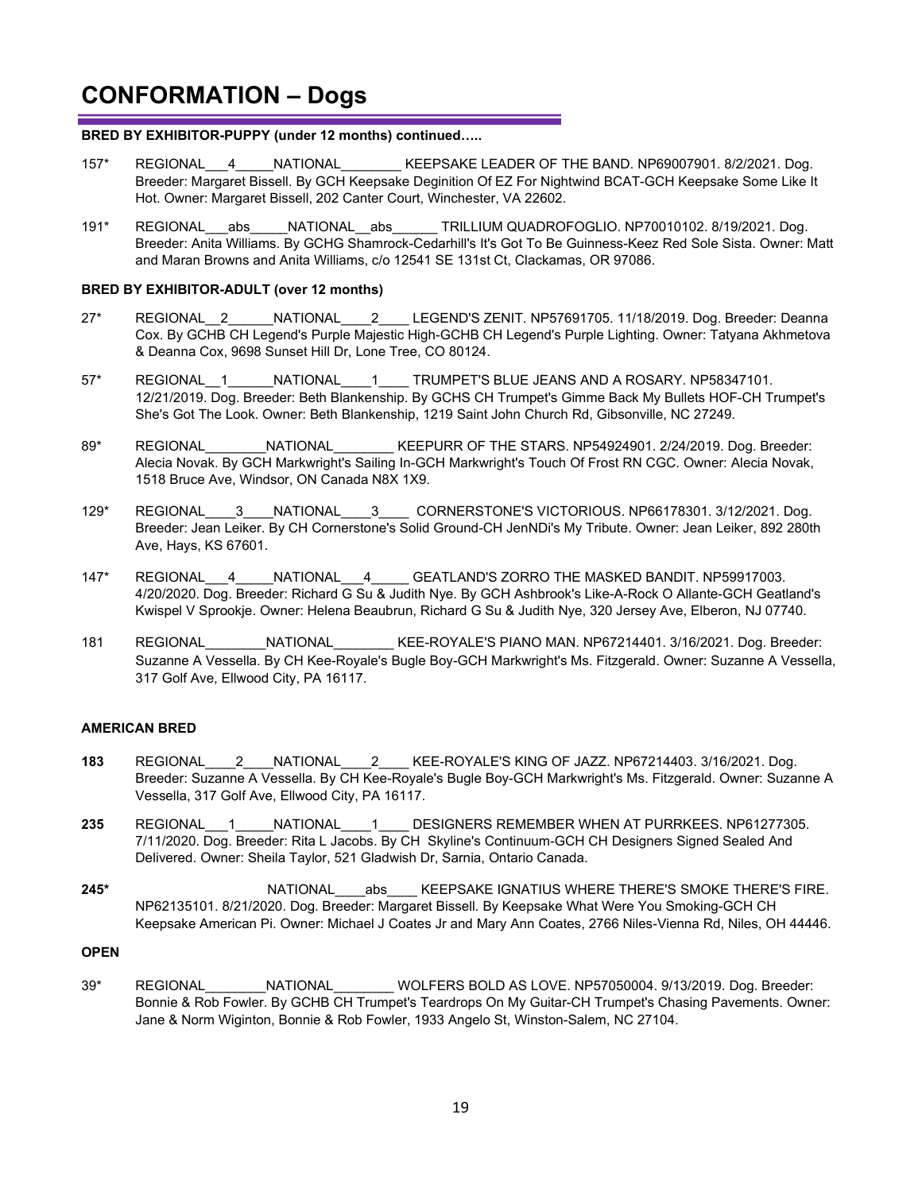# CONFORMATION – Dogs

**BRED BY EXHIBITOR-PUPPY (under 12 months) continued…..**

157* REGIONAL___4_____NATIONAL________ KEEPSAKE LEADER OF THE BAND. NP69007901. 8/2/2021. Dog. Breeder: Margaret Bissell. By GCH Keepsake Deginition Of EZ For Nightwind BCAT-GCH Keepsake Some Like It Hot. Owner: Margaret Bissell, 202 Canter Court, Winchester, VA 22602.

191* REGIONAL___abs_____NATIONAL__abs______ TRILLIUM QUADROFOGLIO. NP70010102. 8/19/2021. Dog. Breeder: Anita Williams. By GCHG Shamrock-Cedarhill's It's Got To Be Guinness-Keez Red Sole Sista. Owner: Matt and Maran Browns and Anita Williams, c/o 12541 SE 131st Ct, Clackamas, OR 97086.

**BRED BY EXHIBITOR-ADULT (over 12 months)**

27* REGIONAL__2______NATIONAL____2____ LEGEND'S ZENIT. NP57691705. 11/18/2019. Dog. Breeder: Deanna Cox. By GCHB CH Legend's Purple Majestic High-GCHB CH Legend's Purple Lighting. Owner: Tatyana Akhmetova & Deanna Cox, 9698 Sunset Hill Dr, Lone Tree, CO 80124.

57* REGIONAL__1______NATIONAL____1____ TRUMPET'S BLUE JEANS AND A ROSARY. NP58347101. 12/21/2019. Dog. Breeder: Beth Blankenship. By GCHS CH Trumpet's Gimme Back My Bullets HOF-CH Trumpet's She's Got The Look. Owner: Beth Blankenship, 1219 Saint John Church Rd, Gibsonville, NC 27249.

89* REGIONAL________NATIONAL________ KEEPURR OF THE STARS. NP54924901. 2/24/2019. Dog. Breeder: Alecia Novak. By GCH Markwright's Sailing In-GCH Markwright's Touch Of Frost RN CGC. Owner: Alecia Novak, 1518 Bruce Ave, Windsor, ON Canada N8X 1X9.

129* REGIONAL____3____NATIONAL____3____ CORNERSTONE'S VICTORIOUS. NP66178301. 3/12/2021. Dog. Breeder: Jean Leiker. By CH Cornerstone's Solid Ground-CH JenNDi's My Tribute. Owner: Jean Leiker, 892 280th Ave, Hays, KS 67601.

147* REGIONAL___4_____NATIONAL___4_____ GEATLAND'S ZORRO THE MASKED BANDIT. NP59917003. 4/20/2020. Dog. Breeder: Richard G Su & Judith Nye. By GCH Ashbrook's Like-A-Rock O Allante-GCH Geatland's Kwispel V Sprookje. Owner: Helena Beaubrun, Richard G Su & Judith Nye, 320 Jersey Ave, Elberon, NJ 07740.

181 REGIONAL________NATIONAL________ KEE-ROYALE'S PIANO MAN. NP67214401. 3/16/2021. Dog. Breeder: Suzanne A Vessella. By CH Kee-Royale's Bugle Boy-GCH Markwright's Ms. Fitzgerald. Owner: Suzanne A Vessella, 317 Golf Ave, Ellwood City, PA 16117.

**AMERICAN BRED**

**183** REGIONAL____2____NATIONAL____2____ KEE-ROYALE'S KING OF JAZZ. NP67214403. 3/16/2021. Dog. Breeder: Suzanne A Vessella. By CH Kee-Royale's Bugle Boy-GCH Markwright's Ms. Fitzgerald. Owner: Suzanne A Vessella, 317 Golf Ave, Ellwood City, PA 16117.

**235** REGIONAL___1_____NATIONAL____1____ DESIGNERS REMEMBER WHEN AT PURRKEES. NP61277305. 7/11/2020. Dog. Breeder: Rita L Jacobs. By CH Skyline's Continuum-GCH CH Designers Signed Sealed And Delivered. Owner: Sheila Taylor, 521 Gladwish Dr, Sarnia, Ontario Canada.

**245*** NATIONAL____abs____ KEEPSAKE IGNATIUS WHERE THERE'S SMOKE THERE'S FIRE. NP62135101. 8/21/2020. Dog. Breeder: Margaret Bissell. By Keepsake What Were You Smoking-GCH CH Keepsake American Pi. Owner: Michael J Coates Jr and Mary Ann Coates, 2766 Niles-Vienna Rd, Niles, OH 44446.

**OPEN**

39* REGIONAL________NATIONAL________ WOLFERS BOLD AS LOVE. NP57050004. 9/13/2019. Dog. Breeder: Bonnie & Rob Fowler. By GCHB CH Trumpet's Teardrops On My Guitar-CH Trumpet's Chasing Pavements. Owner: Jane & Norm Wiginton, Bonnie & Rob Fowler, 1933 Angelo St, Winston-Salem, NC 27104.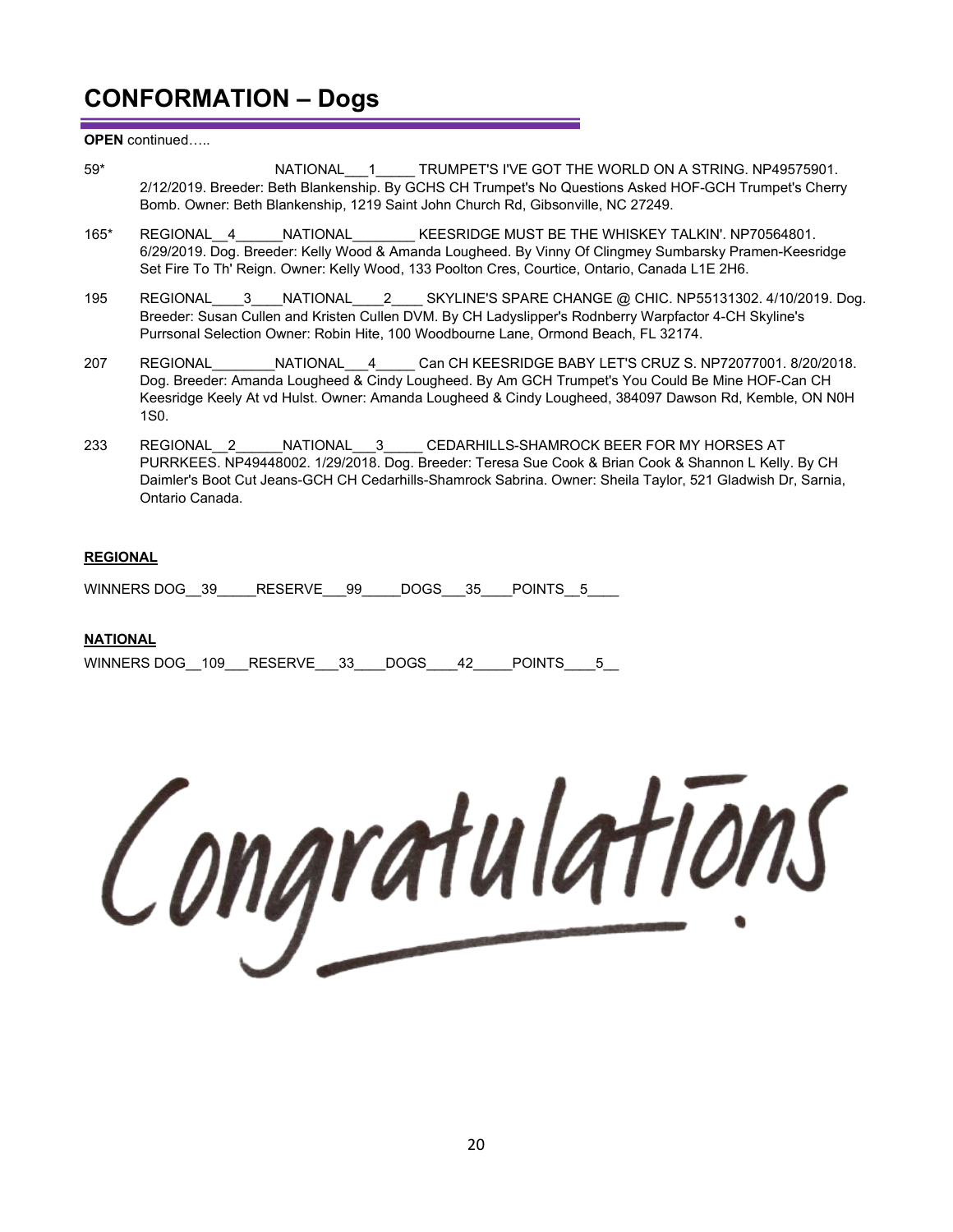# CONFORMATION – Dogs

**OPEN** continued…..

59* NATIONAL___1_____ TRUMPET'S I'VE GOT THE WORLD ON A STRING. NP49575901. 2/12/2019. Breeder: Beth Blankenship. By GCHS CH Trumpet's No Questions Asked HOF-GCH Trumpet's Cherry Bomb. Owner: Beth Blankenship, 1219 Saint John Church Rd, Gibsonville, NC 27249.

165* REGIONAL__4______NATIONAL________ KEESRIDGE MUST BE THE WHISKEY TALKIN'. NP70564801. 6/29/2019. Dog. Breeder: Kelly Wood & Amanda Lougheed. By Vinny Of Clingmey Sumbarsky Pramen-Keesridge Set Fire To Th' Reign. Owner: Kelly Wood, 133 Poolton Cres, Courtice, Ontario, Canada L1E 2H6.

195 REGIONAL____3____NATIONAL____2____ SKYLINE'S SPARE CHANGE @ CHIC. NP55131302. 4/10/2019. Dog. Breeder: Susan Cullen and Kristen Cullen DVM. By CH Ladyslipper's Rodnberry Warpfactor 4-CH Skyline's Purrsonal Selection Owner: Robin Hite, 100 Woodbourne Lane, Ormond Beach, FL 32174.

207 REGIONAL________NATIONAL___4_____ Can CH KEESRIDGE BABY LET'S CRUZ S. NP72077001. 8/20/2018. Dog. Breeder: Amanda Lougheed & Cindy Lougheed. By Am GCH Trumpet's You Could Be Mine HOF-Can CH Keesridge Keely At vd Hulst. Owner: Amanda Lougheed & Cindy Lougheed, 384097 Dawson Rd, Kemble, ON N0H 1S0.

233 REGIONAL__2______NATIONAL___3_____ CEDARHILLS-SHAMROCK BEER FOR MY HORSES AT PURRKEES. NP49448002. 1/29/2018. Dog. Breeder: Teresa Sue Cook & Brian Cook & Shannon L Kelly. By CH Daimler's Boot Cut Jeans-GCH CH Cedarhills-Shamrock Sabrina. Owner: Sheila Taylor, 521 Gladwish Dr, Sarnia, Ontario Canada.

**REGIONAL**

WINNERS DOG__39_____RESERVE___99_____DOGS___35____POINTS__5____

**NATIONAL**

WINNERS DOG__109___RESERVE___33____DOGS____42_____POINTS____5__

Congratulations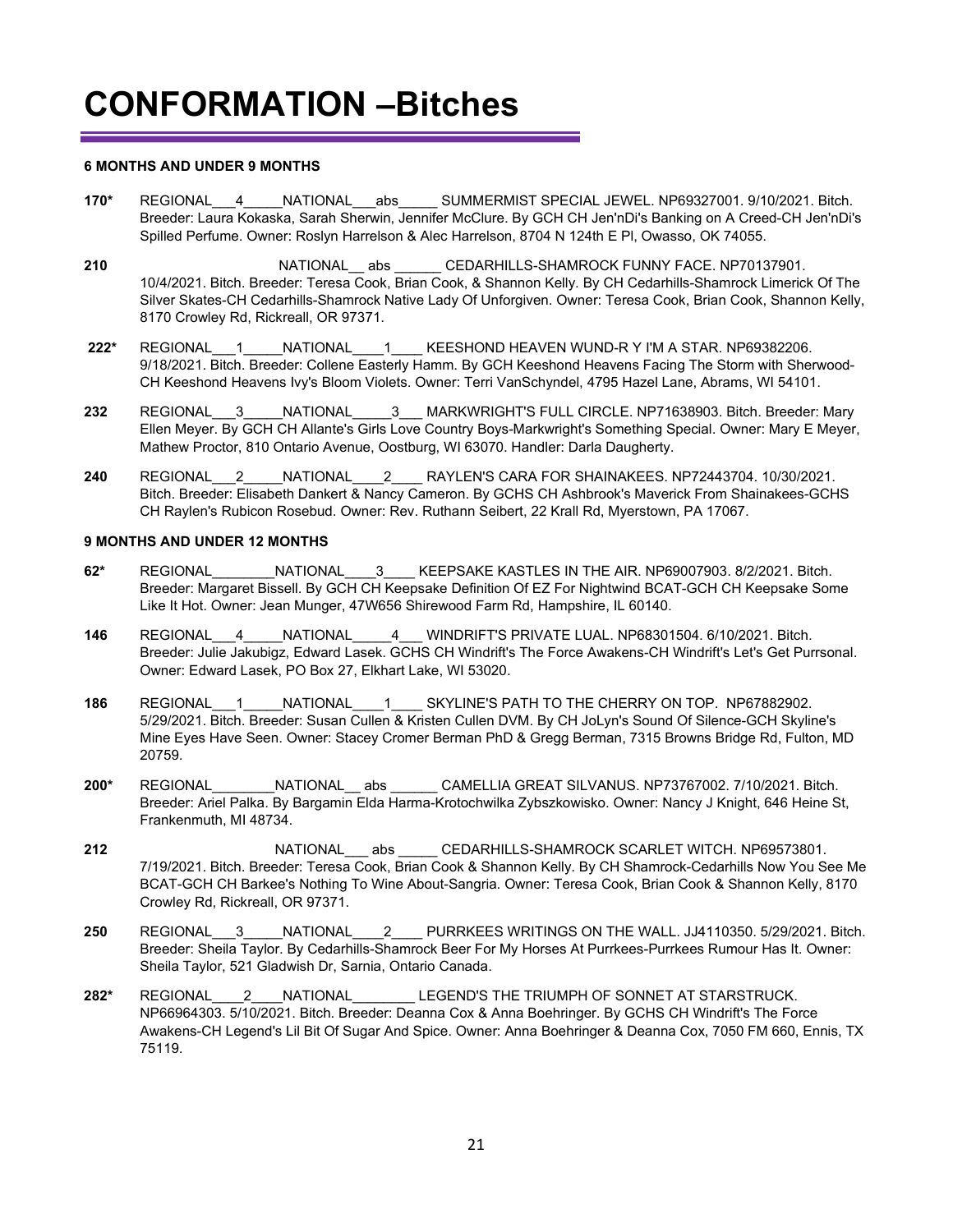# CONFORMATION –Bitches

**6 MONTHS AND UNDER 9 MONTHS**

**170*** REGIONAL___4_____NATIONAL___abs_____ SUMMERMIST SPECIAL JEWEL. NP69327001. 9/10/2021. Bitch. Breeder: Laura Kokaska, Sarah Sherwin, Jennifer McClure. By GCH CH Jen'nDi's Banking on A Creed-CH Jen'nDi's Spilled Perfume. Owner: Roslyn Harrelson & Alec Harrelson, 8704 N 124th E Pl, Owasso, OK 74055.

**210** NATIONAL__ abs ______ CEDARHILLS-SHAMROCK FUNNY FACE. NP70137901. 10/4/2021. Bitch. Breeder: Teresa Cook, Brian Cook, & Shannon Kelly. By CH Cedarhills-Shamrock Limerick Of The Silver Skates-CH Cedarhills-Shamrock Native Lady Of Unforgiven. Owner: Teresa Cook, Brian Cook, Shannon Kelly, 8170 Crowley Rd, Rickreall, OR 97371.

**222*** REGIONAL___1_____NATIONAL____1____ KEESHOND HEAVEN WUND-R Y I'M A STAR. NP69382206. 9/18/2021. Bitch. Breeder: Collene Easterly Hamm. By GCH Keeshond Heavens Facing The Storm with Sherwood-CH Keeshond Heavens Ivy's Bloom Violets. Owner: Terri VanSchyndel, 4795 Hazel Lane, Abrams, WI 54101.

**232** REGIONAL___3_____NATIONAL_____3___ MARKWRIGHT'S FULL CIRCLE. NP71638903. Bitch. Breeder: Mary Ellen Meyer. By GCH CH Allante's Girls Love Country Boys-Markwright's Something Special. Owner: Mary E Meyer, Mathew Proctor, 810 Ontario Avenue, Oostburg, WI 63070. Handler: Darla Daugherty.

**240** REGIONAL___2_____NATIONAL____2____ RAYLEN'S CARA FOR SHAINAKEES. NP72443704. 10/30/2021. Bitch. Breeder: Elisabeth Dankert & Nancy Cameron. By GCHS CH Ashbrook's Maverick From Shainakees-GCHS CH Raylen's Rubicon Rosebud. Owner: Rev. Ruthann Seibert, 22 Krall Rd, Myerstown, PA 17067.

**9 MONTHS AND UNDER 12 MONTHS**

**62*** REGIONAL________NATIONAL____3____ KEEPSAKE KASTLES IN THE AIR. NP69007903. 8/2/2021. Bitch. Breeder: Margaret Bissell. By GCH CH Keepsake Definition Of EZ For Nightwind BCAT-GCH CH Keepsake Some Like It Hot. Owner: Jean Munger, 47W656 Shirewood Farm Rd, Hampshire, IL 60140.

**146** REGIONAL___4_____NATIONAL_____4___ WINDRIFT'S PRIVATE LUAL. NP68301504. 6/10/2021. Bitch. Breeder: Julie Jakubigz, Edward Lasek. GCHS CH Windrift's The Force Awakens-CH Windrift's Let's Get Purrsonal. Owner: Edward Lasek, PO Box 27, Elkhart Lake, WI 53020.

**186** REGIONAL___1_____NATIONAL____1____ SKYLINE'S PATH TO THE CHERRY ON TOP. NP67882902. 5/29/2021. Bitch. Breeder: Susan Cullen & Kristen Cullen DVM. By CH JoLyn's Sound Of Silence-GCH Skyline's Mine Eyes Have Seen. Owner: Stacey Cromer Berman PhD & Gregg Berman, 7315 Browns Bridge Rd, Fulton, MD 20759.

**200*** REGIONAL________NATIONAL__ abs ______ CAMELLIA GREAT SILVANUS. NP73767002. 7/10/2021. Bitch. Breeder: Ariel Palka. By Bargamin Elda Harma-Krotochwilka Zybszkowisko. Owner: Nancy J Knight, 646 Heine St, Frankenmuth, MI 48734.

**212** NATIONAL___ abs _____ CEDARHILLS-SHAMROCK SCARLET WITCH. NP69573801. 7/19/2021. Bitch. Breeder: Teresa Cook, Brian Cook & Shannon Kelly. By CH Shamrock-Cedarhills Now You See Me BCAT-GCH CH Barkee's Nothing To Wine About-Sangria. Owner: Teresa Cook, Brian Cook & Shannon Kelly, 8170 Crowley Rd, Rickreall, OR 97371.

**250** REGIONAL___3_____NATIONAL____2____ PURRKEES WRITINGS ON THE WALL. JJ4110350. 5/29/2021. Bitch. Breeder: Sheila Taylor. By Cedarhills-Shamrock Beer For My Horses At Purrkees-Purrkees Rumour Has It. Owner: Sheila Taylor, 521 Gladwish Dr, Sarnia, Ontario Canada.

**282*** REGIONAL____2____NATIONAL________ LEGEND'S THE TRIUMPH OF SONNET AT STARSTRUCK. NP66964303. 5/10/2021. Bitch. Breeder: Deanna Cox & Anna Boehringer. By GCHS CH Windrift's The Force Awakens-CH Legend's Lil Bit Of Sugar And Spice. Owner: Anna Boehringer & Deanna Cox, 7050 FM 660, Ennis, TX 75119.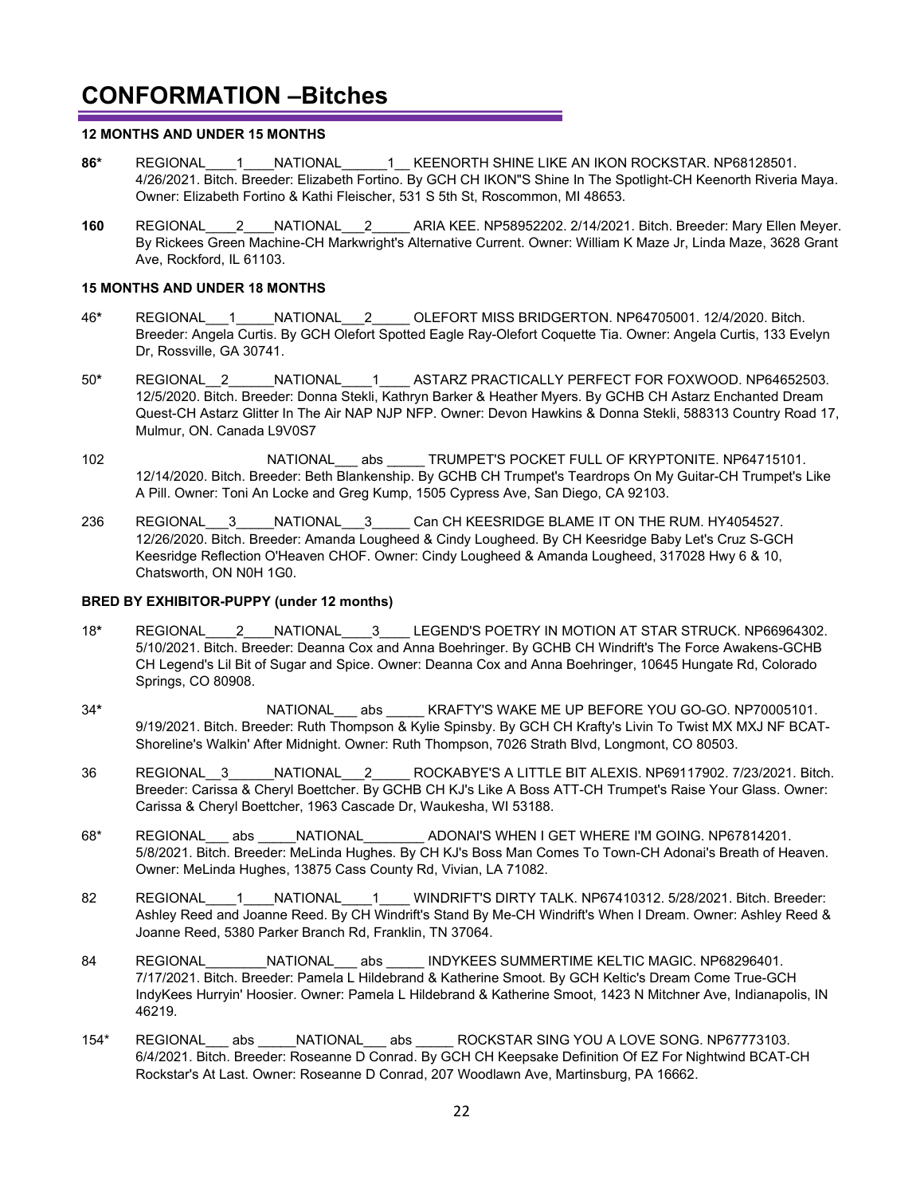# CONFORMATION –Bitches

**12 MONTHS AND UNDER 15 MONTHS**

**86*** REGIONAL____1____NATIONAL______1__ KEENORTH SHINE LIKE AN IKON ROCKSTAR. NP68128501. 4/26/2021. Bitch. Breeder: Elizabeth Fortino. By GCH CH IKON"S Shine In The Spotlight-CH Keenorth Riveria Maya. Owner: Elizabeth Fortino & Kathi Fleischer, 531 S 5th St, Roscommon, MI 48653.

**160** REGIONAL____2____NATIONAL___2_____ ARIA KEE. NP58952202. 2/14/2021. Bitch. Breeder: Mary Ellen Meyer. By Rickees Green Machine-CH Markwright's Alternative Current. Owner: William K Maze Jr, Linda Maze, 3628 Grant Ave, Rockford, IL 61103.

**15 MONTHS AND UNDER 18 MONTHS**

46* REGIONAL___1_____NATIONAL___2_____ OLEFORT MISS BRIDGERTON. NP64705001. 12/4/2020. Bitch. Breeder: Angela Curtis. By GCH Olefort Spotted Eagle Ray-Olefort Coquette Tia. Owner: Angela Curtis, 133 Evelyn Dr, Rossville, GA 30741.

50* REGIONAL__2______NATIONAL____1____ ASTARZ PRACTICALLY PERFECT FOR FOXWOOD. NP64652503. 12/5/2020. Bitch. Breeder: Donna Stekli, Kathryn Barker & Heather Myers. By GCHB CH Astarz Enchanted Dream Quest-CH Astarz Glitter In The Air NAP NJP NFP. Owner: Devon Hawkins & Donna Stekli, 588313 Country Road 17, Mulmur, ON. Canada L9V0S7

102 NATIONAL___ abs _____ TRUMPET'S POCKET FULL OF KRYPTONITE. NP64715101. 12/14/2020. Bitch. Breeder: Beth Blankenship. By GCHB CH Trumpet's Teardrops On My Guitar-CH Trumpet's Like A Pill. Owner: Toni An Locke and Greg Kump, 1505 Cypress Ave, San Diego, CA 92103.

236 REGIONAL___3_____NATIONAL___3_____ Can CH KEESRIDGE BLAME IT ON THE RUM. HY4054527. 12/26/2020. Bitch. Breeder: Amanda Lougheed & Cindy Lougheed. By CH Keesridge Baby Let's Cruz S-GCH Keesridge Reflection O'Heaven CHOF. Owner: Cindy Lougheed & Amanda Lougheed, 317028 Hwy 6 & 10, Chatsworth, ON N0H 1G0.

**BRED BY EXHIBITOR-PUPPY (under 12 months)**

18* REGIONAL____2____NATIONAL____3____ LEGEND'S POETRY IN MOTION AT STAR STRUCK. NP66964302. 5/10/2021. Bitch. Breeder: Deanna Cox and Anna Boehringer. By GCHB CH Windrift's The Force Awakens-GCHB CH Legend's Lil Bit of Sugar and Spice. Owner: Deanna Cox and Anna Boehringer, 10645 Hungate Rd, Colorado Springs, CO 80908.

34* NATIONAL___ abs _____ KRAFTY'S WAKE ME UP BEFORE YOU GO-GO. NP70005101. 9/19/2021. Bitch. Breeder: Ruth Thompson & Kylie Spinsby. By GCH CH Krafty's Livin To Twist MX MXJ NF BCAT-Shoreline's Walkin' After Midnight. Owner: Ruth Thompson, 7026 Strath Blvd, Longmont, CO 80503.

36 REGIONAL__3______NATIONAL___2_____ ROCKABYE'S A LITTLE BIT ALEXIS. NP69117902. 7/23/2021. Bitch. Breeder: Carissa & Cheryl Boettcher. By GCHB CH KJ's Like A Boss ATT-CH Trumpet's Raise Your Glass. Owner: Carissa & Cheryl Boettcher, 1963 Cascade Dr, Waukesha, WI 53188.

68* REGIONAL___ abs _____NATIONAL________ ADONAI'S WHEN I GET WHERE I'M GOING. NP67814201. 5/8/2021. Bitch. Breeder: MeLinda Hughes. By CH KJ's Boss Man Comes To Town-CH Adonai's Breath of Heaven. Owner: MeLinda Hughes, 13875 Cass County Rd, Vivian, LA 71082.

82 REGIONAL____1____NATIONAL____1____ WINDRIFT'S DIRTY TALK. NP67410312. 5/28/2021. Bitch. Breeder: Ashley Reed and Joanne Reed. By CH Windrift's Stand By Me-CH Windrift's When I Dream. Owner: Ashley Reed & Joanne Reed, 5380 Parker Branch Rd, Franklin, TN 37064.

84 REGIONAL________NATIONAL___ abs _____ INDYKEES SUMMERTIME KELTIC MAGIC. NP68296401. 7/17/2021. Bitch. Breeder: Pamela L Hildebrand & Katherine Smoot. By GCH Keltic's Dream Come True-GCH IndyKees Hurryin' Hoosier. Owner: Pamela L Hildebrand & Katherine Smoot, 1423 N Mitchner Ave, Indianapolis, IN 46219.

154* REGIONAL___ abs _____NATIONAL___ abs _____ ROCKSTAR SING YOU A LOVE SONG. NP67773103. 6/4/2021. Bitch. Breeder: Roseanne D Conrad. By GCH CH Keepsake Definition Of EZ For Nightwind BCAT-CH Rockstar's At Last. Owner: Roseanne D Conrad, 207 Woodlawn Ave, Martinsburg, PA 16662.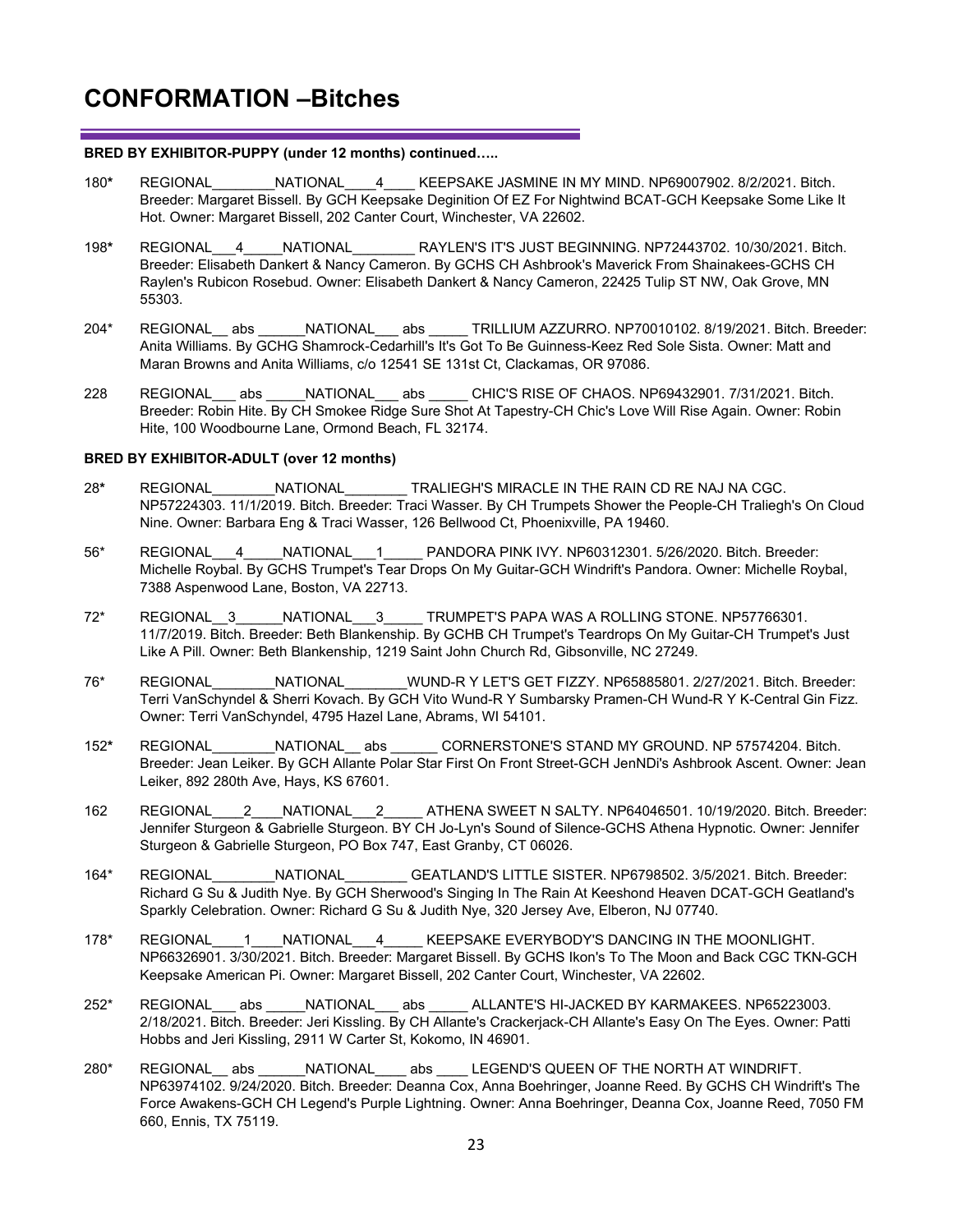# CONFORMATION –Bitches

**BRED BY EXHIBITOR-PUPPY (under 12 months) continued…..**

180* REGIONAL________NATIONAL____4____ KEEPSAKE JASMINE IN MY MIND. NP69007902. 8/2/2021. Bitch. Breeder: Margaret Bissell. By GCH Keepsake Deginition Of EZ For Nightwind BCAT-GCH Keepsake Some Like It Hot. Owner: Margaret Bissell, 202 Canter Court, Winchester, VA 22602.

198* REGIONAL___4_____NATIONAL________ RAYLEN'S IT'S JUST BEGINNING. NP72443702. 10/30/2021. Bitch. Breeder: Elisabeth Dankert & Nancy Cameron. By GCHS CH Ashbrook's Maverick From Shainakees-GCHS CH Raylen's Rubicon Rosebud. Owner: Elisabeth Dankert & Nancy Cameron, 22425 Tulip ST NW, Oak Grove, MN 55303.

204* REGIONAL__ abs ______NATIONAL___ abs _____ TRILLIUM AZZURRO. NP70010102. 8/19/2021. Bitch. Breeder: Anita Williams. By GCHG Shamrock-Cedarhill's It's Got To Be Guinness-Keez Red Sole Sista. Owner: Matt and Maran Browns and Anita Williams, c/o 12541 SE 131st Ct, Clackamas, OR 97086.

228 REGIONAL___ abs _____NATIONAL___ abs _____ CHIC'S RISE OF CHAOS. NP69432901. 7/31/2021. Bitch. Breeder: Robin Hite. By CH Smokee Ridge Sure Shot At Tapestry-CH Chic's Love Will Rise Again. Owner: Robin Hite, 100 Woodbourne Lane, Ormond Beach, FL 32174.

**BRED BY EXHIBITOR-ADULT (over 12 months)**

28* REGIONAL________NATIONAL________ TRALIEGH'S MIRACLE IN THE RAIN CD RE NAJ NA CGC. NP57224303. 11/1/2019. Bitch. Breeder: Traci Wasser. By CH Trumpets Shower the People-CH Traliegh's On Cloud Nine. Owner: Barbara Eng & Traci Wasser, 126 Bellwood Ct, Phoenixville, PA 19460.

56* REGIONAL___4_____NATIONAL___1_____ PANDORA PINK IVY. NP60312301. 5/26/2020. Bitch. Breeder: Michelle Roybal. By GCHS Trumpet's Tear Drops On My Guitar-GCH Windrift's Pandora. Owner: Michelle Roybal, 7388 Aspenwood Lane, Boston, VA 22713.

72* REGIONAL__3______NATIONAL___3_____ TRUMPET'S PAPA WAS A ROLLING STONE. NP57766301. 11/7/2019. Bitch. Breeder: Beth Blankenship. By GCHB CH Trumpet's Teardrops On My Guitar-CH Trumpet's Just Like A Pill. Owner: Beth Blankenship, 1219 Saint John Church Rd, Gibsonville, NC 27249.

76* REGIONAL________NATIONAL________WUND-R Y LET'S GET FIZZY. NP65885801. 2/27/2021. Bitch. Breeder: Terri VanSchyndel & Sherri Kovach. By GCH Vito Wund-R Y Sumbarsky Pramen-CH Wund-R Y K-Central Gin Fizz. Owner: Terri VanSchyndel, 4795 Hazel Lane, Abrams, WI 54101.

152* REGIONAL________NATIONAL__ abs ______ CORNERSTONE'S STAND MY GROUND. NP 57574204. Bitch. Breeder: Jean Leiker. By GCH Allante Polar Star First On Front Street-GCH JenNDi's Ashbrook Ascent. Owner: Jean Leiker, 892 280th Ave, Hays, KS 67601.

162 REGIONAL____2____NATIONAL___2_____ ATHENA SWEET N SALTY. NP64046501. 10/19/2020. Bitch. Breeder: Jennifer Sturgeon & Gabrielle Sturgeon. BY CH Jo-Lyn's Sound of Silence-GCHS Athena Hypnotic. Owner: Jennifer Sturgeon & Gabrielle Sturgeon, PO Box 747, East Granby, CT 06026.

164* REGIONAL________NATIONAL________ GEATLAND'S LITTLE SISTER. NP6798502. 3/5/2021. Bitch. Breeder: Richard G Su & Judith Nye. By GCH Sherwood's Singing In The Rain At Keeshond Heaven DCAT-GCH Geatland's Sparkly Celebration. Owner: Richard G Su & Judith Nye, 320 Jersey Ave, Elberon, NJ 07740.

178* REGIONAL____1____NATIONAL___4_____ KEEPSAKE EVERYBODY'S DANCING IN THE MOONLIGHT. NP66326901. 3/30/2021. Bitch. Breeder: Margaret Bissell. By GCHS Ikon's To The Moon and Back CGC TKN-GCH Keepsake American Pi. Owner: Margaret Bissell, 202 Canter Court, Winchester, VA 22602.

252* REGIONAL___ abs _____NATIONAL___ abs _____ ALLANTE'S HI-JACKED BY KARMAKEES. NP65223003. 2/18/2021. Bitch. Breeder: Jeri Kissling. By CH Allante's Crackerjack-CH Allante's Easy On The Eyes. Owner: Patti Hobbs and Jeri Kissling, 2911 W Carter St, Kokomo, IN 46901.

280* REGIONAL__ abs ______NATIONAL____ abs ____ LEGEND'S QUEEN OF THE NORTH AT WINDRIFT. NP63974102. 9/24/2020. Bitch. Breeder: Deanna Cox, Anna Boehringer, Joanne Reed. By GCHS CH Windrift's The Force Awakens-GCH CH Legend's Purple Lightning. Owner: Anna Boehringer, Deanna Cox, Joanne Reed, 7050 FM 660, Ennis, TX 75119.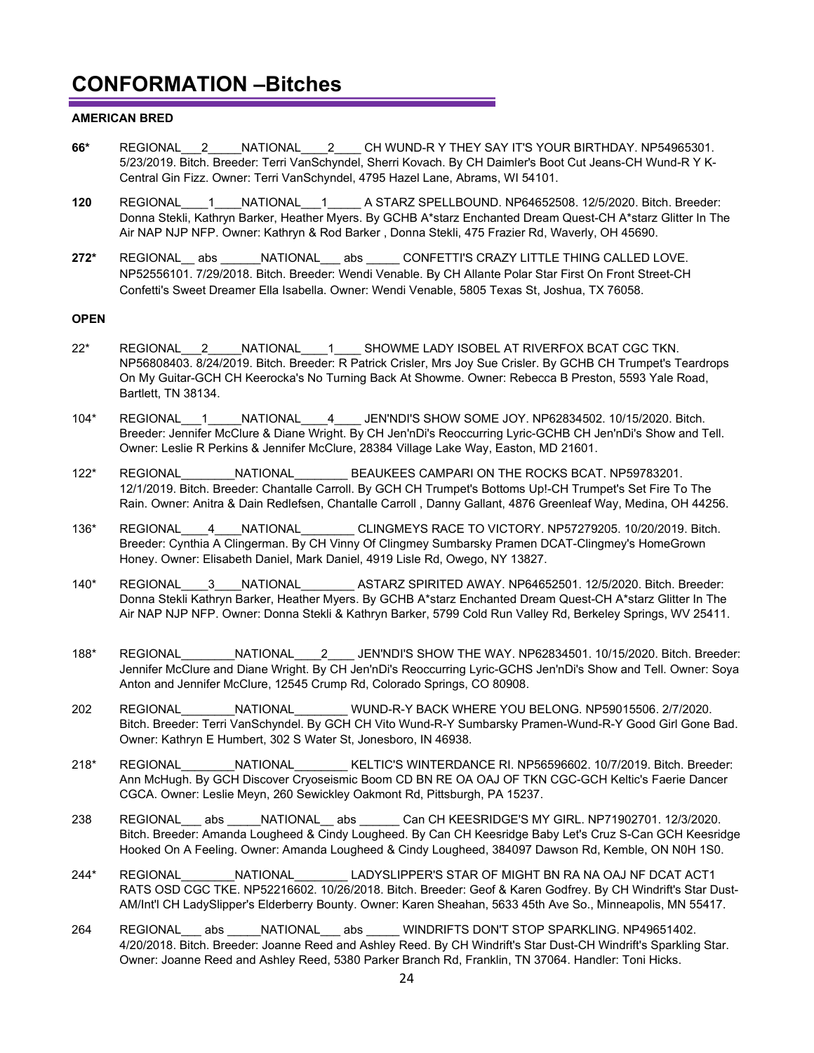# CONFORMATION –Bitches

**AMERICAN BRED**

**66*** REGIONAL___2_____NATIONAL____2____ CH WUND-R Y THEY SAY IT'S YOUR BIRTHDAY. NP54965301. 5/23/2019. Bitch. Breeder: Terri VanSchyndel, Sherri Kovach. By CH Daimler's Boot Cut Jeans-CH Wund-R Y K-Central Gin Fizz. Owner: Terri VanSchyndel, 4795 Hazel Lane, Abrams, WI 54101.

**120** REGIONAL____1____NATIONAL___1_____ A STARZ SPELLBOUND. NP64652508. 12/5/2020. Bitch. Breeder: Donna Stekli, Kathryn Barker, Heather Myers. By GCHB A*starz Enchanted Dream Quest-CH A*starz Glitter In The Air NAP NJP NFP. Owner: Kathryn & Rod Barker , Donna Stekli, 475 Frazier Rd, Waverly, OH 45690.

**272*** REGIONAL__ abs ______NATIONAL___ abs _____ CONFETTI'S CRAZY LITTLE THING CALLED LOVE. NP52556101. 7/29/2018. Bitch. Breeder: Wendi Venable. By CH Allante Polar Star First On Front Street-CH Confetti's Sweet Dreamer Ella Isabella. Owner: Wendi Venable, 5805 Texas St, Joshua, TX 76058.

**OPEN**

22* REGIONAL___2_____NATIONAL____1____ SHOWME LADY ISOBEL AT RIVERFOX BCAT CGC TKN. NP56808403. 8/24/2019. Bitch. Breeder: R Patrick Crisler, Mrs Joy Sue Crisler. By GCHB CH Trumpet's Teardrops On My Guitar-GCH CH Keerocka's No Turning Back At Showme. Owner: Rebecca B Preston, 5593 Yale Road, Bartlett, TN 38134.

104* REGIONAL___1_____NATIONAL____4____ JEN'NDI'S SHOW SOME JOY. NP62834502. 10/15/2020. Bitch. Breeder: Jennifer McClure & Diane Wright. By CH Jen'nDi's Reoccurring Lyric-GCHB CH Jen'nDi's Show and Tell. Owner: Leslie R Perkins & Jennifer McClure, 28384 Village Lake Way, Easton, MD 21601.

122* REGIONAL________NATIONAL________ BEAUKEES CAMPARI ON THE ROCKS BCAT. NP59783201. 12/1/2019. Bitch. Breeder: Chantalle Carroll. By GCH CH Trumpet's Bottoms Up!-CH Trumpet's Set Fire To The Rain. Owner: Anitra & Dain Redlefsen, Chantalle Carroll , Danny Gallant, 4876 Greenleaf Way, Medina, OH 44256.

136* REGIONAL____4____NATIONAL________ CLINGMEYS RACE TO VICTORY. NP57279205. 10/20/2019. Bitch. Breeder: Cynthia A Clingerman. By CH Vinny Of Clingmey Sumbarsky Pramen DCAT-Clingmey's HomeGrown Honey. Owner: Elisabeth Daniel, Mark Daniel, 4919 Lisle Rd, Owego, NY 13827.

140* REGIONAL____3____NATIONAL________ ASTARZ SPIRITED AWAY. NP64652501. 12/5/2020. Bitch. Breeder: Donna Stekli Kathryn Barker, Heather Myers. By GCHB A*starz Enchanted Dream Quest-CH A*starz Glitter In The Air NAP NJP NFP. Owner: Donna Stekli & Kathryn Barker, 5799 Cold Run Valley Rd, Berkeley Springs, WV 25411.

188* REGIONAL________NATIONAL____2____ JEN'NDI'S SHOW THE WAY. NP62834501. 10/15/2020. Bitch. Breeder: Jennifer McClure and Diane Wright. By CH Jen'nDi's Reoccurring Lyric-GCHS Jen'nDi's Show and Tell. Owner: Soya Anton and Jennifer McClure, 12545 Crump Rd, Colorado Springs, CO 80908.

202 REGIONAL________NATIONAL________ WUND-R-Y BACK WHERE YOU BELONG. NP59015506. 2/7/2020. Bitch. Breeder: Terri VanSchyndel. By GCH CH Vito Wund-R-Y Sumbarsky Pramen-Wund-R-Y Good Girl Gone Bad. Owner: Kathryn E Humbert, 302 S Water St, Jonesboro, IN 46938.

218* REGIONAL________NATIONAL________ KELTIC'S WINTERDANCE RI. NP56596602. 10/7/2019. Bitch. Breeder: Ann McHugh. By GCH Discover Cryoseismic Boom CD BN RE OA OAJ OF TKN CGC-GCH Keltic's Faerie Dancer CGCA. Owner: Leslie Meyn, 260 Sewickley Oakmont Rd, Pittsburgh, PA 15237.

238 REGIONAL___ abs _____NATIONAL__ abs ______ Can CH KEESRIDGE'S MY GIRL. NP71902701. 12/3/2020. Bitch. Breeder: Amanda Lougheed & Cindy Lougheed. By Can CH Keesridge Baby Let's Cruz S-Can GCH Keesridge Hooked On A Feeling. Owner: Amanda Lougheed & Cindy Lougheed, 384097 Dawson Rd, Kemble, ON N0H 1S0.

244* REGIONAL________NATIONAL________ LADYSLIPPER'S STAR OF MIGHT BN RA NA OAJ NF DCAT ACT1 RATS OSD CGC TKE. NP52216602. 10/26/2018. Bitch. Breeder: Geof & Karen Godfrey. By CH Windrift's Star Dust-AM/Int'l CH LadySlipper's Elderberry Bounty. Owner: Karen Sheahan, 5633 45th Ave So., Minneapolis, MN 55417.

264 REGIONAL___ abs _____NATIONAL___ abs _____ WINDRIFTS DON'T STOP SPARKLING. NP49651402. 4/20/2018. Bitch. Breeder: Joanne Reed and Ashley Reed. By CH Windrift's Star Dust-CH Windrift's Sparkling Star. Owner: Joanne Reed and Ashley Reed, 5380 Parker Branch Rd, Franklin, TN 37064. Handler: Toni Hicks.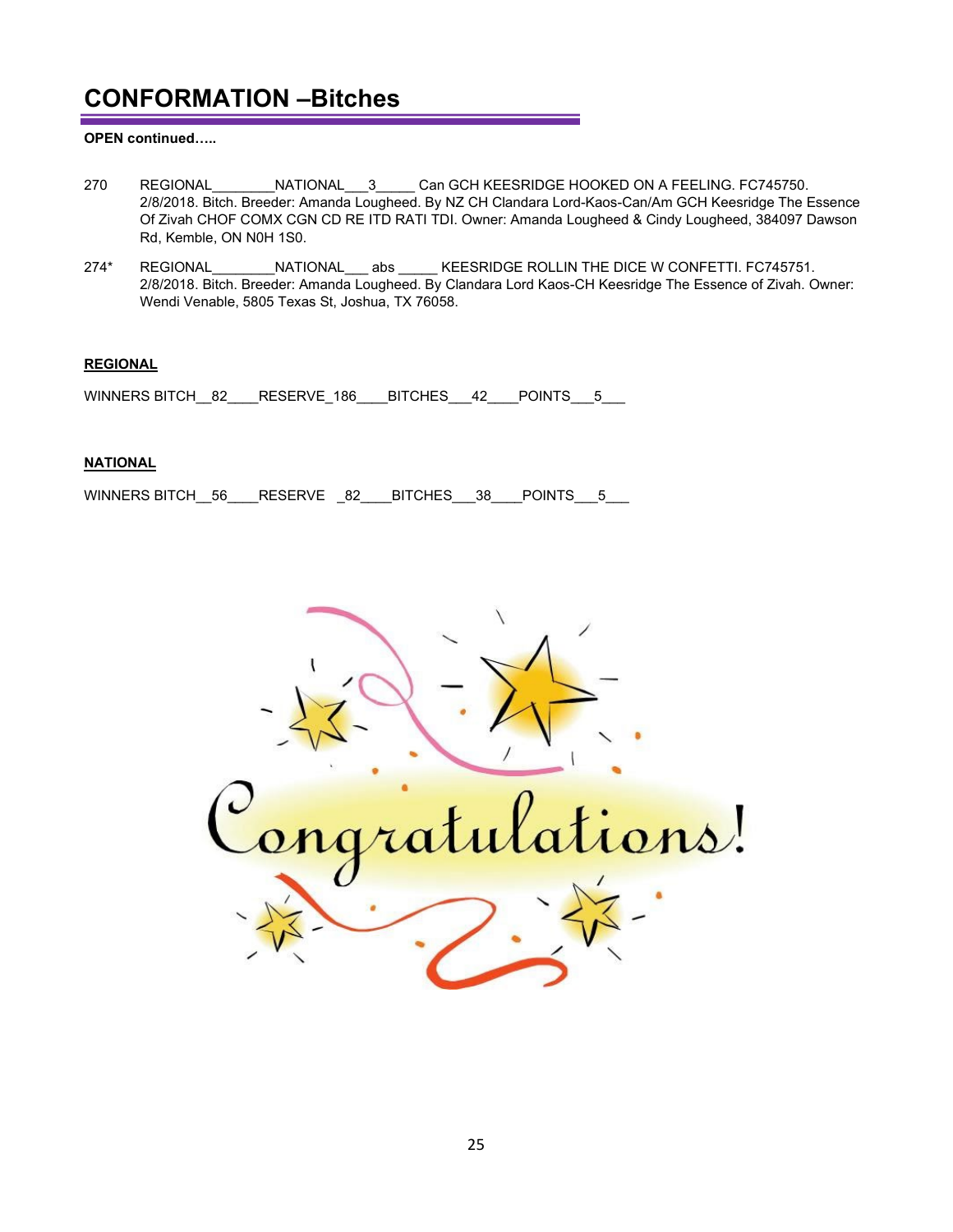# CONFORMATION –Bitches

**OPEN continued…..**

270 REGIONAL________NATIONAL___3_____ Can GCH KEESRIDGE HOOKED ON A FEELING. FC745750. 2/8/2018. Bitch. Breeder: Amanda Lougheed. By NZ CH Clandara Lord-Kaos-Can/Am GCH Keesridge The Essence Of Zivah CHOF COMX CGN CD RE ITD RATI TDI. Owner: Amanda Lougheed & Cindy Lougheed, 384097 Dawson Rd, Kemble, ON N0H 1S0.

274* REGIONAL________NATIONAL___ abs _____ KEESRIDGE ROLLIN THE DICE W CONFETTI. FC745751. 2/8/2018. Bitch. Breeder: Amanda Lougheed. By Clandara Lord Kaos-CH Keesridge The Essence of Zivah. Owner: Wendi Venable, 5805 Texas St, Joshua, TX 76058.

**REGIONAL**

WINNERS BITCH__82____RESERVE_186____BITCHES___42____POINTS___5___

**NATIONAL**

WINNERS BITCH__56____RESERVE _82____BITCHES___38____POINTS___5___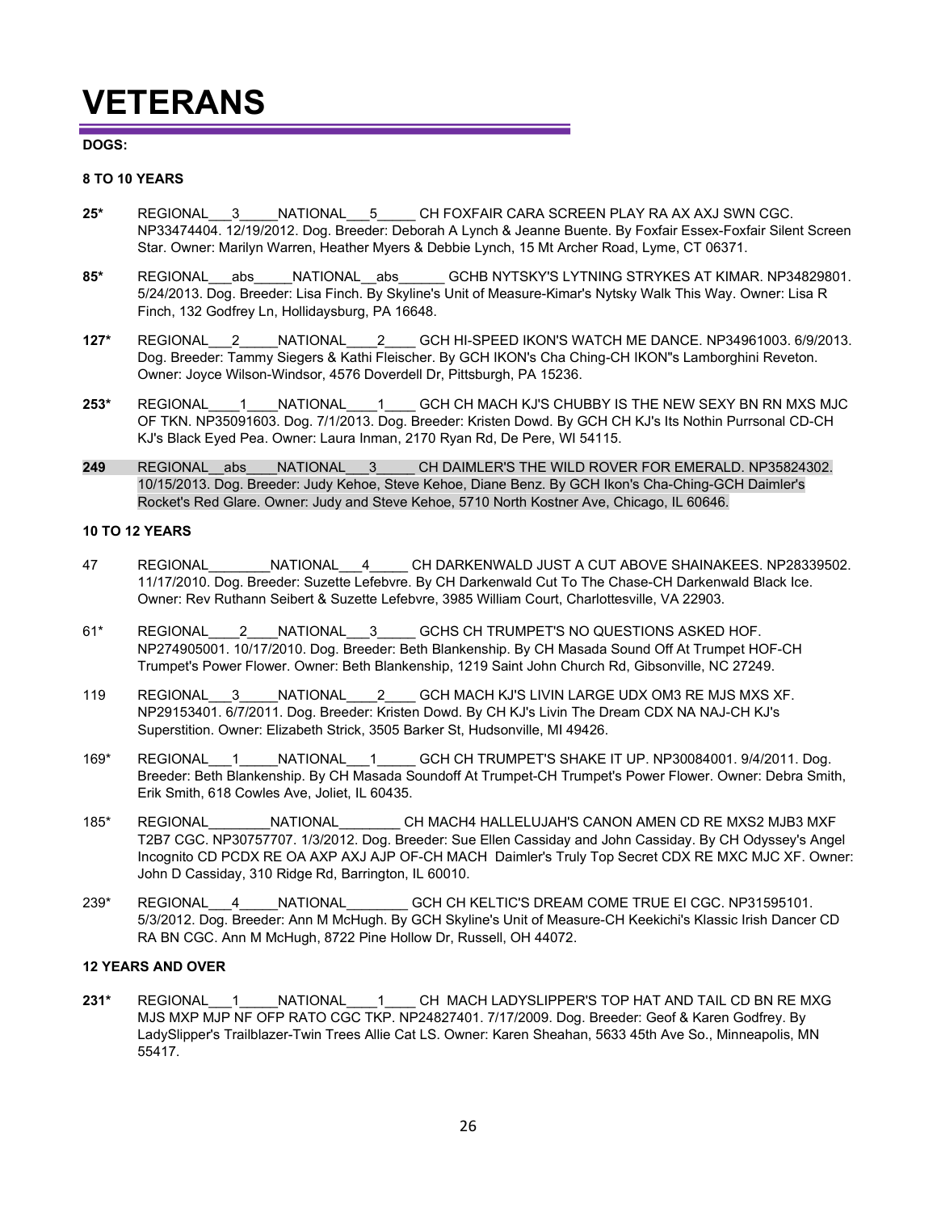# VETERANS

**DOGS:**

**8 TO 10 YEARS**

**25*** REGIONAL___3_____NATIONAL___5_____ CH FOXFAIR CARA SCREEN PLAY RA AX AXJ SWN CGC. NP33474404. 12/19/2012. Dog. Breeder: Deborah A Lynch & Jeanne Buente. By Foxfair Essex-Foxfair Silent Screen Star. Owner: Marilyn Warren, Heather Myers & Debbie Lynch, 15 Mt Archer Road, Lyme, CT 06371.

**85*** REGIONAL___abs_____NATIONAL__abs______ GCHB NYTSKY'S LYTNING STRYKES AT KIMAR. NP34829801. 5/24/2013. Dog. Breeder: Lisa Finch. By Skyline's Unit of Measure-Kimar's Nytsky Walk This Way. Owner: Lisa R Finch, 132 Godfrey Ln, Hollidaysburg, PA 16648.

**127*** REGIONAL___2_____NATIONAL____2____ GCH HI-SPEED IKON'S WATCH ME DANCE. NP34961003. 6/9/2013. Dog. Breeder: Tammy Siegers & Kathi Fleischer. By GCH IKON's Cha Ching-CH IKON"s Lamborghini Reveton. Owner: Joyce Wilson-Windsor, 4576 Doverdell Dr, Pittsburgh, PA 15236.

**253*** REGIONAL____1____NATIONAL____1____ GCH CH MACH KJ'S CHUBBY IS THE NEW SEXY BN RN MXS MJC OF TKN. NP35091603. Dog. 7/1/2013. Dog. Breeder: Kristen Dowd. By GCH CH KJ's Its Nothin Purrsonal CD-CH KJ's Black Eyed Pea. Owner: Laura Inman, 2170 Ryan Rd, De Pere, WI 54115.

**249** REGIONAL__abs____NATIONAL___3_____ CH DAIMLER'S THE WILD ROVER FOR EMERALD. NP35824302. 10/15/2013. Dog. Breeder: Judy Kehoe, Steve Kehoe, Diane Benz. By GCH Ikon's Cha-Ching-GCH Daimler's Rocket's Red Glare. Owner: Judy and Steve Kehoe, 5710 North Kostner Ave, Chicago, IL 60646.

**10 TO 12 YEARS**

47 REGIONAL________NATIONAL___4_____ CH DARKENWALD JUST A CUT ABOVE SHAINAKEES. NP28339502. 11/17/2010. Dog. Breeder: Suzette Lefebvre. By CH Darkenwald Cut To The Chase-CH Darkenwald Black Ice. Owner: Rev Ruthann Seibert & Suzette Lefebvre, 3985 William Court, Charlottesville, VA 22903.

61* REGIONAL____2____NATIONAL___3_____ GCHS CH TRUMPET'S NO QUESTIONS ASKED HOF. NP274905001. 10/17/2010. Dog. Breeder: Beth Blankenship. By CH Masada Sound Off At Trumpet HOF-CH Trumpet's Power Flower. Owner: Beth Blankenship, 1219 Saint John Church Rd, Gibsonville, NC 27249.

119 REGIONAL___3_____NATIONAL____2____ GCH MACH KJ'S LIVIN LARGE UDX OM3 RE MJS MXS XF. NP29153401. 6/7/2011. Dog. Breeder: Kristen Dowd. By CH KJ's Livin The Dream CDX NA NAJ-CH KJ's Superstition. Owner: Elizabeth Strick, 3505 Barker St, Hudsonville, MI 49426.

169* REGIONAL___1_____NATIONAL___1_____ GCH CH TRUMPET'S SHAKE IT UP. NP30084001. 9/4/2011. Dog. Breeder: Beth Blankenship. By CH Masada Soundoff At Trumpet-CH Trumpet's Power Flower. Owner: Debra Smith, Erik Smith, 618 Cowles Ave, Joliet, IL 60435.

185* REGIONAL________NATIONAL________ CH MACH4 HALLELUJAH'S CANON AMEN CD RE MXS2 MJB3 MXF T2B7 CGC. NP30757707. 1/3/2012. Dog. Breeder: Sue Ellen Cassiday and John Cassiday. By CH Odyssey's Angel Incognito CD PCDX RE OA AXP AXJ AJP OF-CH MACH Daimler's Truly Top Secret CDX RE MXC MJC XF. Owner: John D Cassiday, 310 Ridge Rd, Barrington, IL 60010.

239* REGIONAL___4_____NATIONAL________ GCH CH KELTIC'S DREAM COME TRUE EI CGC. NP31595101. 5/3/2012. Dog. Breeder: Ann M McHugh. By GCH Skyline's Unit of Measure-CH Keekichi's Klassic Irish Dancer CD RA BN CGC. Ann M McHugh, 8722 Pine Hollow Dr, Russell, OH 44072.

**12 YEARS AND OVER**

**231*** REGIONAL___1_____NATIONAL____1____ CH MACH LADYSLIPPER'S TOP HAT AND TAIL CD BN RE MXG MJS MXP MJP NF OFP RATO CGC TKP. NP24827401. 7/17/2009. Dog. Breeder: Geof & Karen Godfrey. By LadySlipper's Trailblazer-Twin Trees Allie Cat LS. Owner: Karen Sheahan, 5633 45th Ave So., Minneapolis, MN 55417.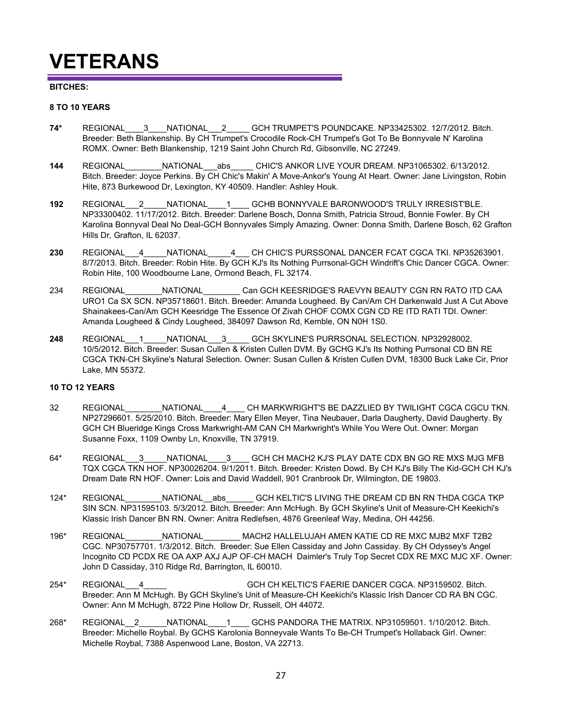# VETERANS

**BITCHES:**

**8 TO 10 YEARS**

**74*** REGIONAL____3____NATIONAL___2_____ GCH TRUMPET'S POUNDCAKE. NP33425302. 12/7/2012. Bitch. Breeder: Beth Blankenship. By CH Trumpet's Crocodile Rock-CH Trumpet's Got To Be Bonnyvale N' Karolina ROMX. Owner: Beth Blankenship, 1219 Saint John Church Rd, Gibsonville, NC 27249.

**144** REGIONAL________NATIONAL___abs_____ CHIC'S ANKOR LIVE YOUR DREAM. NP31065302. 6/13/2012. Bitch. Breeder: Joyce Perkins. By CH Chic's Makin' A Move-Ankor's Young At Heart. Owner: Jane Livingston, Robin Hite, 873 Burkewood Dr, Lexington, KY 40509. Handler: Ashley Houk.

**192** REGIONAL___2_____NATIONAL____1____ GCHB BONNYVALE BARONWOOD'S TRULY IRRESIST'BLE. NP33300402. 11/17/2012. Bitch. Breeder: Darlene Bosch, Donna Smith, Patricia Stroud, Bonnie Fowler. By CH Karolina Bonnyval Deal No Deal-GCH Bonnyvales Simply Amazing. Owner: Donna Smith, Darlene Bosch, 62 Grafton Hills Dr, Grafton, IL 62037.

**230** REGIONAL___4_____NATIONAL_____4___ CH CHIC'S PURSSONAL DANCER FCAT CGCA TKI. NP35263901. 8/7/2013. Bitch. Breeder: Robin Hite. By GCH KJ's Its Nothing Purrsonal-GCH Windrift's Chic Dancer CGCA. Owner: Robin Hite, 100 Woodbourne Lane, Ormond Beach, FL 32174.

234 REGIONAL________NATIONAL________ Can GCH KEESRIDGE'S RAEVYN BEAUTY CGN RN RATO ITD CAA URO1 Ca SX SCN. NP35718601. Bitch. Breeder: Amanda Lougheed. By Can/Am CH Darkenwald Just A Cut Above Shainakees-Can/Am GCH Keesridge The Essence Of Zivah CHOF COMX CGN CD RE ITD RATI TDI. Owner: Amanda Lougheed & Cindy Lougheed, 384097 Dawson Rd, Kemble, ON N0H 1S0.

**248** REGIONAL___1_____NATIONAL___3_____ GCH SKYLINE'S PURRSONAL SELECTION. NP32928002. 10/5/2012. Bitch. Breeder: Susan Cullen & Kristen Cullen DVM. By GCHG KJ's Its Nothing Purrsonal CD BN RE CGCA TKN-CH Skyline's Natural Selection. Owner: Susan Cullen & Kristen Cullen DVM, 18300 Buck Lake Cir, Prior Lake, MN 55372.

**10 TO 12 YEARS**

32 REGIONAL________NATIONAL____4____ CH MARKWRIGHT'S BE DAZZLIED BY TWILIGHT CGCA CGCU TKN. NP27296601. 5/25/2010. Bitch. Breeder: Mary Ellen Meyer, Tina Neubauer, Darla Daugherty, David Daugherty. By GCH CH Blueridge Kings Cross Markwright-AM CAN CH Markwright's While You Were Out. Owner: Morgan Susanne Foxx, 1109 Ownby Ln, Knoxville, TN 37919.

64* REGIONAL___3_____NATIONAL____3____ GCH CH MACH2 KJ'S PLAY DATE CDX BN GO RE MXS MJG MFB TQX CGCA TKN HOF. NP30026204. 9/1/2011. Bitch. Breeder: Kristen Dowd. By CH KJ's Billy The Kid-GCH CH KJ's Dream Date RN HOF. Owner: Lois and David Waddell, 901 Cranbrook Dr, Wilmington, DE 19803.

124* REGIONAL________NATIONAL__abs______ GCH KELTIC'S LIVING THE DREAM CD BN RN THDA CGCA TKP SIN SCN. NP31595103. 5/3/2012. Bitch. Breeder: Ann McHugh. By GCH Skyline's Unit of Measure-CH Keekichi's Klassic Irish Dancer BN RN. Owner: Anitra Redlefsen, 4876 Greenleaf Way, Medina, OH 44256.

196* REGIONAL________NATIONAL________ MACH2 HALLELUJAH AMEN KATIE CD RE MXC MJB2 MXF T2B2 CGC. NP30757701. 1/3/2012. Bitch. Breeder: Sue Ellen Cassiday and John Cassiday. By CH Odyssey's Angel Incognito CD PCDX RE OA AXP AXJ AJP OF-CH MACH Daimler's Truly Top Secret CDX RE MXC MJC XF. Owner: John D Cassiday, 310 Ridge Rd, Barrington, IL 60010.

254* REGIONAL___4_____ GCH CH KELTIC'S FAERIE DANCER CGCA. NP3159502. Bitch. Breeder: Ann M McHugh. By GCH Skyline's Unit of Measure-CH Keekichi's Klassic Irish Dancer CD RA BN CGC. Owner: Ann M McHugh, 8722 Pine Hollow Dr, Russell, OH 44072.

268* REGIONAL__2______NATIONAL____1____ GCHS PANDORA THE MATRIX. NP31059501. 1/10/2012. Bitch. Breeder: Michelle Roybal. By GCHS Karolonia Bonneyvale Wants To Be-CH Trumpet's Hollaback Girl. Owner: Michelle Roybal, 7388 Aspenwood Lane, Boston, VA 22713.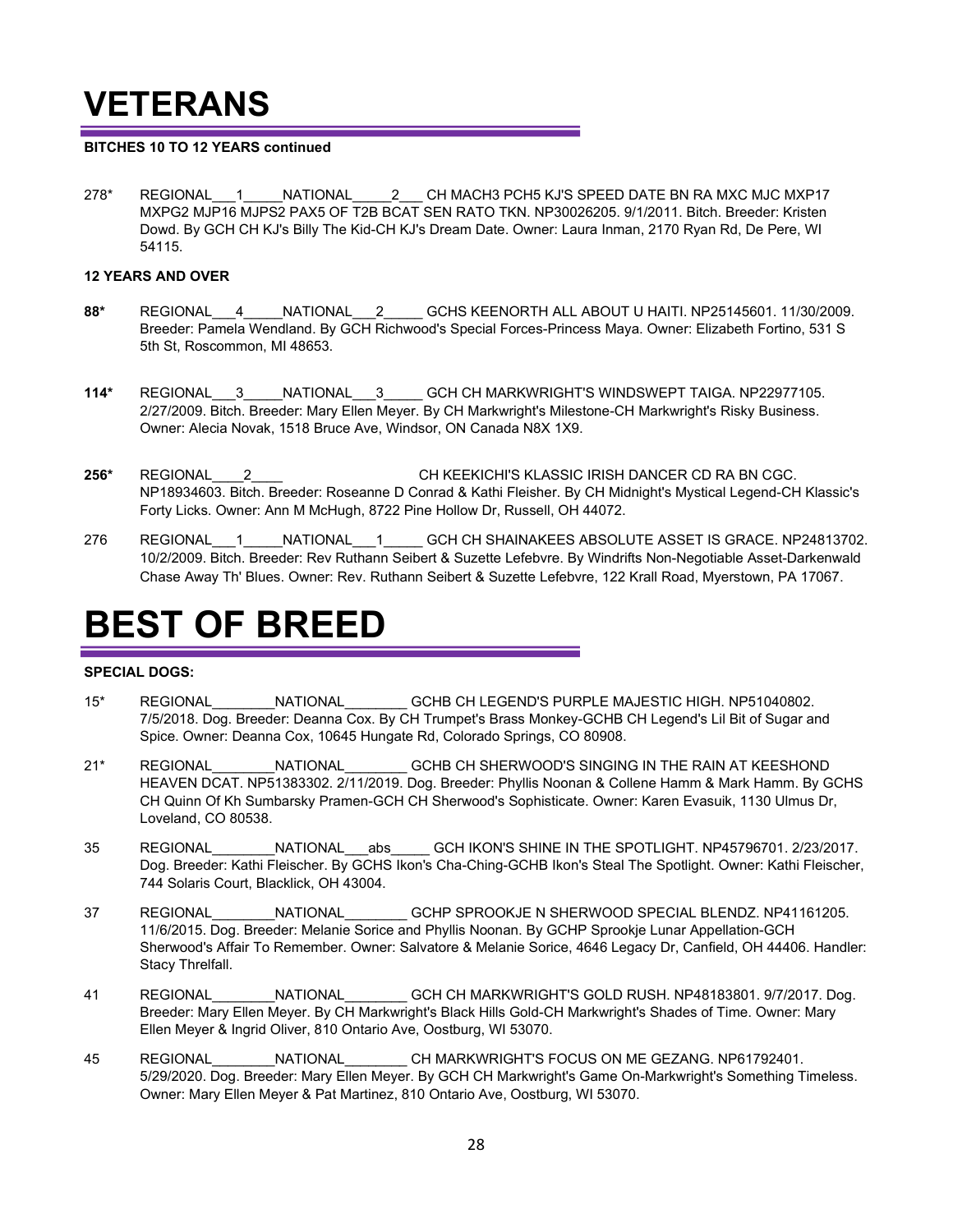# VETERANS

**BITCHES 10 TO 12 YEARS continued**

278* REGIONAL___1_____NATIONAL_____2___ CH MACH3 PCH5 KJ'S SPEED DATE BN RA MXC MJC MXP17 MXPG2 MJP16 MJPS2 PAX5 OF T2B BCAT SEN RATO TKN. NP30026205. 9/1/2011. Bitch. Breeder: Kristen Dowd. By GCH CH KJ's Billy The Kid-CH KJ's Dream Date. Owner: Laura Inman, 2170 Ryan Rd, De Pere, WI 54115.

**12 YEARS AND OVER**

**88*** REGIONAL___4_____NATIONAL___2_____ GCHS KEENORTH ALL ABOUT U HAITI. NP25145601. 11/30/2009. Breeder: Pamela Wendland. By GCH Richwood's Special Forces-Princess Maya. Owner: Elizabeth Fortino, 531 S 5th St, Roscommon, MI 48653.

**114*** REGIONAL___3_____NATIONAL___3_____ GCH CH MARKWRIGHT'S WINDSWEPT TAIGA. NP22977105. 2/27/2009. Bitch. Breeder: Mary Ellen Meyer. By CH Markwright's Milestone-CH Markwright's Risky Business. Owner: Alecia Novak, 1518 Bruce Ave, Windsor, ON Canada N8X 1X9.

**256*** REGIONAL____2____ CH KEEKICHI'S KLASSIC IRISH DANCER CD RA BN CGC. NP18934603. Bitch. Breeder: Roseanne D Conrad & Kathi Fleisher. By CH Midnight's Mystical Legend-CH Klassic's Forty Licks. Owner: Ann M McHugh, 8722 Pine Hollow Dr, Russell, OH 44072.

276 REGIONAL___1_____NATIONAL___1_____ GCH CH SHAINAKEES ABSOLUTE ASSET IS GRACE. NP24813702. 10/2/2009. Bitch. Breeder: Rev Ruthann Seibert & Suzette Lefebvre. By Windrifts Non-Negotiable Asset-Darkenwald Chase Away Th' Blues. Owner: Rev. Ruthann Seibert & Suzette Lefebvre, 122 Krall Road, Myerstown, PA 17067.

# BEST OF BREED

**SPECIAL DOGS:**

15* REGIONAL________NATIONAL________ GCHB CH LEGEND'S PURPLE MAJESTIC HIGH. NP51040802. 7/5/2018. Dog. Breeder: Deanna Cox. By CH Trumpet's Brass Monkey-GCHB CH Legend's Lil Bit of Sugar and Spice. Owner: Deanna Cox, 10645 Hungate Rd, Colorado Springs, CO 80908.

21* REGIONAL________NATIONAL________ GCHB CH SHERWOOD'S SINGING IN THE RAIN AT KEESHOND HEAVEN DCAT. NP51383302. 2/11/2019. Dog. Breeder: Phyllis Noonan & Collene Hamm & Mark Hamm. By GCHS CH Quinn Of Kh Sumbarsky Pramen-GCH CH Sherwood's Sophisticate. Owner: Karen Evasuik, 1130 Ulmus Dr, Loveland, CO 80538.

35 REGIONAL________NATIONAL___abs_____ GCH IKON'S SHINE IN THE SPOTLIGHT. NP45796701. 2/23/2017. Dog. Breeder: Kathi Fleischer. By GCHS Ikon's Cha-Ching-GCHB Ikon's Steal The Spotlight. Owner: Kathi Fleischer, 744 Solaris Court, Blacklick, OH 43004.

37 REGIONAL________NATIONAL________ GCHP SPROOKJE N SHERWOOD SPECIAL BLENDZ. NP41161205. 11/6/2015. Dog. Breeder: Melanie Sorice and Phyllis Noonan. By GCHP Sprookje Lunar Appellation-GCH Sherwood's Affair To Remember. Owner: Salvatore & Melanie Sorice, 4646 Legacy Dr, Canfield, OH 44406. Handler: Stacy Threlfall.

41 REGIONAL________NATIONAL________ GCH CH MARKWRIGHT'S GOLD RUSH. NP48183801. 9/7/2017. Dog. Breeder: Mary Ellen Meyer. By CH Markwright's Black Hills Gold-CH Markwright's Shades of Time. Owner: Mary Ellen Meyer & Ingrid Oliver, 810 Ontario Ave, Oostburg, WI 53070.

45 REGIONAL________NATIONAL________ CH MARKWRIGHT'S FOCUS ON ME GEZANG. NP61792401. 5/29/2020. Dog. Breeder: Mary Ellen Meyer. By GCH CH Markwright's Game On-Markwright's Something Timeless. Owner: Mary Ellen Meyer & Pat Martinez, 810 Ontario Ave, Oostburg, WI 53070.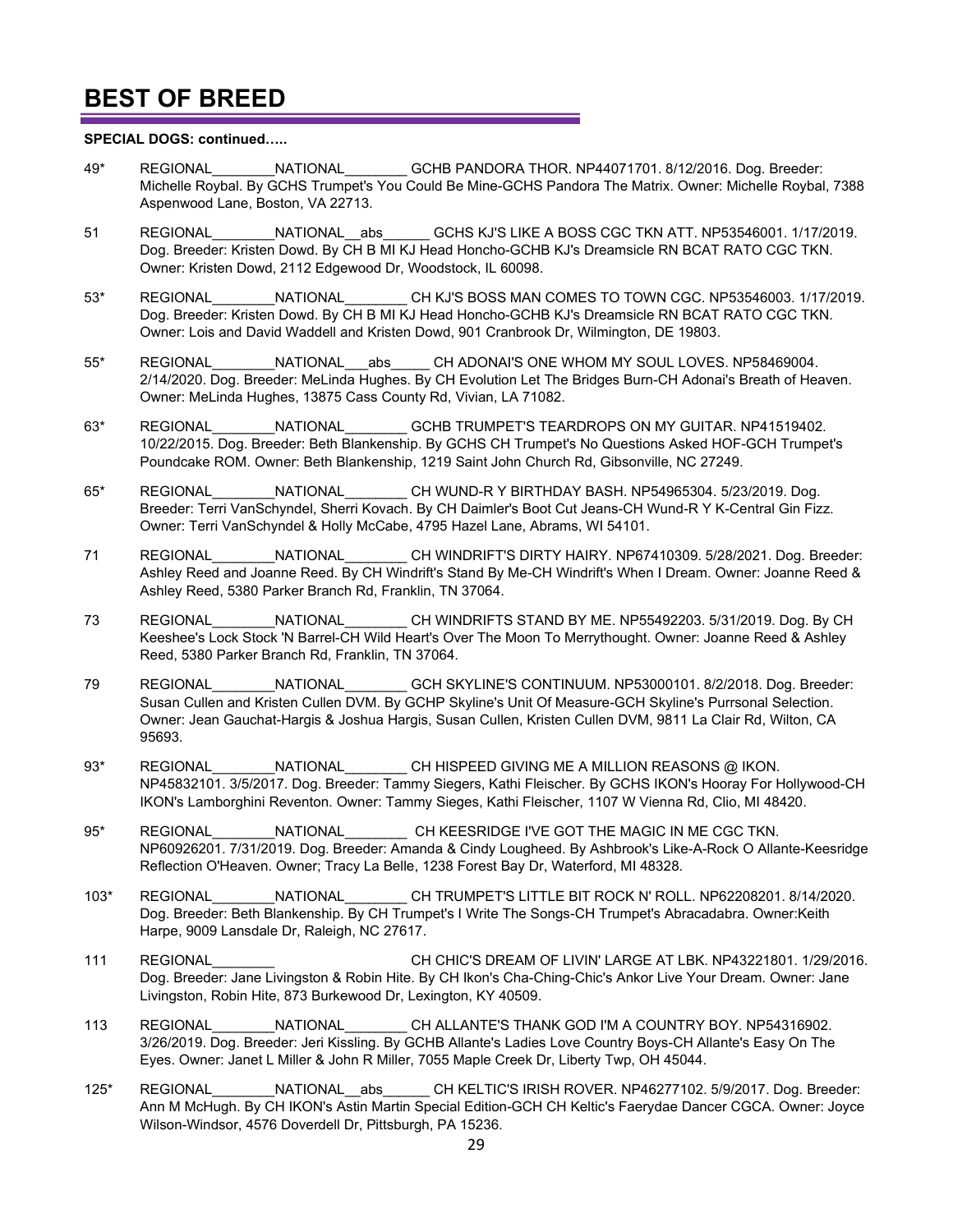# BEST OF BREED

**SPECIAL DOGS: continued…..**

49* REGIONAL________NATIONAL________ GCHB PANDORA THOR. NP44071701. 8/12/2016. Dog. Breeder: Michelle Roybal. By GCHS Trumpet's You Could Be Mine-GCHS Pandora The Matrix. Owner: Michelle Roybal, 7388 Aspenwood Lane, Boston, VA 22713.

51 REGIONAL________NATIONAL__abs______ GCHS KJ'S LIKE A BOSS CGC TKN ATT. NP53546001. 1/17/2019. Dog. Breeder: Kristen Dowd. By CH B MI KJ Head Honcho-GCHB KJ's Dreamsicle RN BCAT RATO CGC TKN. Owner: Kristen Dowd, 2112 Edgewood Dr, Woodstock, IL 60098.

53* REGIONAL________NATIONAL________ CH KJ'S BOSS MAN COMES TO TOWN CGC. NP53546003. 1/17/2019. Dog. Breeder: Kristen Dowd. By CH B MI KJ Head Honcho-GCHB KJ's Dreamsicle RN BCAT RATO CGC TKN. Owner: Lois and David Waddell and Kristen Dowd, 901 Cranbrook Dr, Wilmington, DE 19803.

55* REGIONAL________NATIONAL___abs_____ CH ADONAI'S ONE WHOM MY SOUL LOVES. NP58469004. 2/14/2020. Dog. Breeder: MeLinda Hughes. By CH Evolution Let The Bridges Burn-CH Adonai's Breath of Heaven. Owner: MeLinda Hughes, 13875 Cass County Rd, Vivian, LA 71082.

63* REGIONAL________NATIONAL________ GCHB TRUMPET'S TEARDROPS ON MY GUITAR. NP41519402. 10/22/2015. Dog. Breeder: Beth Blankenship. By GCHS CH Trumpet's No Questions Asked HOF-GCH Trumpet's Poundcake ROM. Owner: Beth Blankenship, 1219 Saint John Church Rd, Gibsonville, NC 27249.

65* REGIONAL________NATIONAL________ CH WUND-R Y BIRTHDAY BASH. NP54965304. 5/23/2019. Dog. Breeder: Terri VanSchyndel, Sherri Kovach. By CH Daimler's Boot Cut Jeans-CH Wund-R Y K-Central Gin Fizz. Owner: Terri VanSchyndel & Holly McCabe, 4795 Hazel Lane, Abrams, WI 54101.

71 REGIONAL________NATIONAL________ CH WINDRIFT'S DIRTY HAIRY. NP67410309. 5/28/2021. Dog. Breeder: Ashley Reed and Joanne Reed. By CH Windrift's Stand By Me-CH Windrift's When I Dream. Owner: Joanne Reed & Ashley Reed, 5380 Parker Branch Rd, Franklin, TN 37064.

73 REGIONAL________NATIONAL________ CH WINDRIFTS STAND BY ME. NP55492203. 5/31/2019. Dog. By CH Keeshee's Lock Stock 'N Barrel-CH Wild Heart's Over The Moon To Merrythought. Owner: Joanne Reed & Ashley Reed, 5380 Parker Branch Rd, Franklin, TN 37064.

79 REGIONAL________NATIONAL________ GCH SKYLINE'S CONTINUUM. NP53000101. 8/2/2018. Dog. Breeder: Susan Cullen and Kristen Cullen DVM. By GCHP Skyline's Unit Of Measure-GCH Skyline's Purrsonal Selection. Owner: Jean Gauchat-Hargis & Joshua Hargis, Susan Cullen, Kristen Cullen DVM, 9811 La Clair Rd, Wilton, CA 95693.

93* REGIONAL________NATIONAL________ CH HISPEED GIVING ME A MILLION REASONS @ IKON. NP45832101. 3/5/2017. Dog. Breeder: Tammy Siegers, Kathi Fleischer. By GCHS IKON's Hooray For Hollywood-CH IKON's Lamborghini Reventon. Owner: Tammy Sieges, Kathi Fleischer, 1107 W Vienna Rd, Clio, MI 48420.

95* REGIONAL________NATIONAL________ CH KEESRIDGE I'VE GOT THE MAGIC IN ME CGC TKN. NP60926201. 7/31/2019. Dog. Breeder: Amanda & Cindy Lougheed. By Ashbrook's Like-A-Rock O Allante-Keesridge Reflection O'Heaven. Owner; Tracy La Belle, 1238 Forest Bay Dr, Waterford, MI 48328.

103* REGIONAL________NATIONAL________ CH TRUMPET'S LITTLE BIT ROCK N' ROLL. NP62208201. 8/14/2020. Dog. Breeder: Beth Blankenship. By CH Trumpet's I Write The Songs-CH Trumpet's Abracadabra. Owner:Keith Harpe, 9009 Lansdale Dr, Raleigh, NC 27617.

111 REGIONAL________ CH CHIC'S DREAM OF LIVIN' LARGE AT LBK. NP43221801. 1/29/2016. Dog. Breeder: Jane Livingston & Robin Hite. By CH Ikon's Cha-Ching-Chic's Ankor Live Your Dream. Owner: Jane Livingston, Robin Hite, 873 Burkewood Dr, Lexington, KY 40509.

113 REGIONAL________NATIONAL________ CH ALLANTE'S THANK GOD I'M A COUNTRY BOY. NP54316902. 3/26/2019. Dog. Breeder: Jeri Kissling. By GCHB Allante's Ladies Love Country Boys-CH Allante's Easy On The Eyes. Owner: Janet L Miller & John R Miller, 7055 Maple Creek Dr, Liberty Twp, OH 45044.

125* REGIONAL________NATIONAL__abs______ CH KELTIC'S IRISH ROVER. NP46277102. 5/9/2017. Dog. Breeder: Ann M McHugh. By CH IKON's Astin Martin Special Edition-GCH CH Keltic's Faerydae Dancer CGCA. Owner: Joyce Wilson-Windsor, 4576 Doverdell Dr, Pittsburgh, PA 15236.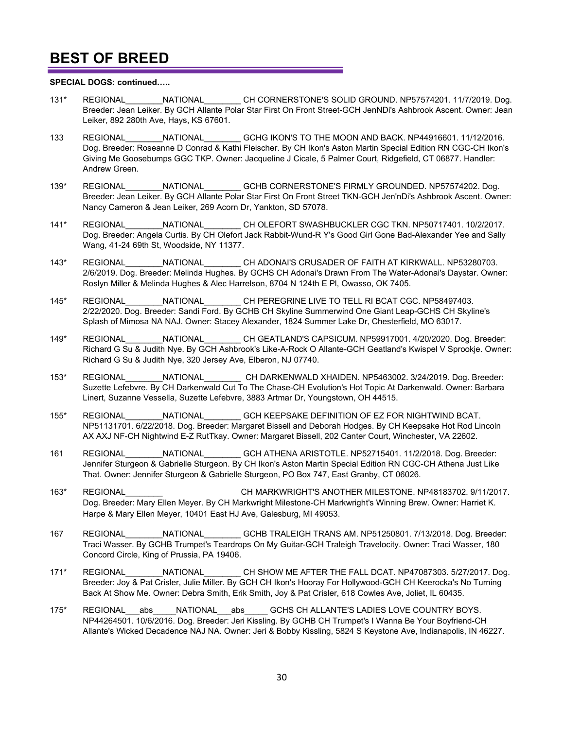# BEST OF BREED

**SPECIAL DOGS: continued…..**

131* REGIONAL________NATIONAL________ CH CORNERSTONE'S SOLID GROUND. NP57574201. 11/7/2019. Dog. Breeder: Jean Leiker. By GCH Allante Polar Star First On Front Street-GCH JenNDi's Ashbrook Ascent. Owner: Jean Leiker, 892 280th Ave, Hays, KS 67601.

133 REGIONAL________NATIONAL________ GCHG IKON'S TO THE MOON AND BACK. NP44916601. 11/12/2016. Dog. Breeder: Roseanne D Conrad & Kathi Fleischer. By CH Ikon's Aston Martin Special Edition RN CGC-CH Ikon's Giving Me Goosebumps GGC TKP. Owner: Jacqueline J Cicale, 5 Palmer Court, Ridgefield, CT 06877. Handler: Andrew Green.

139* REGIONAL________NATIONAL________ GCHB CORNERSTONE'S FIRMLY GROUNDED. NP57574202. Dog. Breeder: Jean Leiker. By GCH Allante Polar Star First On Front Street TKN-GCH Jen'nDi's Ashbrook Ascent. Owner: Nancy Cameron & Jean Leiker, 269 Acorn Dr, Yankton, SD 57078.

141* REGIONAL________NATIONAL________ CH OLEFORT SWASHBUCKLER CGC TKN. NP50717401. 10/2/2017. Dog. Breeder: Angela Curtis. By CH Olefort Jack Rabbit-Wund-R Y's Good Girl Gone Bad-Alexander Yee and Sally Wang, 41-24 69th St, Woodside, NY 11377.

143* REGIONAL________NATIONAL________ CH ADONAI'S CRUSADER OF FAITH AT KIRKWALL. NP53280703. 2/6/2019. Dog. Breeder: Melinda Hughes. By GCHS CH Adonai's Drawn From The Water-Adonai's Daystar. Owner: Roslyn Miller & Melinda Hughes & Alec Harrelson, 8704 N 124th E Pl, Owasso, OK 7405.

145* REGIONAL________NATIONAL________ CH PEREGRINE LIVE TO TELL RI BCAT CGC. NP58497403. 2/22/2020. Dog. Breeder: Sandi Ford. By GCHB CH Skyline Summerwind One Giant Leap-GCHS CH Skyline's Splash of Mimosa NA NAJ. Owner: Stacey Alexander, 1824 Summer Lake Dr, Chesterfield, MO 63017.

149* REGIONAL________NATIONAL________ CH GEATLAND'S CAPSICUM. NP59917001. 4/20/2020. Dog. Breeder: Richard G Su & Judith Nye. By GCH Ashbrook's Like-A-Rock O Allante-GCH Geatland's Kwispel V Sprookje. Owner: Richard G Su & Judith Nye, 320 Jersey Ave, Elberon, NJ 07740.

153* REGIONAL________NATIONAL________ CH DARKENWALD XHAIDEN. NP5463002. 3/24/2019. Dog. Breeder: Suzette Lefebvre. By CH Darkenwald Cut To The Chase-CH Evolution's Hot Topic At Darkenwald. Owner: Barbara Linert, Suzanne Vessella, Suzette Lefebvre, 3883 Artmar Dr, Youngstown, OH 44515.

155* REGIONAL________NATIONAL________ GCH KEEPSAKE DEFINITION OF EZ FOR NIGHTWIND BCAT. NP51131701. 6/22/2018. Dog. Breeder: Margaret Bissell and Deborah Hodges. By CH Keepsake Hot Rod Lincoln AX AXJ NF-CH Nightwind E-Z RutTkay. Owner: Margaret Bissell, 202 Canter Court, Winchester, VA 22602.

161 REGIONAL________NATIONAL________ GCH ATHENA ARISTOTLE. NP52715401. 11/2/2018. Dog. Breeder: Jennifer Sturgeon & Gabrielle Sturgeon. By CH Ikon's Aston Martin Special Edition RN CGC-CH Athena Just Like That. Owner: Jennifer Sturgeon & Gabrielle Sturgeon, PO Box 747, East Granby, CT 06026.

163* REGIONAL________ CH MARKWRIGHT'S ANOTHER MILESTONE. NP48183702. 9/11/2017. Dog. Breeder: Mary Ellen Meyer. By CH Markwright Milestone-CH Markwright's Winning Brew. Owner: Harriet K. Harpe & Mary Ellen Meyer, 10401 East HJ Ave, Galesburg, MI 49053.

167 REGIONAL________NATIONAL________ GCHB TRALEIGH TRANS AM. NP51250801. 7/13/2018. Dog. Breeder: Traci Wasser. By GCHB Trumpet's Teardrops On My Guitar-GCH Traleigh Travelocity. Owner: Traci Wasser, 180 Concord Circle, King of Prussia, PA 19406.

171* REGIONAL________NATIONAL________ CH SHOW ME AFTER THE FALL DCAT. NP47087303. 5/27/2017. Dog. Breeder: Joy & Pat Crisler, Julie Miller. By GCH CH Ikon's Hooray For Hollywood-GCH CH Keerocka's No Turning Back At Show Me. Owner: Debra Smith, Erik Smith, Joy & Pat Crisler, 618 Cowles Ave, Joliet, IL 60435.

175* REGIONAL___abs_____NATIONAL___abs_____ GCHS CH ALLANTE'S LADIES LOVE COUNTRY BOYS. NP44264501. 10/6/2016. Dog. Breeder: Jeri Kissling. By GCHB CH Trumpet's I Wanna Be Your Boyfriend-CH Allante's Wicked Decadence NAJ NA. Owner: Jeri & Bobby Kissling, 5824 S Keystone Ave, Indianapolis, IN 46227.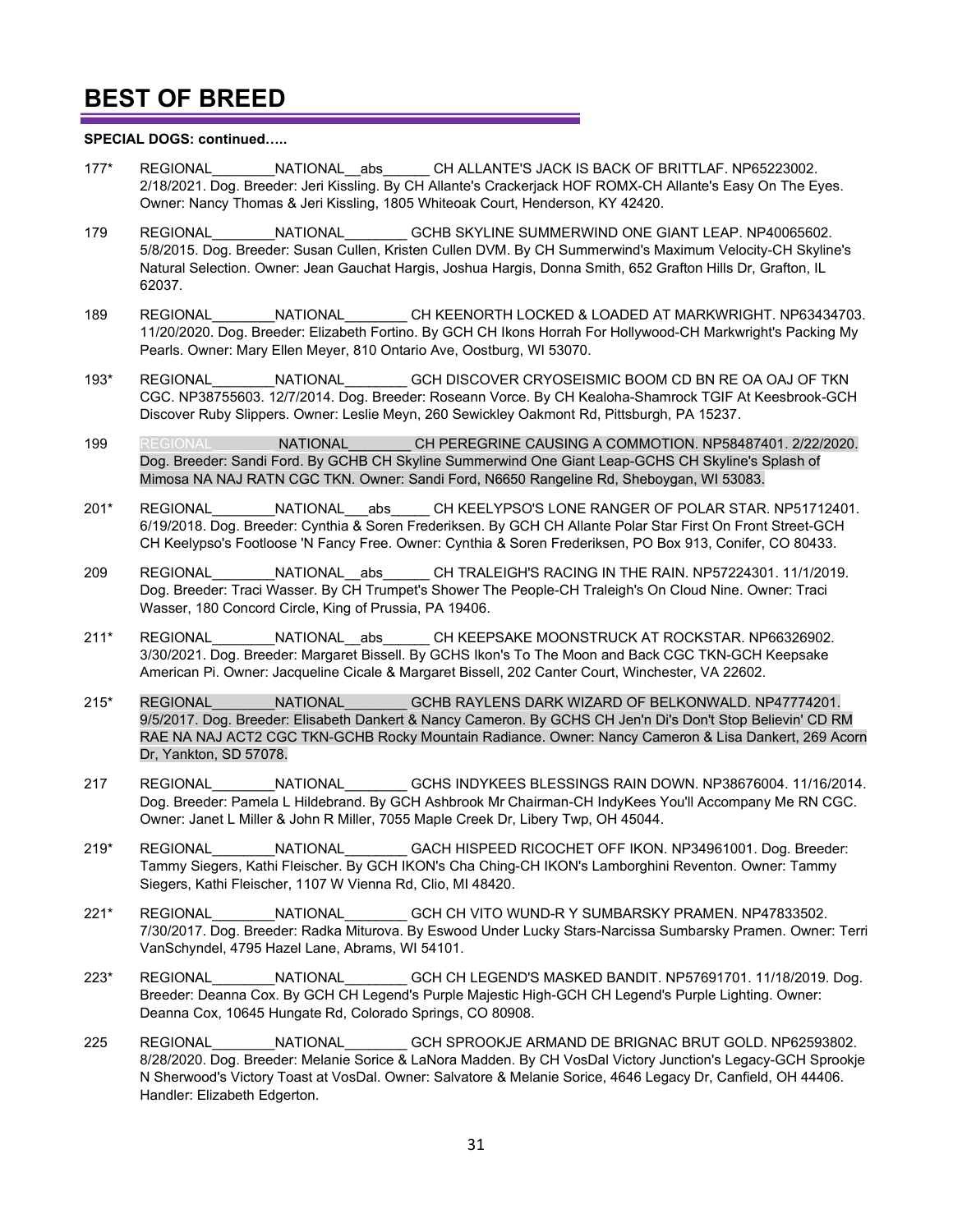# BEST OF BREED

**SPECIAL DOGS: continued…..**

177* REGIONAL________NATIONAL__abs______ CH ALLANTE'S JACK IS BACK OF BRITTLAF. NP65223002. 2/18/2021. Dog. Breeder: Jeri Kissling. By CH Allante's Crackerjack HOF ROMX-CH Allante's Easy On The Eyes. Owner: Nancy Thomas & Jeri Kissling, 1805 Whiteoak Court, Henderson, KY 42420.

179 REGIONAL________NATIONAL________ GCHB SKYLINE SUMMERWIND ONE GIANT LEAP. NP40065602. 5/8/2015. Dog. Breeder: Susan Cullen, Kristen Cullen DVM. By CH Summerwind's Maximum Velocity-CH Skyline's Natural Selection. Owner: Jean Gauchat Hargis, Joshua Hargis, Donna Smith, 652 Grafton Hills Dr, Grafton, IL 62037.

189 REGIONAL________NATIONAL________ CH KEENORTH LOCKED & LOADED AT MARKWRIGHT. NP63434703. 11/20/2020. Dog. Breeder: Elizabeth Fortino. By GCH CH Ikons Horrah For Hollywood-CH Markwright's Packing My Pearls. Owner: Mary Ellen Meyer, 810 Ontario Ave, Oostburg, WI 53070.

193* REGIONAL________NATIONAL________ GCH DISCOVER CRYOSEISMIC BOOM CD BN RE OA OAJ OF TKN CGC. NP38755603. 12/7/2014. Dog. Breeder: Roseann Vorce. By CH Kealoha-Shamrock TGIF At Keesbrook-GCH Discover Ruby Slippers. Owner: Leslie Meyn, 260 Sewickley Oakmont Rd, Pittsburgh, PA 15237.

199 REGIONAL________NATIONAL________ CH PEREGRINE CAUSING A COMMOTION. NP58487401. 2/22/2020. Dog. Breeder: Sandi Ford. By GCHB CH Skyline Summerwind One Giant Leap-GCHS CH Skyline's Splash of Mimosa NA NAJ RATN CGC TKN. Owner: Sandi Ford, N6650 Rangeline Rd, Sheboygan, WI 53083.

201* REGIONAL________NATIONAL___abs_____ CH KEELYPSO'S LONE RANGER OF POLAR STAR. NP51712401. 6/19/2018. Dog. Breeder: Cynthia & Soren Frederiksen. By GCH CH Allante Polar Star First On Front Street-GCH CH Keelypso's Footloose 'N Fancy Free. Owner: Cynthia & Soren Frederiksen, PO Box 913, Conifer, CO 80433.

209 REGIONAL________NATIONAL__abs______ CH TRALEIGH'S RACING IN THE RAIN. NP57224301. 11/1/2019. Dog. Breeder: Traci Wasser. By CH Trumpet's Shower The People-CH Traleigh's On Cloud Nine. Owner: Traci Wasser, 180 Concord Circle, King of Prussia, PA 19406.

211* REGIONAL________NATIONAL__abs______ CH KEEPSAKE MOONSTRUCK AT ROCKSTAR. NP66326902. 3/30/2021. Dog. Breeder: Margaret Bissell. By GCHS Ikon's To The Moon and Back CGC TKN-GCH Keepsake American Pi. Owner: Jacqueline Cicale & Margaret Bissell, 202 Canter Court, Winchester, VA 22602.

215* REGIONAL________NATIONAL________ GCHB RAYLENS DARK WIZARD OF BELKONWALD. NP47774201. 9/5/2017. Dog. Breeder: Elisabeth Dankert & Nancy Cameron. By GCHS CH Jen'n Di's Don't Stop Believin' CD RM RAE NA NAJ ACT2 CGC TKN-GCHB Rocky Mountain Radiance. Owner: Nancy Cameron & Lisa Dankert, 269 Acorn Dr, Yankton, SD 57078.

217 REGIONAL________NATIONAL________ GCHS INDYKEES BLESSINGS RAIN DOWN. NP38676004. 11/16/2014. Dog. Breeder: Pamela L Hildebrand. By GCH Ashbrook Mr Chairman-CH IndyKees You'll Accompany Me RN CGC. Owner: Janet L Miller & John R Miller, 7055 Maple Creek Dr, Libery Twp, OH 45044.

219* REGIONAL________NATIONAL________ GACH HISPEED RICOCHET OFF IKON. NP34961001. Dog. Breeder: Tammy Siegers, Kathi Fleischer. By GCH IKON's Cha Ching-CH IKON's Lamborghini Reventon. Owner: Tammy Siegers, Kathi Fleischer, 1107 W Vienna Rd, Clio, MI 48420.

221* REGIONAL________NATIONAL________ GCH CH VITO WUND-R Y SUMBARSKY PRAMEN. NP47833502. 7/30/2017. Dog. Breeder: Radka Miturova. By Eswood Under Lucky Stars-Narcissa Sumbarsky Pramen. Owner: Terri VanSchyndel, 4795 Hazel Lane, Abrams, WI 54101.

223* REGIONAL________NATIONAL________ GCH CH LEGEND'S MASKED BANDIT. NP57691701. 11/18/2019. Dog. Breeder: Deanna Cox. By GCH CH Legend's Purple Majestic High-GCH CH Legend's Purple Lighting. Owner: Deanna Cox, 10645 Hungate Rd, Colorado Springs, CO 80908.

225 REGIONAL________NATIONAL________ GCH SPROOKJE ARMAND DE BRIGNAC BRUT GOLD. NP62593802. 8/28/2020. Dog. Breeder: Melanie Sorice & LaNora Madden. By CH VosDal Victory Junction's Legacy-GCH Sprookje N Sherwood's Victory Toast at VosDal. Owner: Salvatore & Melanie Sorice, 4646 Legacy Dr, Canfield, OH 44406. Handler: Elizabeth Edgerton.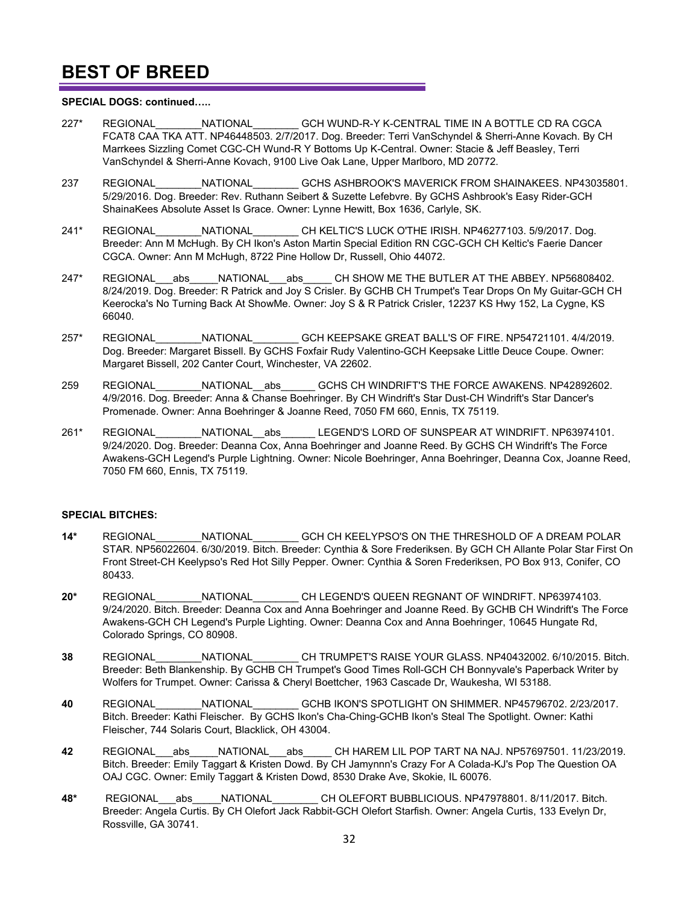# BEST OF BREED

**SPECIAL DOGS: continued…..**

227* REGIONAL________NATIONAL________ GCH WUND-R-Y K-CENTRAL TIME IN A BOTTLE CD RA CGCA FCAT8 CAA TKA ATT. NP46448503. 2/7/2017. Dog. Breeder: Terri VanSchyndel & Sherri-Anne Kovach. By CH Marrkees Sizzling Comet CGC-CH Wund-R Y Bottoms Up K-Central. Owner: Stacie & Jeff Beasley, Terri VanSchyndel & Sherri-Anne Kovach, 9100 Live Oak Lane, Upper Marlboro, MD 20772.

237 REGIONAL________NATIONAL________ GCHS ASHBROOK'S MAVERICK FROM SHAINAKEES. NP43035801. 5/29/2016. Dog. Breeder: Rev. Ruthann Seibert & Suzette Lefebvre. By GCHS Ashbrook's Easy Rider-GCH ShainaKees Absolute Asset Is Grace. Owner: Lynne Hewitt, Box 1636, Carlyle, SK.

241* REGIONAL________NATIONAL________ CH KELTIC'S LUCK O'THE IRISH. NP46277103. 5/9/2017. Dog. Breeder: Ann M McHugh. By CH Ikon's Aston Martin Special Edition RN CGC-GCH CH Keltic's Faerie Dancer CGCA. Owner: Ann M McHugh, 8722 Pine Hollow Dr, Russell, Ohio 44072.

247* REGIONAL___abs_____NATIONAL___abs_____ CH SHOW ME THE BUTLER AT THE ABBEY. NP56808402. 8/24/2019. Dog. Breeder: R Patrick and Joy S Crisler. By GCHB CH Trumpet's Tear Drops On My Guitar-GCH CH Keerocka's No Turning Back At ShowMe. Owner: Joy S & R Patrick Crisler, 12237 KS Hwy 152, La Cygne, KS 66040.

257* REGIONAL________NATIONAL________ GCH KEEPSAKE GREAT BALL'S OF FIRE. NP54721101. 4/4/2019. Dog. Breeder: Margaret Bissell. By GCHS Foxfair Rudy Valentino-GCH Keepsake Little Deuce Coupe. Owner: Margaret Bissell, 202 Canter Court, Winchester, VA 22602.

259 REGIONAL________NATIONAL__abs______ GCHS CH WINDRIFT'S THE FORCE AWAKENS. NP42892602. 4/9/2016. Dog. Breeder: Anna & Chanse Boehringer. By CH Windrift's Star Dust-CH Windrift's Star Dancer's Promenade. Owner: Anna Boehringer & Joanne Reed, 7050 FM 660, Ennis, TX 75119.

261* REGIONAL________NATIONAL__abs______ LEGEND'S LORD OF SUNSPEAR AT WINDRIFT. NP63974101. 9/24/2020. Dog. Breeder: Deanna Cox, Anna Boehringer and Joanne Reed. By GCHS CH Windrift's The Force Awakens-GCH Legend's Purple Lightning. Owner: Nicole Boehringer, Anna Boehringer, Deanna Cox, Joanne Reed, 7050 FM 660, Ennis, TX 75119.

**SPECIAL BITCHES:**

**14*** REGIONAL________NATIONAL________ GCH CH KEELYPSO'S ON THE THRESHOLD OF A DREAM POLAR STAR. NP56022604. 6/30/2019. Bitch. Breeder: Cynthia & Sore Frederiksen. By GCH CH Allante Polar Star First On Front Street-CH Keelypso's Red Hot Silly Pepper. Owner: Cynthia & Soren Frederiksen, PO Box 913, Conifer, CO 80433.

**20*** REGIONAL________NATIONAL________ CH LEGEND'S QUEEN REGNANT OF WINDRIFT. NP63974103. 9/24/2020. Bitch. Breeder: Deanna Cox and Anna Boehringer and Joanne Reed. By GCHB CH Windrift's The Force Awakens-GCH CH Legend's Purple Lighting. Owner: Deanna Cox and Anna Boehringer, 10645 Hungate Rd, Colorado Springs, CO 80908.

**38** REGIONAL________NATIONAL________ CH TRUMPET'S RAISE YOUR GLASS. NP40432002. 6/10/2015. Bitch. Breeder: Beth Blankenship. By GCHB CH Trumpet's Good Times Roll-GCH CH Bonnyvale's Paperback Writer by Wolfers for Trumpet. Owner: Carissa & Cheryl Boettcher, 1963 Cascade Dr, Waukesha, WI 53188.

**40** REGIONAL________NATIONAL________ GCHB IKON'S SPOTLIGHT ON SHIMMER. NP45796702. 2/23/2017. Bitch. Breeder: Kathi Fleischer. By GCHS Ikon's Cha-Ching-GCHB Ikon's Steal The Spotlight. Owner: Kathi Fleischer, 744 Solaris Court, Blacklick, OH 43004.

**42** REGIONAL___abs_____NATIONAL___abs_____ CH HAREM LIL POP TART NA NAJ. NP57697501. 11/23/2019. Bitch. Breeder: Emily Taggart & Kristen Dowd. By CH Jamynnn's Crazy For A Colada-KJ's Pop The Question OA OAJ CGC. Owner: Emily Taggart & Kristen Dowd, 8530 Drake Ave, Skokie, IL 60076.

**48*** REGIONAL___abs_____NATIONAL________ CH OLEFORT BUBBLICIOUS. NP47978801. 8/11/2017. Bitch. Breeder: Angela Curtis. By CH Olefort Jack Rabbit-GCH Olefort Starfish. Owner: Angela Curtis, 133 Evelyn Dr, Rossville, GA 30741.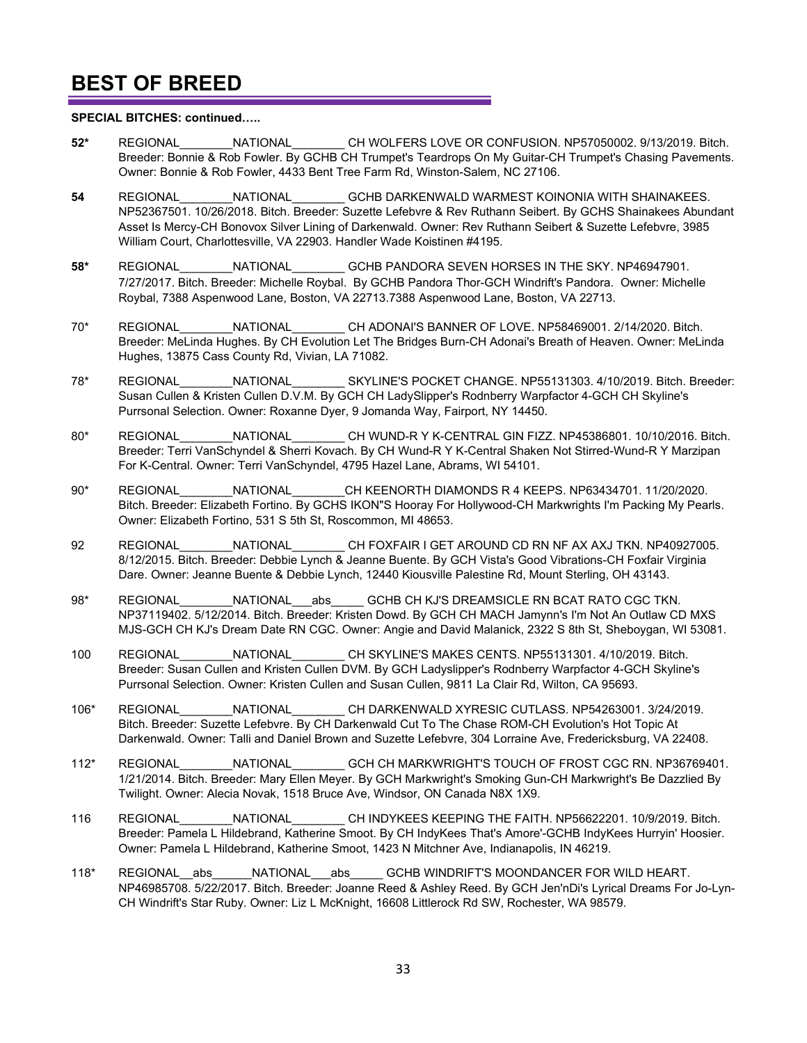# BEST OF BREED

**SPECIAL BITCHES: continued…..**

**52*** REGIONAL________NATIONAL________ CH WOLFERS LOVE OR CONFUSION. NP57050002. 9/13/2019. Bitch. Breeder: Bonnie & Rob Fowler. By GCHB CH Trumpet's Teardrops On My Guitar-CH Trumpet's Chasing Pavements. Owner: Bonnie & Rob Fowler, 4433 Bent Tree Farm Rd, Winston-Salem, NC 27106.

**54** REGIONAL________NATIONAL________ GCHB DARKENWALD WARMEST KOINONIA WITH SHAINAKEES. NP52367501. 10/26/2018. Bitch. Breeder: Suzette Lefebvre & Rev Ruthann Seibert. By GCHS Shainakees Abundant Asset Is Mercy-CH Bonovox Silver Lining of Darkenwald. Owner: Rev Ruthann Seibert & Suzette Lefebvre, 3985 William Court, Charlottesville, VA 22903. Handler Wade Koistinen #4195.

**58*** REGIONAL________NATIONAL________ GCHB PANDORA SEVEN HORSES IN THE SKY. NP46947901. 7/27/2017. Bitch. Breeder: Michelle Roybal. By GCHB Pandora Thor-GCH Windrift's Pandora. Owner: Michelle Roybal, 7388 Aspenwood Lane, Boston, VA 22713.7388 Aspenwood Lane, Boston, VA 22713.

70* REGIONAL________NATIONAL________ CH ADONAI'S BANNER OF LOVE. NP58469001. 2/14/2020. Bitch. Breeder: MeLinda Hughes. By CH Evolution Let The Bridges Burn-CH Adonai's Breath of Heaven. Owner: MeLinda Hughes, 13875 Cass County Rd, Vivian, LA 71082.

78* REGIONAL________NATIONAL________ SKYLINE'S POCKET CHANGE. NP55131303. 4/10/2019. Bitch. Breeder: Susan Cullen & Kristen Cullen D.V.M. By GCH CH LadySlipper's Rodnberry Warpfactor 4-GCH CH Skyline's Purrsonal Selection. Owner: Roxanne Dyer, 9 Jomanda Way, Fairport, NY 14450.

80* REGIONAL________NATIONAL________ CH WUND-R Y K-CENTRAL GIN FIZZ. NP45386801. 10/10/2016. Bitch. Breeder: Terri VanSchyndel & Sherri Kovach. By CH Wund-R Y K-Central Shaken Not Stirred-Wund-R Y Marzipan For K-Central. Owner: Terri VanSchyndel, 4795 Hazel Lane, Abrams, WI 54101.

90* REGIONAL________NATIONAL________CH KEENORTH DIAMONDS R 4 KEEPS. NP63434701. 11/20/2020. Bitch. Breeder: Elizabeth Fortino. By GCHS IKON"S Hooray For Hollywood-CH Markwrights I'm Packing My Pearls. Owner: Elizabeth Fortino, 531 S 5th St, Roscommon, MI 48653.

92 REGIONAL________NATIONAL________ CH FOXFAIR I GET AROUND CD RN NF AX AXJ TKN. NP40927005. 8/12/2015. Bitch. Breeder: Debbie Lynch & Jeanne Buente. By GCH Vista's Good Vibrations-CH Foxfair Virginia Dare. Owner: Jeanne Buente & Debbie Lynch, 12440 Kiousville Palestine Rd, Mount Sterling, OH 43143.

98* REGIONAL________NATIONAL___abs_____ GCHB CH KJ'S DREAMSICLE RN BCAT RATO CGC TKN. NP37119402. 5/12/2014. Bitch. Breeder: Kristen Dowd. By GCH CH MACH Jamynn's I'm Not An Outlaw CD MXS MJS-GCH CH KJ's Dream Date RN CGC. Owner: Angie and David Malanick, 2322 S 8th St, Sheboygan, WI 53081.

100 REGIONAL________NATIONAL________ CH SKYLINE'S MAKES CENTS. NP55131301. 4/10/2019. Bitch. Breeder: Susan Cullen and Kristen Cullen DVM. By GCH Ladyslipper's Rodnberry Warpfactor 4-GCH Skyline's Purrsonal Selection. Owner: Kristen Cullen and Susan Cullen, 9811 La Clair Rd, Wilton, CA 95693.

106* REGIONAL________NATIONAL________ CH DARKENWALD XYRESIC CUTLASS. NP54263001. 3/24/2019. Bitch. Breeder: Suzette Lefebvre. By CH Darkenwald Cut To The Chase ROM-CH Evolution's Hot Topic At Darkenwald. Owner: Talli and Daniel Brown and Suzette Lefebvre, 304 Lorraine Ave, Fredericksburg, VA 22408.

112* REGIONAL________NATIONAL________ GCH CH MARKWRIGHT'S TOUCH OF FROST CGC RN. NP36769401. 1/21/2014. Bitch. Breeder: Mary Ellen Meyer. By GCH Markwright's Smoking Gun-CH Markwright's Be Dazzlied By Twilight. Owner: Alecia Novak, 1518 Bruce Ave, Windsor, ON Canada N8X 1X9.

116 REGIONAL________NATIONAL________ CH INDYKEES KEEPING THE FAITH. NP56622201. 10/9/2019. Bitch. Breeder: Pamela L Hildebrand, Katherine Smoot. By CH IndyKees That's Amore'-GCHB IndyKees Hurryin' Hoosier. Owner: Pamela L Hildebrand, Katherine Smoot, 1423 N Mitchner Ave, Indianapolis, IN 46219.

118* REGIONAL__abs______NATIONAL___abs_____ GCHB WINDRIFT'S MOONDANCER FOR WILD HEART. NP46985708. 5/22/2017. Bitch. Breeder: Joanne Reed & Ashley Reed. By GCH Jen'nDi's Lyrical Dreams For Jo-Lyn-CH Windrift's Star Ruby. Owner: Liz L McKnight, 16608 Littlerock Rd SW, Rochester, WA 98579.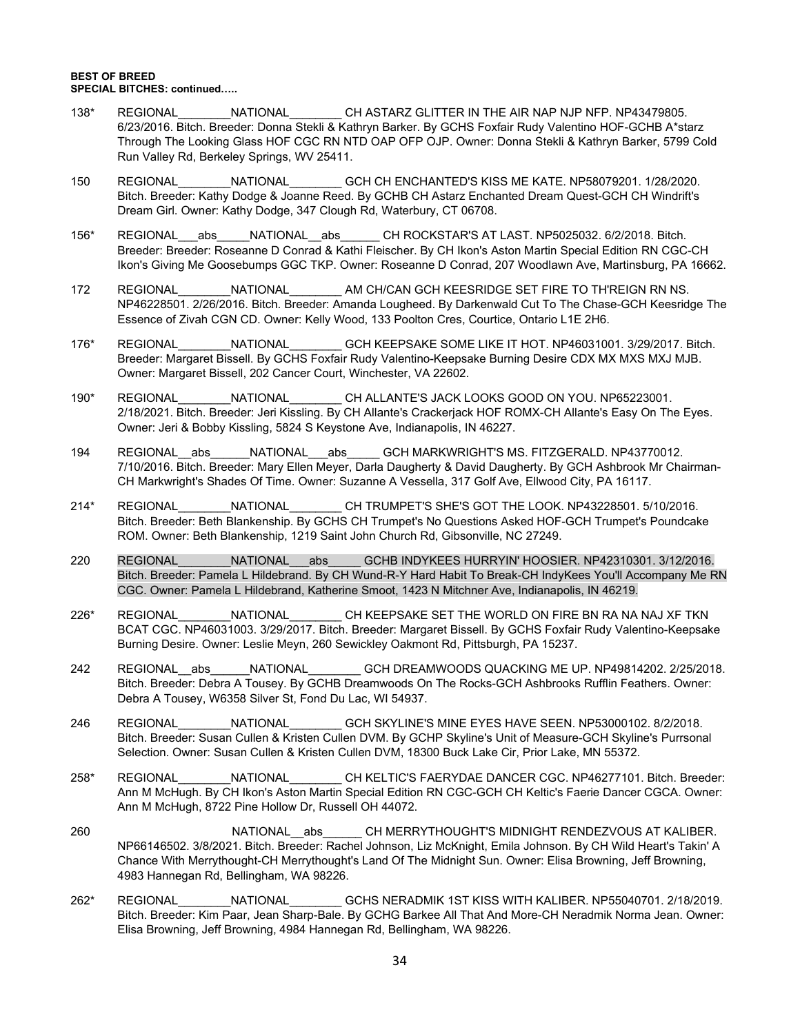**BEST OF BREED**
**SPECIAL BITCHES: continued…..**

138* REGIONAL________NATIONAL________ CH ASTARZ GLITTER IN THE AIR NAP NJP NFP. NP43479805. 6/23/2016. Bitch. Breeder: Donna Stekli & Kathryn Barker. By GCHS Foxfair Rudy Valentino HOF-GCHB A*starz Through The Looking Glass HOF CGC RN NTD OAP OFP OJP. Owner: Donna Stekli & Kathryn Barker, 5799 Cold Run Valley Rd, Berkeley Springs, WV 25411.

150 REGIONAL________NATIONAL________ GCH CH ENCHANTED'S KISS ME KATE. NP58079201. 1/28/2020. Bitch. Breeder: Kathy Dodge & Joanne Reed. By GCHB CH Astarz Enchanted Dream Quest-GCH CH Windrift's Dream Girl. Owner: Kathy Dodge, 347 Clough Rd, Waterbury, CT 06708.

156* REGIONAL___abs_____NATIONAL__abs______ CH ROCKSTAR'S AT LAST. NP5025032. 6/2/2018. Bitch. Breeder: Breeder: Roseanne D Conrad & Kathi Fleischer. By CH Ikon's Aston Martin Special Edition RN CGC-CH Ikon's Giving Me Goosebumps GGC TKP. Owner: Roseanne D Conrad, 207 Woodlawn Ave, Martinsburg, PA 16662.

172 REGIONAL________NATIONAL________ AM CH/CAN GCH KEESRIDGE SET FIRE TO TH'REIGN RN NS. NP46228501. 2/26/2016. Bitch. Breeder: Amanda Lougheed. By Darkenwald Cut To The Chase-GCH Keesridge The Essence of Zivah CGN CD. Owner: Kelly Wood, 133 Poolton Cres, Courtice, Ontario L1E 2H6.

176* REGIONAL________NATIONAL________ GCH KEEPSAKE SOME LIKE IT HOT. NP46031001. 3/29/2017. Bitch. Breeder: Margaret Bissell. By GCHS Foxfair Rudy Valentino-Keepsake Burning Desire CDX MX MXS MXJ MJB. Owner: Margaret Bissell, 202 Cancer Court, Winchester, VA 22602.

190* REGIONAL________NATIONAL________ CH ALLANTE'S JACK LOOKS GOOD ON YOU. NP65223001. 2/18/2021. Bitch. Breeder: Jeri Kissling. By CH Allante's Crackerjack HOF ROMX-CH Allante's Easy On The Eyes. Owner: Jeri & Bobby Kissling, 5824 S Keystone Ave, Indianapolis, IN 46227.

194 REGIONAL__abs______NATIONAL___abs_____ GCH MARKWRIGHT'S MS. FITZGERALD. NP43770012. 7/10/2016. Bitch. Breeder: Mary Ellen Meyer, Darla Daugherty & David Daugherty. By GCH Ashbrook Mr Chairman-CH Markwright's Shades Of Time. Owner: Suzanne A Vessella, 317 Golf Ave, Ellwood City, PA 16117.

214* REGIONAL________NATIONAL________ CH TRUMPET'S SHE'S GOT THE LOOK. NP43228501. 5/10/2016. Bitch. Breeder: Beth Blankenship. By GCHS CH Trumpet's No Questions Asked HOF-GCH Trumpet's Poundcake ROM. Owner: Beth Blankenship, 1219 Saint John Church Rd, Gibsonville, NC 27249.

220 REGIONAL________NATIONAL___abs_____ GCHB INDYKEES HURRYIN' HOOSIER. NP42310301. 3/12/2016. Bitch. Breeder: Pamela L Hildebrand. By CH Wund-R-Y Hard Habit To Break-CH IndyKees You'll Accompany Me RN CGC. Owner: Pamela L Hildebrand, Katherine Smoot, 1423 N Mitchner Ave, Indianapolis, IN 46219.

226* REGIONAL________NATIONAL________ CH KEEPSAKE SET THE WORLD ON FIRE BN RA NA NAJ XF TKN BCAT CGC. NP46031003. 3/29/2017. Bitch. Breeder: Margaret Bissell. By GCHS Foxfair Rudy Valentino-Keepsake Burning Desire. Owner: Leslie Meyn, 260 Sewickley Oakmont Rd, Pittsburgh, PA 15237.

242 REGIONAL__abs______NATIONAL________ GCH DREAMWOODS QUACKING ME UP. NP49814202. 2/25/2018. Bitch. Breeder: Debra A Tousey. By GCHB Dreamwoods On The Rocks-GCH Ashbrooks Rufflin Feathers. Owner: Debra A Tousey, W6358 Silver St, Fond Du Lac, WI 54937.

246 REGIONAL________NATIONAL________ GCH SKYLINE'S MINE EYES HAVE SEEN. NP53000102. 8/2/2018. Bitch. Breeder: Susan Cullen & Kristen Cullen DVM. By GCHP Skyline's Unit of Measure-GCH Skyline's Purrsonal Selection. Owner: Susan Cullen & Kristen Cullen DVM, 18300 Buck Lake Cir, Prior Lake, MN 55372.

258* REGIONAL________NATIONAL________ CH KELTIC'S FAERYDAE DANCER CGC. NP46277101. Bitch. Breeder: Ann M McHugh. By CH Ikon's Aston Martin Special Edition RN CGC-GCH CH Keltic's Faerie Dancer CGCA. Owner: Ann M McHugh, 8722 Pine Hollow Dr, Russell OH 44072.

260 NATIONAL__abs______ CH MERRYTHOUGHT'S MIDNIGHT RENDEZVOUS AT KALIBER. NP66146502. 3/8/2021. Bitch. Breeder: Rachel Johnson, Liz McKnight, Emila Johnson. By CH Wild Heart's Takin' A Chance With Merrythought-CH Merrythought's Land Of The Midnight Sun. Owner: Elisa Browning, Jeff Browning, 4983 Hannegan Rd, Bellingham, WA 98226.

262* REGIONAL________NATIONAL________ GCHS NERADMIK 1ST KISS WITH KALIBER. NP55040701. 2/18/2019. Bitch. Breeder: Kim Paar, Jean Sharp-Bale. By GCHG Barkee All That And More-CH Neradmik Norma Jean. Owner: Elisa Browning, Jeff Browning, 4984 Hannegan Rd, Bellingham, WA 98226.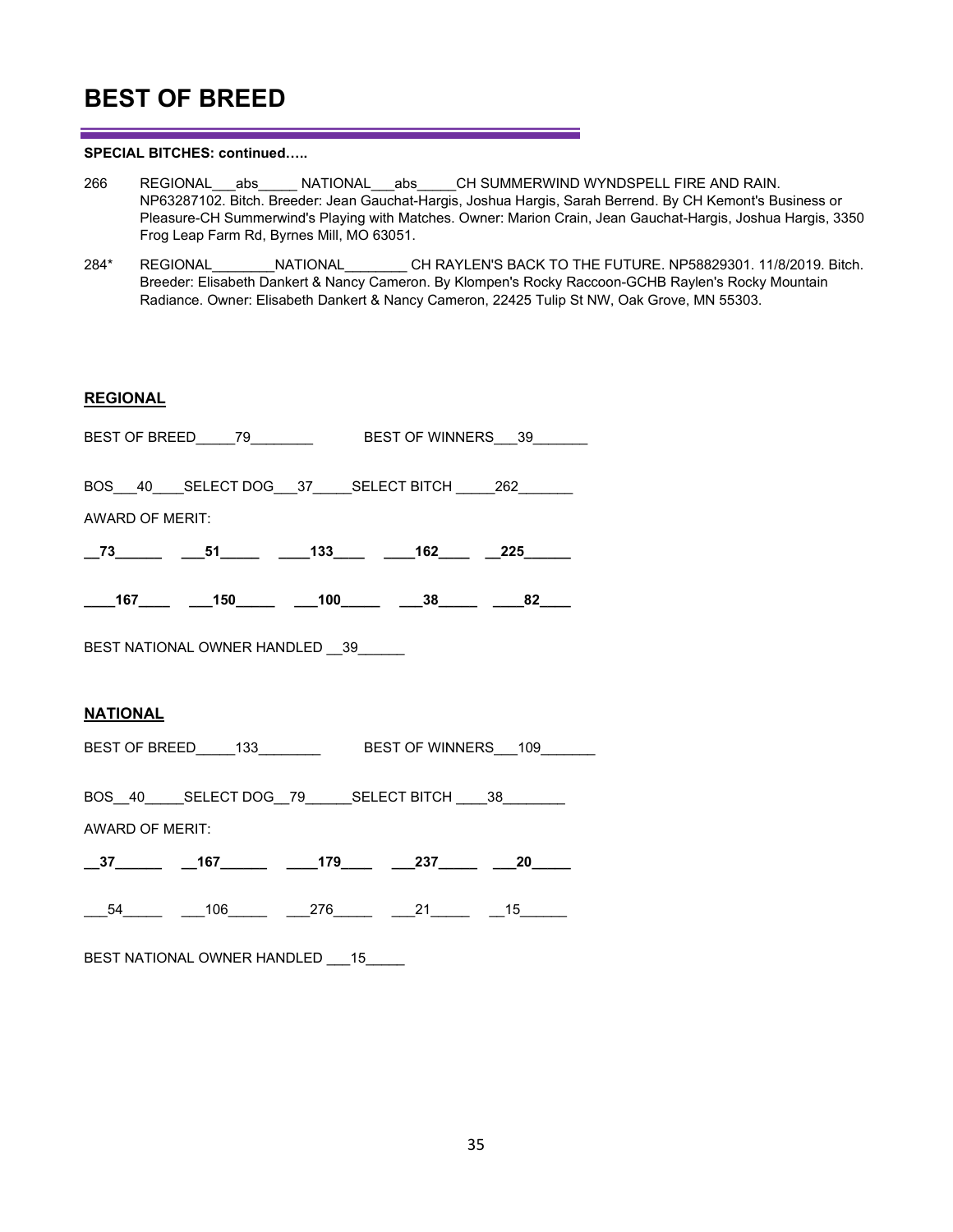# BEST OF BREED

**SPECIAL BITCHES: continued…..**

266 REGIONAL___abs_____ NATIONAL___abs_____CH SUMMERWIND WYNDSPELL FIRE AND RAIN. NP63287102. Bitch. Breeder: Jean Gauchat-Hargis, Joshua Hargis, Sarah Berrend. By CH Kemont's Business or Pleasure-CH Summerwind's Playing with Matches. Owner: Marion Crain, Jean Gauchat-Hargis, Joshua Hargis, 3350 Frog Leap Farm Rd, Byrnes Mill, MO 63051.

284* REGIONAL________NATIONAL________ CH RAYLEN'S BACK TO THE FUTURE. NP58829301. 11/8/2019. Bitch. Breeder: Elisabeth Dankert & Nancy Cameron. By Klompen's Rocky Raccoon-GCHB Raylen's Rocky Mountain Radiance. Owner: Elisabeth Dankert & Nancy Cameron, 22425 Tulip St NW, Oak Grove, MN 55303.

## REGIONAL

BEST OF BREED_____79________ BEST OF WINNERS___39_______

BOS___40____SELECT DOG___37_____SELECT BITCH _____262_______

AWARD OF MERIT:

**__73______ ___51_____ ____133____ ____162____ __225______**

**____167____ ___150_____ ___100_____ ___38_____ ____82____**

BEST NATIONAL OWNER HANDLED __39______

## NATIONAL

BEST OF BREED_____133________ BEST OF WINNERS___109_______

BOS__40_____SELECT DOG__79______SELECT BITCH ____38________

AWARD OF MERIT:

**__37______ __167______ ____179____ ___237_____ ___20_____**

___54_____ ___106_____ ___276_____ ___21_____ __15______

BEST NATIONAL OWNER HANDLED ___15_____